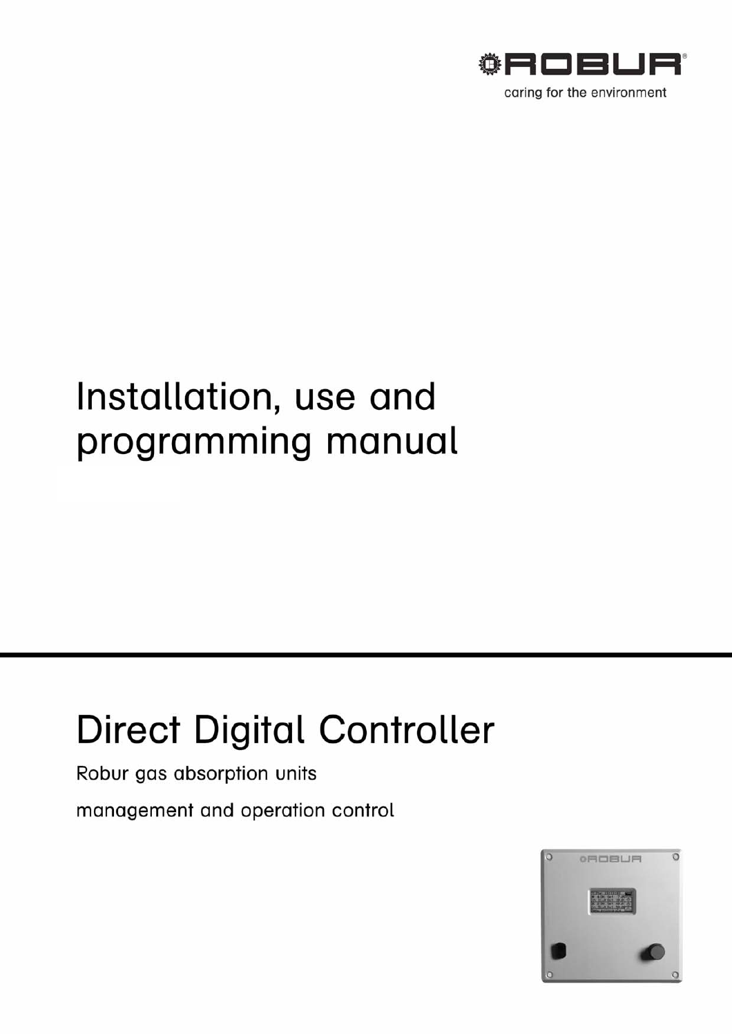ROBUR

caring for the environment

# Installation, use and programming manual

# Direct Digital Controller

Robur gas absorption units

management and operation control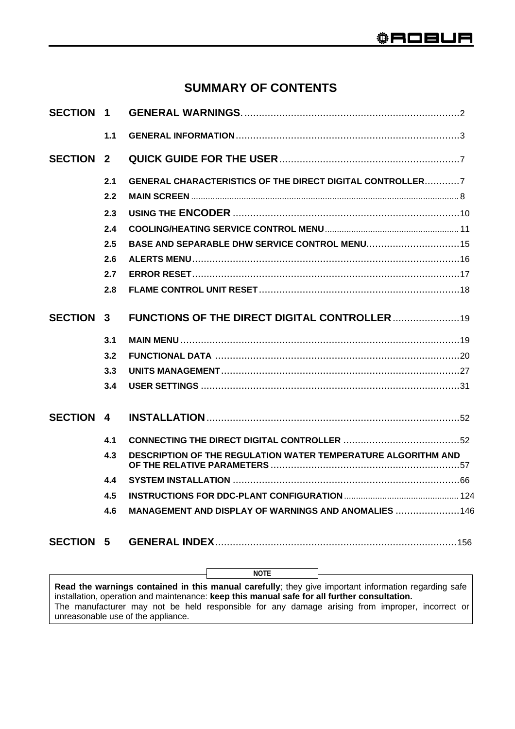# SUMMARY OF CONTENTS

| | | | |
|---|---|---|---|
| **SECTION 1** | | **GENERAL WARNINGS** | 2 |
| | 1.1 | GENERAL INFORMATION | 3 |
| **SECTION 2** | | **QUICK GUIDE FOR THE USER** | 7 |
| | 2.1 | GENERAL CHARACTERISTICS OF THE DIRECT DIGITAL CONTROLLER | 7 |
| | 2.2 | MAIN SCREEN | 8 |
| | 2.3 | USING THE ENCODER | 10 |
| | 2.4 | COOLING/HEATING SERVICE CONTROL MENU | 11 |
| | 2.5 | BASE AND SEPARABLE DHW SERVICE CONTROL MENU | 15 |
| | 2.6 | ALERTS MENU | 16 |
| | 2.7 | ERROR RESET | 17 |
| | 2.8 | FLAME CONTROL UNIT RESET | 18 |
| **SECTION 3** | | **FUNCTIONS OF THE DIRECT DIGITAL CONTROLLER** | 19 |
| | 3.1 | MAIN MENU | 19 |
| | 3.2 | FUNCTIONAL DATA | 20 |
| | 3.3 | UNITS MANAGEMENT | 27 |
| | 3.4 | USER SETTINGS | 31 |
| **SECTION 4** | | **INSTALLATION** | 52 |
| | 4.1 | CONNECTING THE DIRECT DIGITAL CONTROLLER | 52 |
| | 4.3 | DESCRIPTION OF THE REGULATION WATER TEMPERATURE ALGORITHM AND OF THE RELATIVE PARAMETERS | 57 |
| | 4.4 | SYSTEM INSTALLATION | 66 |
| | 4.5 | INSTRUCTIONS FOR DDC-PLANT CONFIGURATION | 124 |
| | 4.6 | MANAGEMENT AND DISPLAY OF WARNINGS AND ANOMALIES | 146 |
| **SECTION 5** | | **GENERAL INDEX** | 156 |

**NOTE**

**Read the warnings contained in this manual carefully**; they give important information regarding safe installation, operation and maintenance: **keep this manual safe for all further consultation.**
The manufacturer may not be held responsible for any damage arising from improper, incorrect or unreasonable use of the appliance.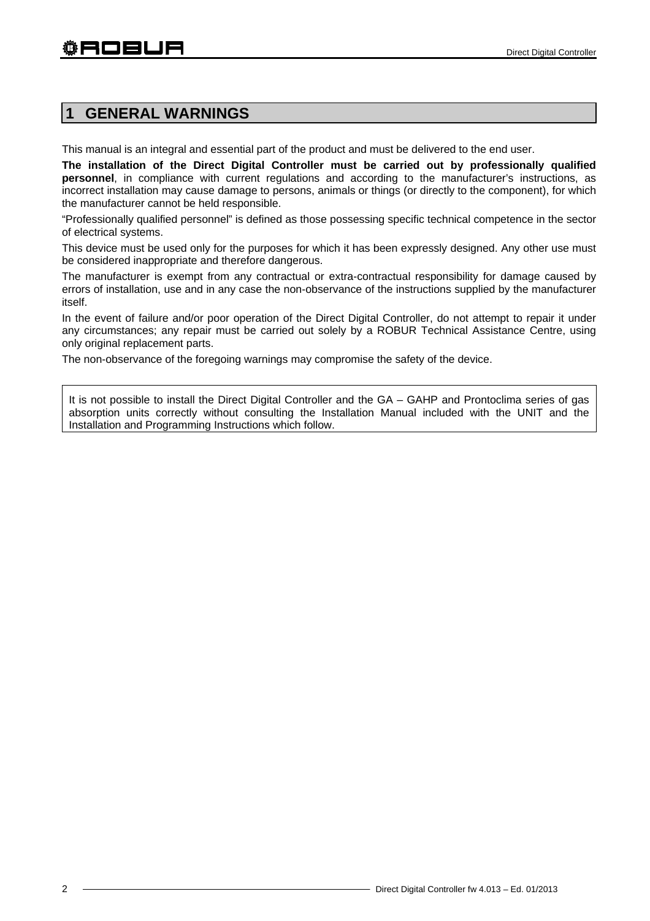# 1 GENERAL WARNINGS

This manual is an integral and essential part of the product and must be delivered to the end user.

**The installation of the Direct Digital Controller must be carried out by professionally qualified personnel**, in compliance with current regulations and according to the manufacturer's instructions, as incorrect installation may cause damage to persons, animals or things (or directly to the component), for which the manufacturer cannot be held responsible.

"Professionally qualified personnel" is defined as those possessing specific technical competence in the sector of electrical systems.

This device must be used only for the purposes for which it has been expressly designed. Any other use must be considered inappropriate and therefore dangerous.

The manufacturer is exempt from any contractual or extra-contractual responsibility for damage caused by errors of installation, use and in any case the non-observance of the instructions supplied by the manufacturer itself.

In the event of failure and/or poor operation of the Direct Digital Controller, do not attempt to repair it under any circumstances; any repair must be carried out solely by a ROBUR Technical Assistance Centre, using only original replacement parts.

The non-observance of the foregoing warnings may compromise the safety of the device.

It is not possible to install the Direct Digital Controller and the GA – GAHP and Prontoclima series of gas absorption units correctly without consulting the Installation Manual included with the UNIT and the Installation and Programming Instructions which follow.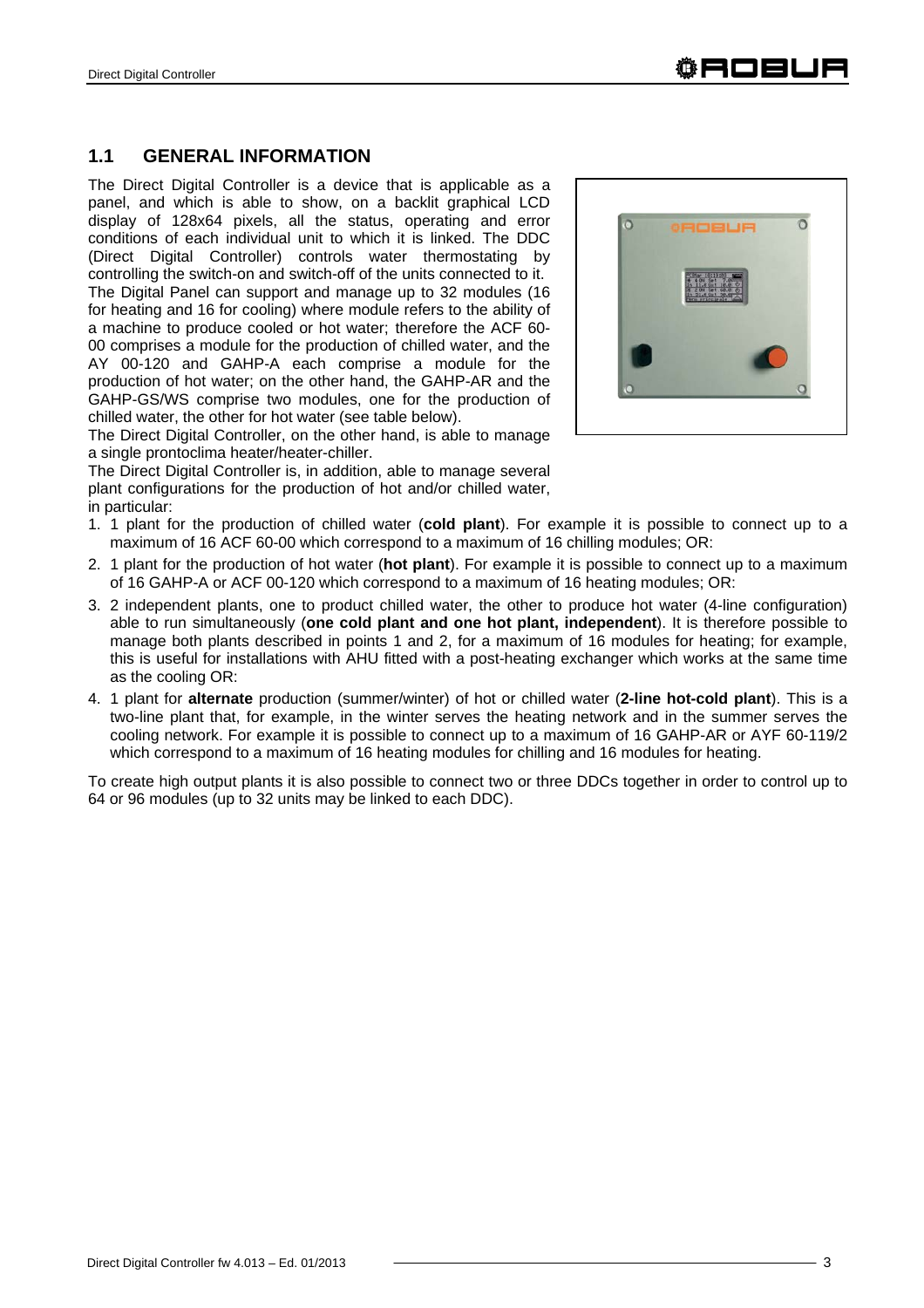## 1.1 GENERAL INFORMATION

The Direct Digital Controller is a device that is applicable as a panel, and which is able to show, on a backlit graphical LCD display of 128x64 pixels, all the status, operating and error conditions of each individual unit to which it is linked. The DDC (Direct Digital Controller) controls water thermostating by controlling the switch-on and switch-off of the units connected to it.
The Digital Panel can support and manage up to 32 modules (16 for heating and 16 for cooling) where module refers to the ability of a machine to produce cooled or hot water; therefore the ACF 60-00 comprises a module for the production of chilled water, and the AY 00-120 and GAHP-A each comprise a module for the production of hot water; on the other hand, the GAHP-AR and the GAHP-GS/WS comprise two modules, one for the production of chilled water, the other for hot water (see table below).
The Direct Digital Controller, on the other hand, is able to manage a single prontoclima heater/heater-chiller.
The Direct Digital Controller is, in addition, able to manage several plant configurations for the production of hot and/or chilled water, in particular:

1. 1 plant for the production of chilled water (**cold plant**). For example it is possible to connect up to a maximum of 16 ACF 60-00 which correspond to a maximum of 16 chilling modules; OR:
2. 1 plant for the production of hot water (**hot plant**). For example it is possible to connect up to a maximum of 16 GAHP-A or ACF 00-120 which correspond to a maximum of 16 heating modules; OR:
3. 2 independent plants, one to product chilled water, the other to produce hot water (4-line configuration) able to run simultaneously (**one cold plant and one hot plant, independent**). It is therefore possible to manage both plants described in points 1 and 2, for a maximum of 16 modules for heating; for example, this is useful for installations with AHU fitted with a post-heating exchanger which works at the same time as the cooling OR:
4. 1 plant for **alternate** production (summer/winter) of hot or chilled water (**2-line hot-cold plant**). This is a two-line plant that, for example, in the winter serves the heating network and in the summer serves the cooling network. For example it is possible to connect up to a maximum of 16 GAHP-AR or AYF 60-119/2 which correspond to a maximum of 16 heating modules for chilling and 16 modules for heating.

To create high output plants it is also possible to connect two or three DDCs together in order to control up to 64 or 96 modules (up to 32 units may be linked to each DDC).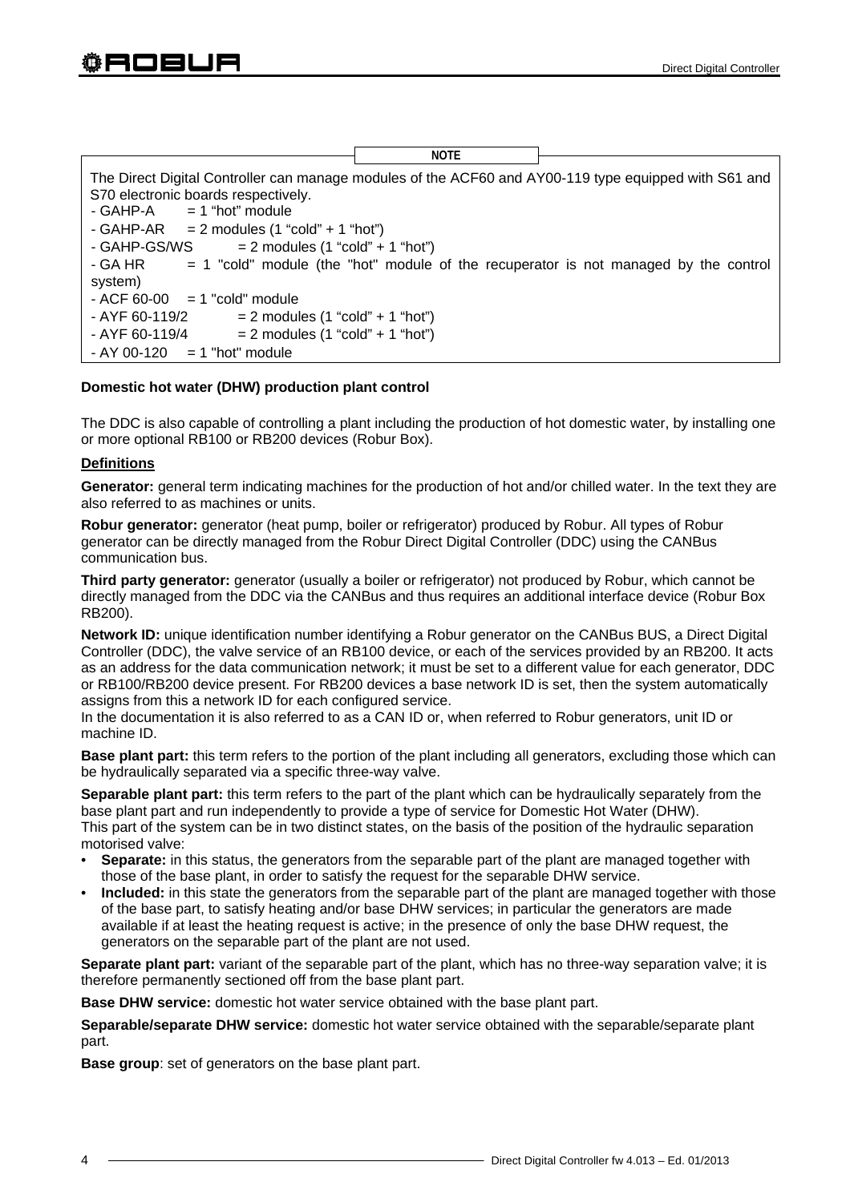**NOTE**

The Direct Digital Controller can manage modules of the ACF60 and AY00-119 type equipped with S61 and S70 electronic boards respectively.

- GAHP-A = 1 "hot" module
- GAHP-AR = 2 modules (1 "cold" + 1 "hot")
- GAHP-GS/WS = 2 modules (1 "cold" + 1 "hot")
- GA HR = 1 "cold" module (the "hot" module of the recuperator is not managed by the control system)
- ACF 60-00 = 1 "cold" module
- AYF 60-119/2 = 2 modules (1 "cold" + 1 "hot")
- AYF 60-119/4 = 2 modules (1 "cold" + 1 "hot")
- AY 00-120 = 1 "hot" module

**Domestic hot water (DHW) production plant control**

The DDC is also capable of controlling a plant including the production of hot domestic water, by installing one or more optional RB100 or RB200 devices (Robur Box).

**Definitions**

**Generator:** general term indicating machines for the production of hot and/or chilled water. In the text they are also referred to as machines or units.

**Robur generator:** generator (heat pump, boiler or refrigerator) produced by Robur. All types of Robur generator can be directly managed from the Robur Direct Digital Controller (DDC) using the CANBus communication bus.

**Third party generator:** generator (usually a boiler or refrigerator) not produced by Robur, which cannot be directly managed from the DDC via the CANBus and thus requires an additional interface device (Robur Box RB200).

**Network ID:** unique identification number identifying a Robur generator on the CANBus BUS, a Direct Digital Controller (DDC), the valve service of an RB100 device, or each of the services provided by an RB200. It acts as an address for the data communication network; it must be set to a different value for each generator, DDC or RB100/RB200 device present. For RB200 devices a base network ID is set, then the system automatically assigns from this a network ID for each configured service.
In the documentation it is also referred to as a CAN ID or, when referred to Robur generators, unit ID or machine ID.

**Base plant part:** this term refers to the portion of the plant including all generators, excluding those which can be hydraulically separated via a specific three-way valve.

**Separable plant part:** this term refers to the part of the plant which can be hydraulically separately from the base plant part and run independently to provide a type of service for Domestic Hot Water (DHW).
This part of the system can be in two distinct states, on the basis of the position of the hydraulic separation motorised valve:

- **Separate:** in this status, the generators from the separable part of the plant are managed together with those of the base plant, in order to satisfy the request for the separable DHW service.
- **Included:** in this state the generators from the separable part of the plant are managed together with those of the base part, to satisfy heating and/or base DHW services; in particular the generators are made available if at least the heating request is active; in the presence of only the base DHW request, the generators on the separable part of the plant are not used.

**Separate plant part:** variant of the separable part of the plant, which has no three-way separation valve; it is therefore permanently sectioned off from the base plant part.

**Base DHW service:** domestic hot water service obtained with the base plant part.

**Separable/separate DHW service:** domestic hot water service obtained with the separable/separate plant part.

**Base group**: set of generators on the base plant part.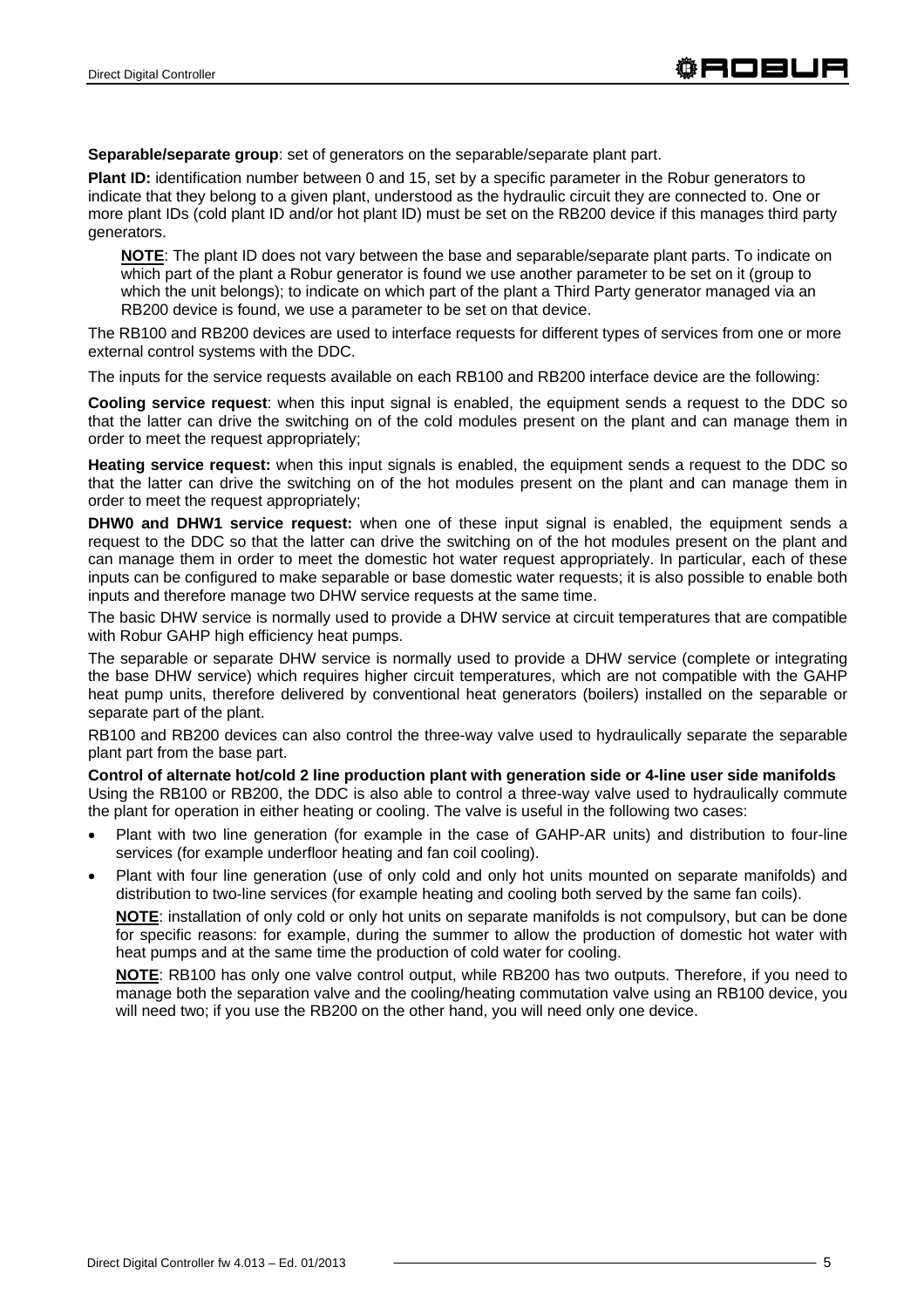**Separable/separate group**: set of generators on the separable/separate plant part.

**Plant ID:** identification number between 0 and 15, set by a specific parameter in the Robur generators to indicate that they belong to a given plant, understood as the hydraulic circuit they are connected to. One or more plant IDs (cold plant ID and/or hot plant ID) must be set on the RB200 device if this manages third party generators.

> **NOTE**: The plant ID does not vary between the base and separable/separate plant parts. To indicate on which part of the plant a Robur generator is found we use another parameter to be set on it (group to which the unit belongs); to indicate on which part of the plant a Third Party generator managed via an RB200 device is found, we use a parameter to be set on that device.

The RB100 and RB200 devices are used to interface requests for different types of services from one or more external control systems with the DDC.

The inputs for the service requests available on each RB100 and RB200 interface device are the following:

**Cooling service request**: when this input signal is enabled, the equipment sends a request to the DDC so that the latter can drive the switching on of the cold modules present on the plant and can manage them in order to meet the request appropriately;

**Heating service request:** when this input signals is enabled, the equipment sends a request to the DDC so that the latter can drive the switching on of the hot modules present on the plant and can manage them in order to meet the request appropriately;

**DHW0 and DHW1 service request:** when one of these input signal is enabled, the equipment sends a request to the DDC so that the latter can drive the switching on of the hot modules present on the plant and can manage them in order to meet the domestic hot water request appropriately. In particular, each of these inputs can be configured to make separable or base domestic water requests; it is also possible to enable both inputs and therefore manage two DHW service requests at the same time.

The basic DHW service is normally used to provide a DHW service at circuit temperatures that are compatible with Robur GAHP high efficiency heat pumps.

The separable or separate DHW service is normally used to provide a DHW service (complete or integrating the base DHW service) which requires higher circuit temperatures, which are not compatible with the GAHP heat pump units, therefore delivered by conventional heat generators (boilers) installed on the separable or separate part of the plant.

RB100 and RB200 devices can also control the three-way valve used to hydraulically separate the separable plant part from the base part.

**Control of alternate hot/cold 2 line production plant with generation side or 4-line user side manifolds**
Using the RB100 or RB200, the DDC is also able to control a three-way valve used to hydraulically commute the plant for operation in either heating or cooling. The valve is useful in the following two cases:

- Plant with two line generation (for example in the case of GAHP-AR units) and distribution to four-line services (for example underfloor heating and fan coil cooling).
- Plant with four line generation (use of only cold and only hot units mounted on separate manifolds) and distribution to two-line services (for example heating and cooling both served by the same fan coils).

> **NOTE**: installation of only cold or only hot units on separate manifolds is not compulsory, but can be done for specific reasons: for example, during the summer to allow the production of domestic hot water with heat pumps and at the same time the production of cold water for cooling.

> **NOTE**: RB100 has only one valve control output, while RB200 has two outputs. Therefore, if you need to manage both the separation valve and the cooling/heating commutation valve using an RB100 device, you will need two; if you use the RB200 on the other hand, you will need only one device.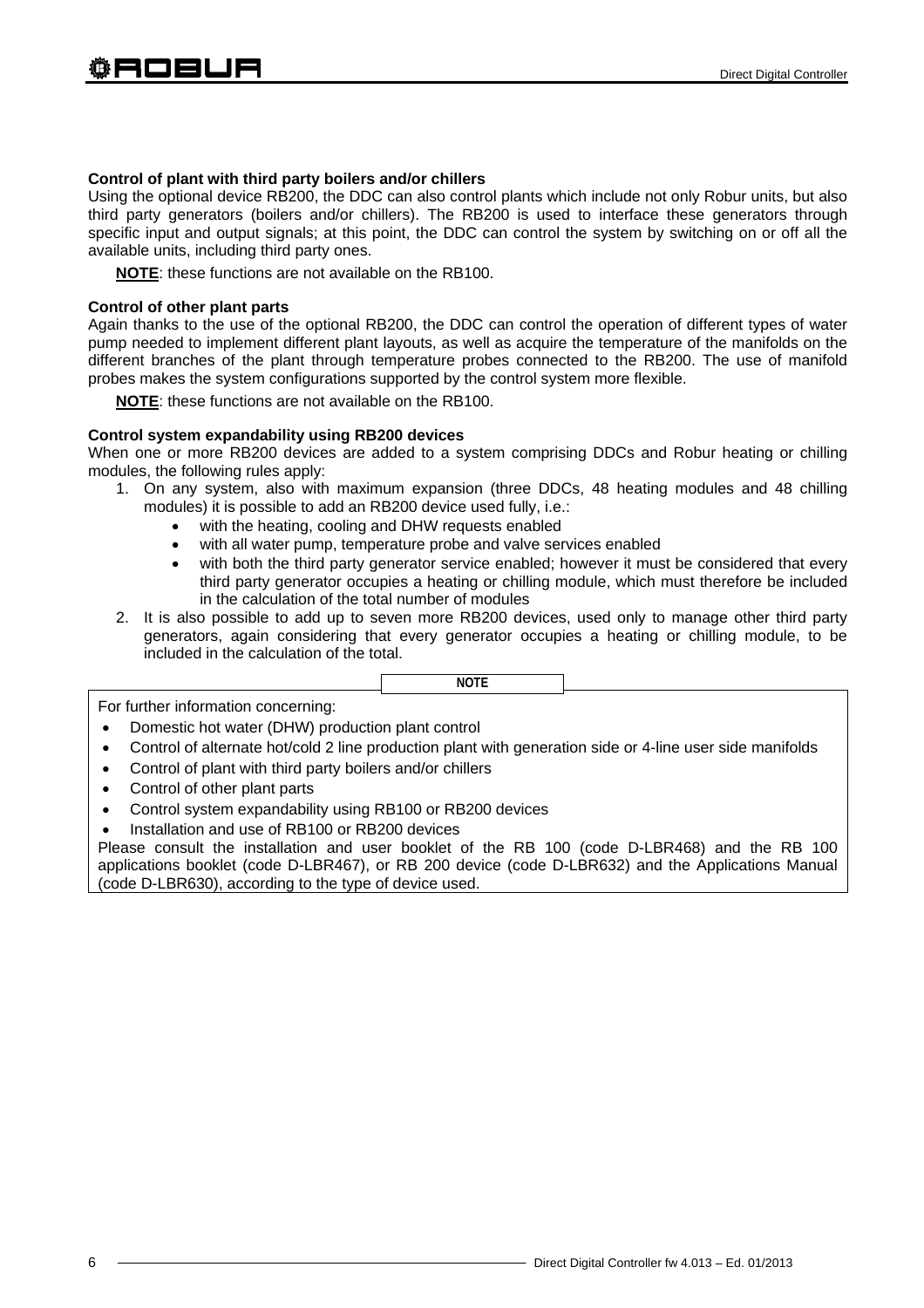**Control of plant with third party boilers and/or chillers**

Using the optional device RB200, the DDC can also control plants which include not only Robur units, but also third party generators (boilers and/or chillers). The RB200 is used to interface these generators through specific input and output signals; at this point, the DDC can control the system by switching on or off all the available units, including third party ones.

**NOTE**: these functions are not available on the RB100.

**Control of other plant parts**

Again thanks to the use of the optional RB200, the DDC can control the operation of different types of water pump needed to implement different plant layouts, as well as acquire the temperature of the manifolds on the different branches of the plant through temperature probes connected to the RB200. The use of manifold probes makes the system configurations supported by the control system more flexible.

**NOTE**: these functions are not available on the RB100.

**Control system expandability using RB200 devices**

When one or more RB200 devices are added to a system comprising DDCs and Robur heating or chilling modules, the following rules apply:

1. On any system, also with maximum expansion (three DDCs, 48 heating modules and 48 chilling modules) it is possible to add an RB200 device used fully, i.e.:
    - with the heating, cooling and DHW requests enabled
    - with all water pump, temperature probe and valve services enabled
    - with both the third party generator service enabled; however it must be considered that every third party generator occupies a heating or chilling module, which must therefore be included in the calculation of the total number of modules
2. It is also possible to add up to seven more RB200 devices, used only to manage other third party generators, again considering that every generator occupies a heating or chilling module, to be included in the calculation of the total.

**NOTE**

For further information concerning:

- Domestic hot water (DHW) production plant control
- Control of alternate hot/cold 2 line production plant with generation side or 4-line user side manifolds
- Control of plant with third party boilers and/or chillers
- Control of other plant parts
- Control system expandability using RB100 or RB200 devices
- Installation and use of RB100 or RB200 devices

Please consult the installation and user booklet of the RB 100 (code D-LBR468) and the RB 100 applications booklet (code D-LBR467), or RB 200 device (code D-LBR632) and the Applications Manual (code D-LBR630), according to the type of device used.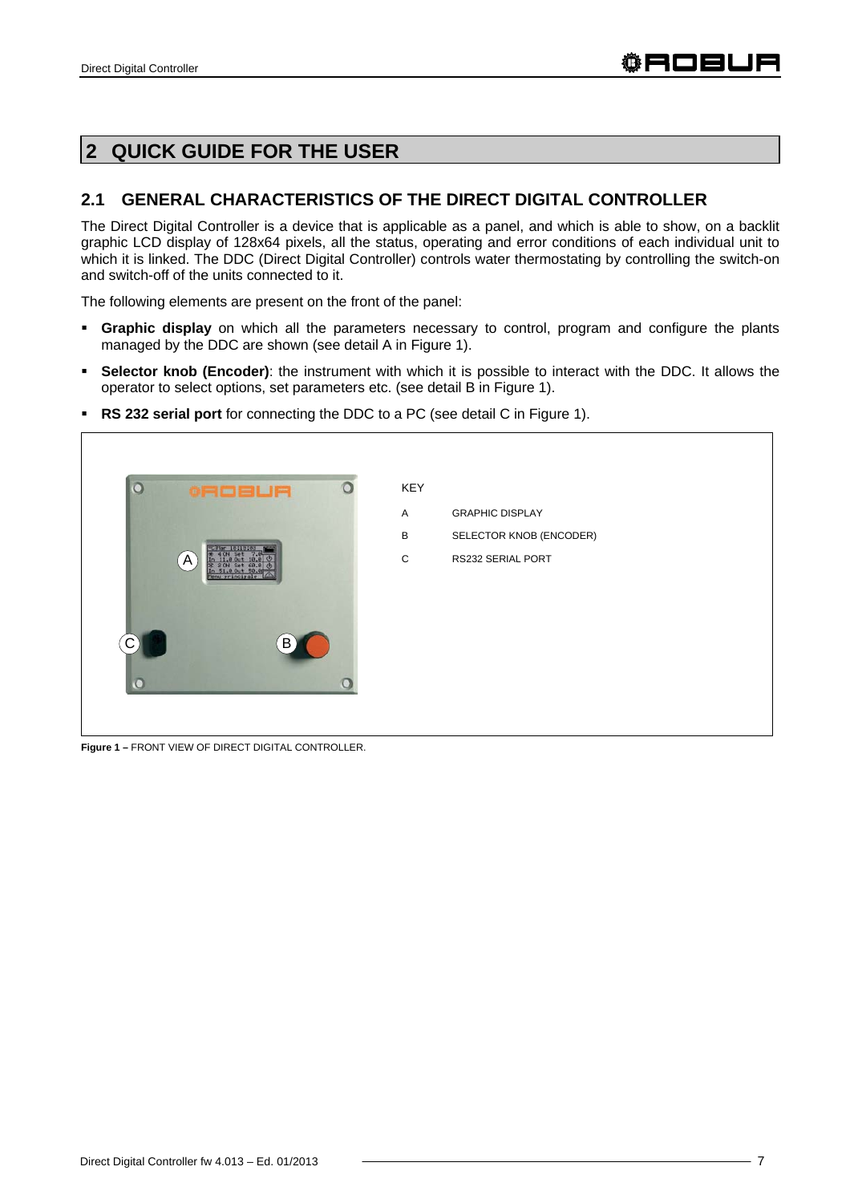# 2 QUICK GUIDE FOR THE USER

## 2.1 GENERAL CHARACTERISTICS OF THE DIRECT DIGITAL CONTROLLER

The Direct Digital Controller is a device that is applicable as a panel, and which is able to show, on a backlit graphic LCD display of 128x64 pixels, all the status, operating and error conditions of each individual unit to which it is linked. The DDC (Direct Digital Controller) controls water thermostating by controlling the switch-on and switch-off of the units connected to it.

The following elements are present on the front of the panel:

- **Graphic display** on which all the parameters necessary to control, program and configure the plants managed by the DDC are shown (see detail A in Figure 1).
- **Selector knob (Encoder)**: the instrument with which it is possible to interact with the DDC. It allows the operator to select options, set parameters etc. (see detail B in Figure 1).
- **RS 232 serial port** for connecting the DDC to a PC (see detail C in Figure 1).

KEY

| | |
|---|---|
| A | GRAPHIC DISPLAY |
| B | SELECTOR KNOB (ENCODER) |
| C | RS232 SERIAL PORT |

**Figure 1 –** FRONT VIEW OF DIRECT DIGITAL CONTROLLER.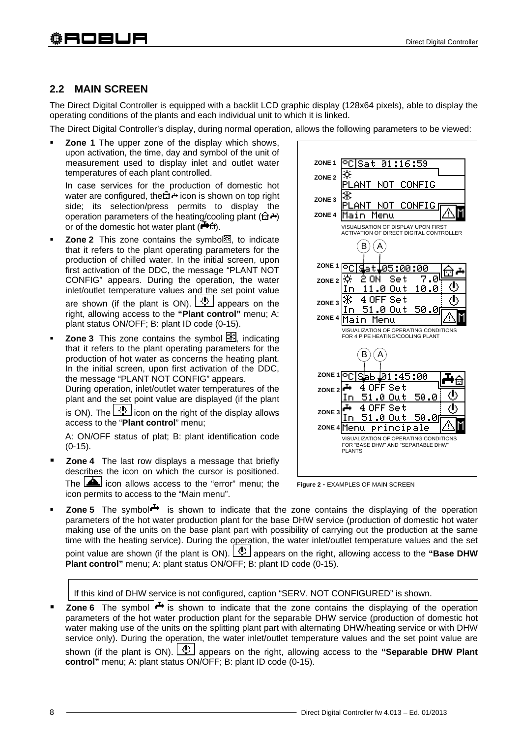## 2.2 MAIN SCREEN

The Direct Digital Controller is equipped with a backlit LCD graphic display (128x64 pixels), able to display the operating conditions of the plants and each individual unit to which it is linked.

The Direct Digital Controller's display, during normal operation, allows the following parameters to be viewed:

- **Zone 1** The upper zone of the display which shows, upon activation, the time, day and symbol of the unit of measurement used to display inlet and outlet water temperatures of each plant controlled.

  In case services for the production of domestic hot water are configured, the icon is shown on top right side; its selection/press permits to display the operation parameters of the heating/cooling plant or of the domestic hot water plant.

- **Zone 2** This zone contains the symbol, to indicate that it refers to the plant operating parameters for the production of chilled water. In the initial screen, upon first activation of the DDC, the message "PLANT NOT CONFIG" appears. During the operation, the water inlet/outlet temperature values and the set point value are shown (if the plant is ON). The icon appears on the right, allowing access to the **"Plant control"** menu; A: plant status ON/OFF; B: plant ID code (0-15).

- **Zone 3** This zone contains the symbol, indicating that it refers to the plant operating parameters for the production of hot water as concerns the heating plant. In the initial screen, upon first activation of the DDC, the message "PLANT NOT CONFIG" appears.

  During operation, inlet/outlet water temperatures of the plant and the set point value are displayed (if the plant is ON). The icon on the right of the display allows access to the "**Plant control**" menu;

  A: ON/OFF status of plat; B: plant identification code (0-15).

- **Zone 4** The last row displays a message that briefly describes the icon on which the cursor is positioned. The icon allows access to the "error" menu; the icon permits to access to the "Main menu".

ZONE 1 °C Sat 01:16:59
ZONE 2 PLANT NOT CONFIG
ZONE 3 PLANT NOT CONFIG
ZONE 4 Main Menu

VISUALISATION OF DISPLAY UPON FIRST ACTIVATION OF DIRECT DIGITAL CONTROLLER

ZONE 1 °C Sat 05:00:00
ZONE 2 2 ON Set 7.0 / In 11.0 Out 10.0
ZONE 3 4 OFF Set / In 51.0 Out 50.0
ZONE 4 Main Menu

VISUALIZATION OF OPERATING CONDITIONS FOR 4 PIPE HEATING/COOLING PLANT

ZONE 1 °C Sab 01:45:00
ZONE 2 4 OFF Set / In 51.0 Out 50.0
ZONE 3 4 OFF Set / In 51.0 Out 50.0
ZONE 4 Menu principale

VISUALIZATION OF OPERATING CONDITIONS FOR "BASE DHW" AND "SEPARABLE DHW" PLANTS

**Figure 2 -** EXAMPLES OF MAIN SCREEN

- **Zone 5** The symbol is shown to indicate that the zone contains the displaying of the operation parameters of the hot water production plant for the base DHW service (production of domestic hot water making use of the units on the base plant part with possibility of carrying out the production at the same time with the heating service). During the operation, the water inlet/outlet temperature values and the set point value are shown (if the plant is ON). The icon appears on the right, allowing access to the **"Base DHW Plant control"** menu; A: plant status ON/OFF; B: plant ID code (0-15).

  If this kind of DHW service is not configured, caption "SERV. NOT CONFIGURED" is shown.

- **Zone 6** The symbol is shown to indicate that the zone contains the displaying of the operation parameters of the hot water production plant for the separable DHW service (production of domestic hot water making use of the units on the splitting plant part with alternating DHW/heating service or with DHW service only). During the operation, the water inlet/outlet temperature values and the set point value are shown (if the plant is ON). The icon appears on the right, allowing access to the **"Separable DHW Plant control"** menu; A: plant status ON/OFF; B: plant ID code (0-15).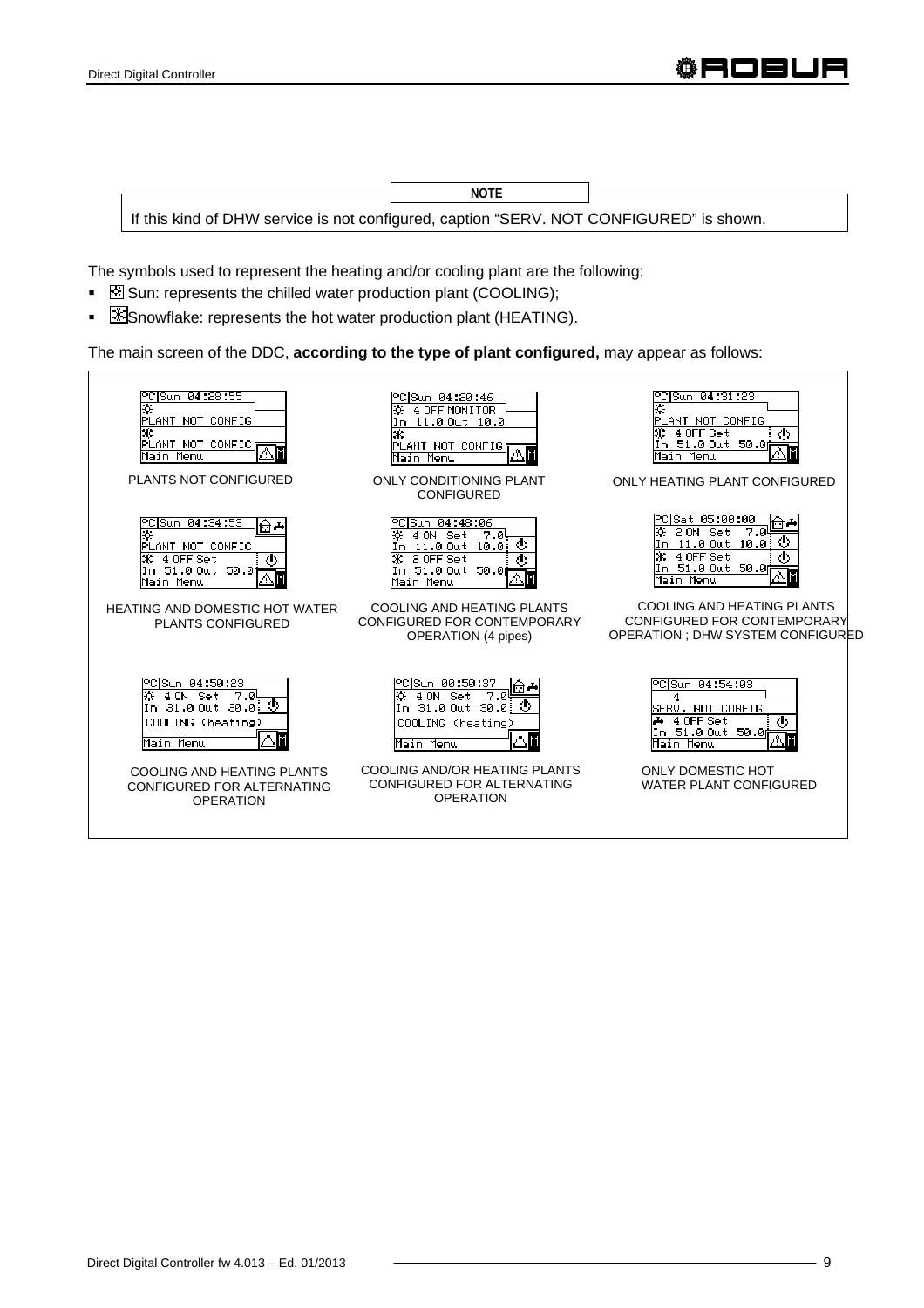> **NOTE**
>
> If this kind of DHW service is not configured, caption "SERV. NOT CONFIGURED" is shown.

The symbols used to represent the heating and/or cooling plant are the following:

- Sun: represents the chilled water production plant (COOLING);
- Snowflake: represents the hot water production plant (HEATING).

The main screen of the DDC, **according to the type of plant configured,** may appear as follows:

PLANTS NOT CONFIGURED

ONLY CONDITIONING PLANT CONFIGURED

ONLY HEATING PLANT CONFIGURED

HEATING AND DOMESTIC HOT WATER PLANTS CONFIGURED

COOLING AND HEATING PLANTS CONFIGURED FOR CONTEMPORARY OPERATION (4 pipes)

COOLING AND HEATING PLANTS CONFIGURED FOR CONTEMPORARY OPERATION ; DHW SYSTEM CONFIGURED

COOLING AND HEATING PLANTS CONFIGURED FOR ALTERNATING OPERATION

COOLING AND/OR HEATING PLANTS CONFIGURED FOR ALTERNATING OPERATION

ONLY DOMESTIC HOT WATER PLANT CONFIGURED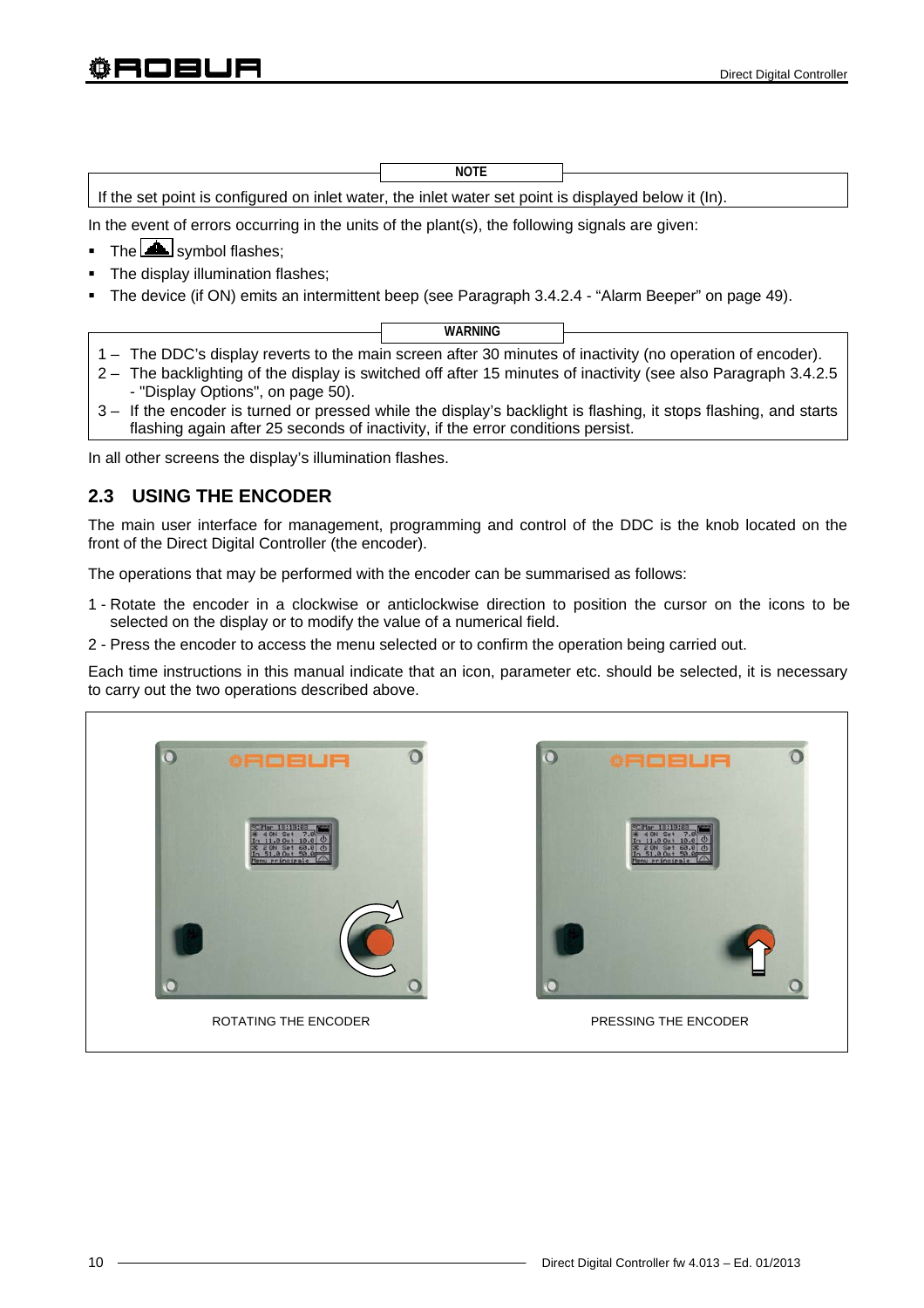**NOTE**

If the set point is configured on inlet water, the inlet water set point is displayed below it (In).

In the event of errors occurring in the units of the plant(s), the following signals are given:

- The symbol flashes;
- The display illumination flashes;
- The device (if ON) emits an intermittent beep (see Paragraph 3.4.2.4 - "Alarm Beeper" on page 49).

**WARNING**

1 – The DDC's display reverts to the main screen after 30 minutes of inactivity (no operation of encoder).
2 – The backlighting of the display is switched off after 15 minutes of inactivity (see also Paragraph 3.4.2.5 - "Display Options", on page 50).
3 – If the encoder is turned or pressed while the display's backlight is flashing, it stops flashing, and starts flashing again after 25 seconds of inactivity, if the error conditions persist.

In all other screens the display's illumination flashes.

## 2.3 USING THE ENCODER

The main user interface for management, programming and control of the DDC is the knob located on the front of the Direct Digital Controller (the encoder).

The operations that may be performed with the encoder can be summarised as follows:

1 - Rotate the encoder in a clockwise or anticlockwise direction to position the cursor on the icons to be selected on the display or to modify the value of a numerical field.
2 - Press the encoder to access the menu selected or to confirm the operation being carried out.

Each time instructions in this manual indicate that an icon, parameter etc. should be selected, it is necessary to carry out the two operations described above.

ROTATING THE ENCODER

PRESSING THE ENCODER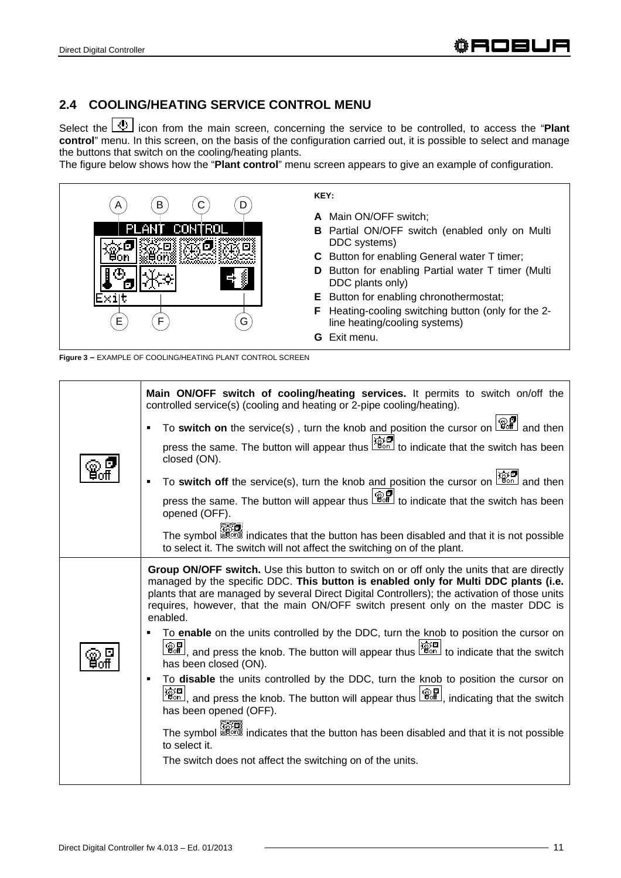## 2.4 COOLING/HEATING SERVICE CONTROL MENU

Select the icon from the main screen, concerning the service to be controlled, to access the "**Plant control**" menu. In this screen, on the basis of the configuration carried out, it is possible to select and manage the buttons that switch on the cooling/heating plants.

The figure below shows how the "**Plant control**" menu screen appears to give an example of configuration.

**KEY:**

- **A** Main ON/OFF switch;
- **B** Partial ON/OFF switch (enabled only on Multi DDC systems)
- **C** Button for enabling General water T timer;
- **D** Button for enabling Partial water T timer (Multi DDC plants only)
- **E** Button for enabling chronothermostat;
- **F** Heating-cooling switching button (only for the 2-line heating/cooling systems)
- **G** Exit menu.

**Figure 3 –** EXAMPLE OF COOLING/HEATING PLANT CONTROL SCREEN

| | |
|---|---|
| | **Main ON/OFF switch of cooling/heating services.** It permits to switch on/off the controlled service(s) (cooling and heating or 2-pipe cooling/heating).<br>▪ To **switch on** the service(s) , turn the knob and position the cursor on and then press the same. The button will appear thus to indicate that the switch has been closed (ON).<br>▪ To **switch off** the service(s), turn the knob and position the cursor on and then press the same. The button will appear thus to indicate that the switch has been opened (OFF).<br>The symbol indicates that the button has been disabled and that it is not possible to select it. The switch will not affect the switching on of the plant. |
| | **Group ON/OFF switch.** Use this button to switch on or off only the units that are directly managed by the specific DDC. **This button is enabled only for Multi DDC plants (i.e.** plants that are managed by several Direct Digital Controllers); the activation of those units requires, however, that the main ON/OFF switch present only on the master DDC is enabled.<br>▪ To **enable** on the units controlled by the DDC, turn the knob to position the cursor on , and press the knob. The button will appear thus to indicate that the switch has been closed (ON).<br>▪ To **disable** the units controlled by the DDC, turn the knob to position the cursor on , and press the knob. The button will appear thus , indicating that the switch has been opened (OFF).<br>The symbol indicates that the button has been disabled and that it is not possible to select it.<br>The switch does not affect the switching on of the units. |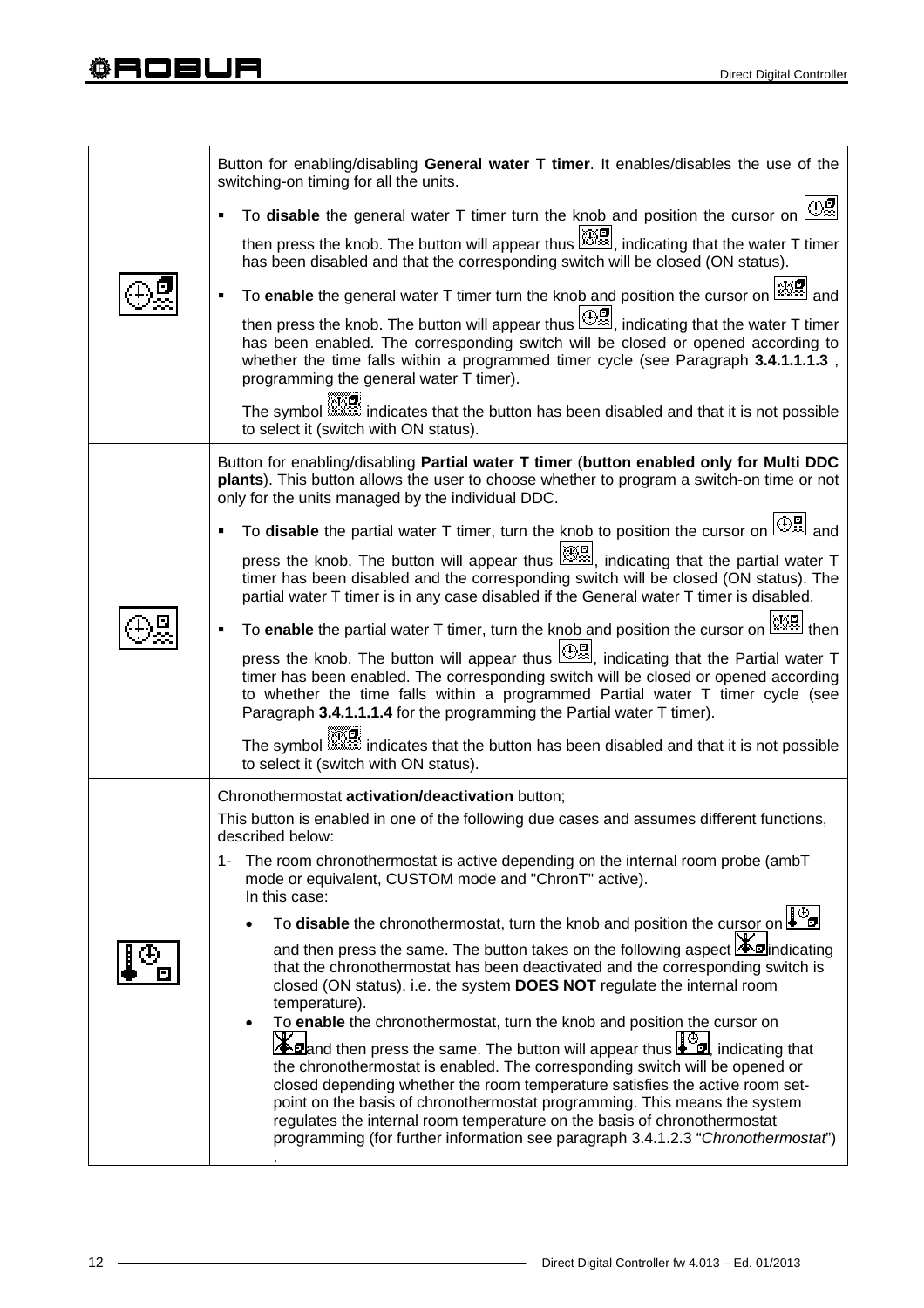| | |
|---|---|
| | Button for enabling/disabling **General water T timer**. It enables/disables the use of the switching-on timing for all the units.<br><br>▪ To **disable** the general water T timer turn the knob and position the cursor on  then press the knob. The button will appear thus , indicating that the water T timer has been disabled and that the corresponding switch will be closed (ON status).<br><br>▪ To **enable** the general water T timer turn the knob and position the cursor on  and then press the knob. The button will appear thus , indicating that the water T timer has been enabled. The corresponding switch will be closed or opened according to whether the time falls within a programmed timer cycle (see Paragraph **3.4.1.1.1.3** , programming the general water T timer).<br><br>The symbol  indicates that the button has been disabled and that it is not possible to select it (switch with ON status). |
| | Button for enabling/disabling **Partial water T timer** (**button enabled only for Multi DDC plants**). This button allows the user to choose whether to program a switch-on time or not only for the units managed by the individual DDC.<br><br>▪ To **disable** the partial water T timer, turn the knob to position the cursor on  and press the knob. The button will appear thus , indicating that the partial water T timer has been disabled and the corresponding switch will be closed (ON status). The partial water T timer is in any case disabled if the General water T timer is disabled.<br><br>▪ To **enable** the partial water T timer, turn the knob and position the cursor on  then press the knob. The button will appear thus , indicating that the Partial water T timer has been enabled. The corresponding switch will be closed or opened according to whether the time falls within a programmed Partial water T timer cycle (see Paragraph **3.4.1.1.1.4** for the programming the Partial water T timer).<br><br>The symbol  indicates that the button has been disabled and that it is not possible to select it (switch with ON status). |
| | Chronothermostat **activation/deactivation** button;<br>This button is enabled in one of the following due cases and assumes different functions, described below:<br><br>1- The room chronothermostat is active depending on the internal room probe (ambT mode or equivalent, CUSTOM mode and "ChronT" active).<br>In this case:<br><br>• To **disable** the chronothermostat, turn the knob and position the cursor on  and then press the same. The button takes on the following aspect indicating that the chronothermostat has been deactivated and the corresponding switch is closed (ON status), i.e. the system **DOES NOT** regulate the internal room temperature).<br>• To **enable** the chronothermostat, turn the knob and position the cursor on and then press the same. The button will appear thus , indicating that the chronothermostat is enabled. The corresponding switch will be opened or closed depending whether the room temperature satisfies the active room set-point on the basis of chronothermostat programming. This means the system regulates the internal room temperature on the basis of chronothermostat programming (for further information see paragraph 3.4.1.2.3 "*Chronothermostat*") . |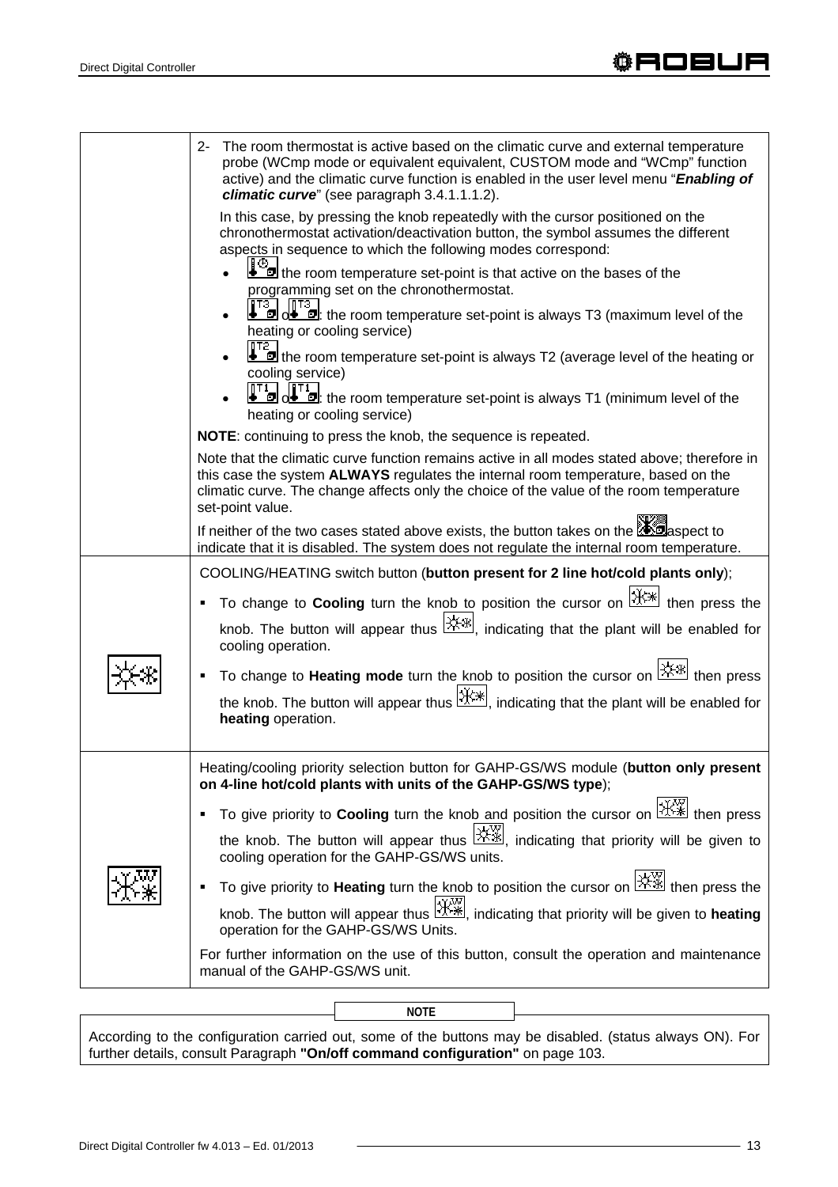| | |
|---|---|
| | 2- The room thermostat is active based on the climatic curve and external temperature probe (WCmp mode or equivalent equivalent, CUSTOM mode and "WCmp" function active) and the climatic curve function is enabled in the user level menu "***Enabling of climatic curve***" (see paragraph 3.4.1.1.1.2).<br><br>In this case, by pressing the knob repeatedly with the cursor positioned on the chronothermostat activation/deactivation button, the symbol assumes the different aspects in sequence to which the following modes correspond:<br><br>• the room temperature set-point is that active on the bases of the programming set on the chronothermostat.<br>• o : the room temperature set-point is always T3 (maximum level of the heating or cooling service)<br>• the room temperature set-point is always T2 (average level of the heating or cooling service)<br>• o : the room temperature set-point is always T1 (minimum level of the heating or cooling service)<br><br>**NOTE**: continuing to press the knob, the sequence is repeated.<br><br>Note that the climatic curve function remains active in all modes stated above; therefore in this case the system **ALWAYS** regulates the internal room temperature, based on the climatic curve. The change affects only the choice of the value of the room temperature set-point value.<br><br>If neither of the two cases stated above exists, the button takes on the aspect to indicate that it is disabled. The system does not regulate the internal room temperature. |
| | COOLING/HEATING switch button (**button present for 2 line hot/cold plants only**);<br><br>▪ To change to **Cooling** turn the knob to position the cursor on then press the knob. The button will appear thus , indicating that the plant will be enabled for cooling operation.<br>▪ To change to **Heating mode** turn the knob to position the cursor on then press the knob. The button will appear thus , indicating that the plant will be enabled for **heating** operation. |
| | Heating/cooling priority selection button for GAHP-GS/WS module (**button only present on 4-line hot/cold plants with units of the GAHP-GS/WS type**);<br><br>▪ To give priority to **Cooling** turn the knob and position the cursor on then press the knob. The button will appear thus , indicating that priority will be given to cooling operation for the GAHP-GS/WS units.<br>▪ To give priority to **Heating** turn the knob to position the cursor on then press the knob. The button will appear thus , indicating that priority will be given to **heating** operation for the GAHP-GS/WS Units.<br><br>For further information on the use of this button, consult the operation and maintenance manual of the GAHP-GS/WS unit. |

**NOTE**

According to the configuration carried out, some of the buttons may be disabled. (status always ON). For further details, consult Paragraph **"On/off command configuration"** on page 103.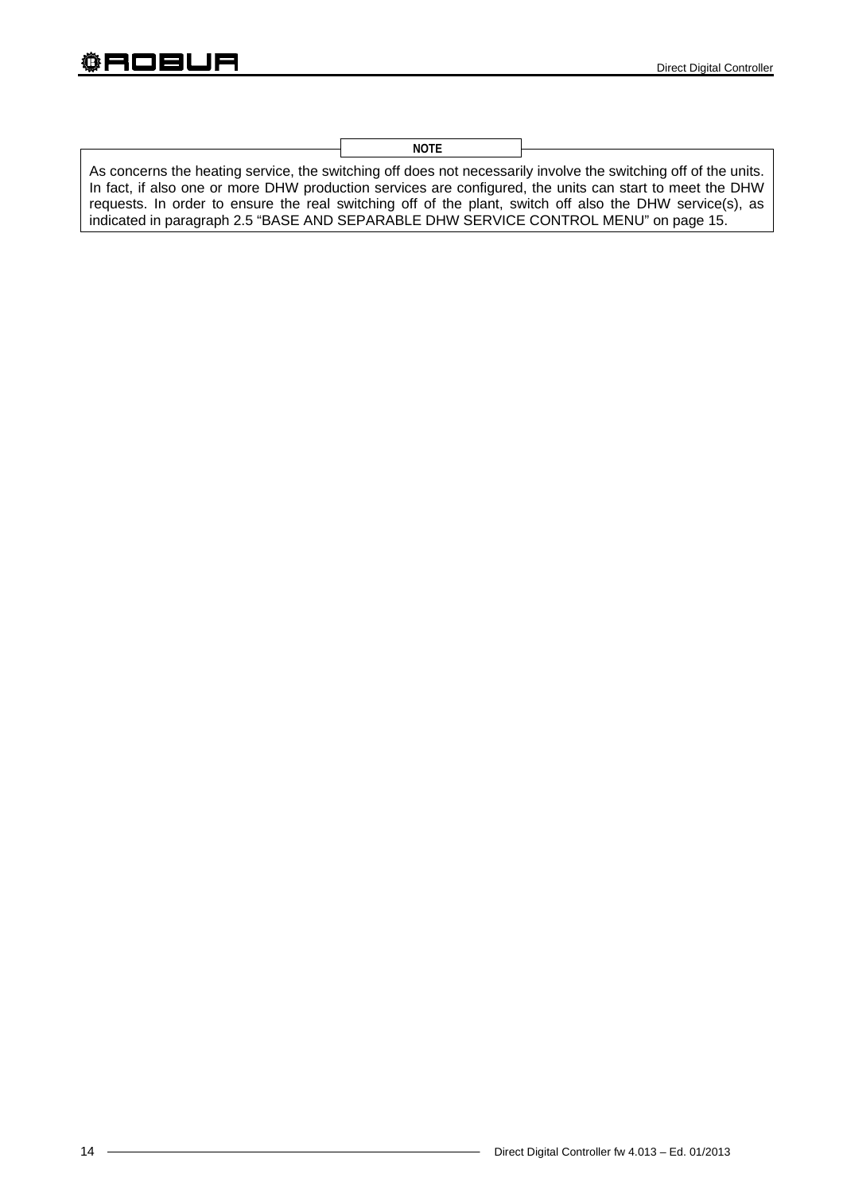**NOTE**

As concerns the heating service, the switching off does not necessarily involve the switching off of the units. In fact, if also one or more DHW production services are configured, the units can start to meet the DHW requests. In order to ensure the real switching off of the plant, switch off also the DHW service(s), as indicated in paragraph 2.5 "BASE AND SEPARABLE DHW SERVICE CONTROL MENU" on page 15.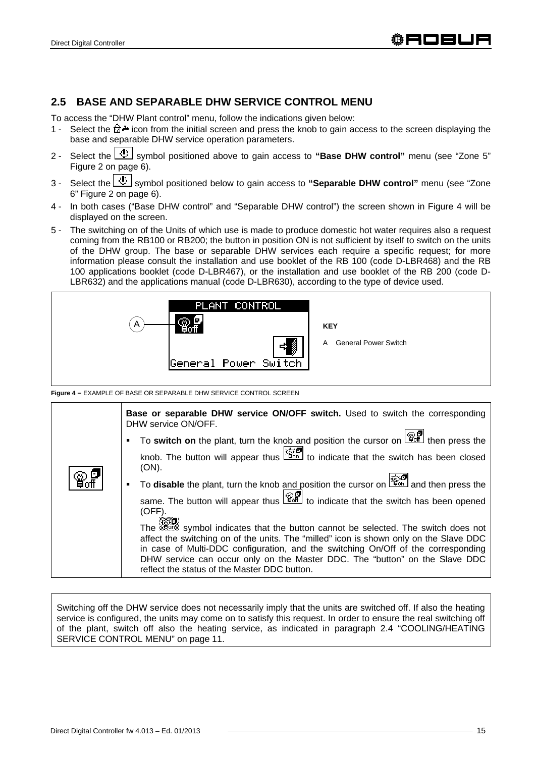## 2.5 BASE AND SEPARABLE DHW SERVICE CONTROL MENU

To access the "DHW Plant control" menu, follow the indications given below:

1 - Select the icon from the initial screen and press the knob to gain access to the screen displaying the base and separable DHW service operation parameters.

2 - Select the symbol positioned above to gain access to **"Base DHW control"** menu (see "Zone 5" Figure 2 on page 6).

3 - Select the symbol positioned below to gain access to **"Separable DHW control"** menu (see "Zone 6" Figure 2 on page 6).

4 - In both cases ("Base DHW control" and "Separable DHW control") the screen shown in Figure 4 will be displayed on the screen.

5 - The switching on of the Units of which use is made to produce domestic hot water requires also a request coming from the RB100 or RB200; the button in position ON is not sufficient by itself to switch on the units of the DHW group. The base or separable DHW services each require a specific request; for more information please consult the installation and use booklet of the RB 100 (code D-LBR468) and the RB 100 applications booklet (code D-LBR467), or the installation and use booklet of the RB 200 (code D-LBR632) and the applications manual (code D-LBR630), according to the type of device used.

PLANT CONTROL

A

General Power Switch

**KEY**

A General Power Switch

**Figure 4 –** EXAMPLE OF BASE OR SEPARABLE DHW SERVICE CONTROL SCREEN

| | |
|---|---|
| | **Base or separable DHW service ON/OFF switch.** Used to switch the corresponding DHW service ON/OFF.<br>▪ To **switch on** the plant, turn the knob and position the cursor on then press the knob. The button will appear thus to indicate that the switch has been closed (ON).<br>▪ To **disable** the plant, turn the knob and position the cursor on and then press the same. The button will appear thus to indicate that the switch has been opened (OFF).<br>The symbol indicates that the button cannot be selected. The switch does not affect the switching on of the units. The "milled" icon is shown only on the Slave DDC in case of Multi-DDC configuration, and the switching On/Off of the corresponding DHW service can occur only on the Master DDC. The "button" on the Slave DDC reflect the status of the Master DDC button. |

Switching off the DHW service does not necessarily imply that the units are switched off. If also the heating service is configured, the units may come on to satisfy this request. In order to ensure the real switching off of the plant, switch off also the heating service, as indicated in paragraph 2.4 "COOLING/HEATING SERVICE CONTROL MENU" on page 11.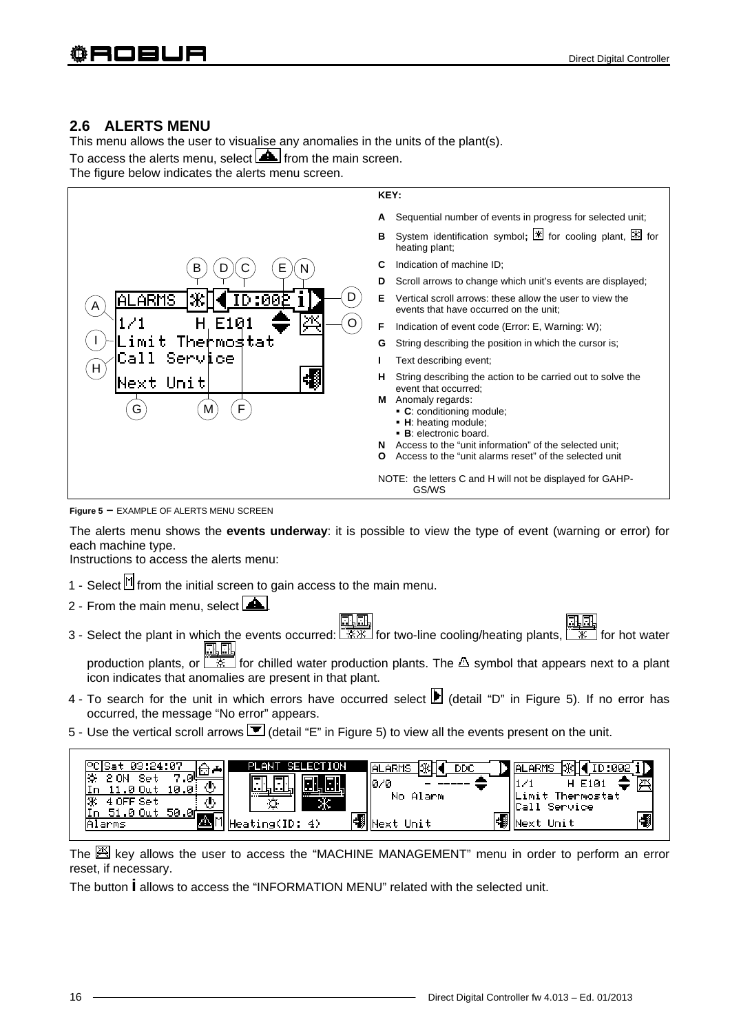## 2.6 ALERTS MENU

This menu allows the user to visualise any anomalies in the units of the plant(s).

To access the alerts menu, select ⚠ from the main screen.

The figure below indicates the alerts menu screen.

**KEY:**

- **A** Sequential number of events in progress for selected unit;
- **B** System identification symbol**;** ❄ for cooling plant, ☀ for heating plant;
- **C** Indication of machine ID;
- **D** Scroll arrows to change which unit's events are displayed;
- **E** Vertical scroll arrows: these allow the user to view the events that have occurred on the unit;
- **F** Indication of event code (Error: E, Warning: W);
- **G** String describing the position in which the cursor is;
- **I** Text describing event;
- **H** String describing the action to be carried out to solve the event that occurred;
- **M** Anomaly regards:
  - **C**: conditioning module;
  - **H**: heating module;
  - **B**: electronic board.
- **N** Access to the "unit information" of the selected unit;
- **O** Access to the "unit alarms reset" of the selected unit

NOTE: the letters C and H will not be displayed for GAHP-GS/WS

**Figure 5 –** EXAMPLE OF ALERTS MENU SCREEN

The alerts menu shows the **events underway**: it is possible to view the type of event (warning or error) for each machine type.

Instructions to access the alerts menu:

1 - Select M from the initial screen to gain access to the main menu.
2 - From the main menu, select ⚠.
3 - Select the plant in which the events occurred: ❄☀ for two-line cooling/heating plants, ☀ for hot water production plants, or ❄ for chilled water production plants. The ⚠ symbol that appears next to a plant icon indicates that anomalies are present in that plant.
4 - To search for the unit in which errors have occurred select ▶ (detail "D" in Figure 5). If no error has occurred, the message "No error" appears.
5 - Use the vertical scroll arrows ▼ (detail "E" in Figure 5) to view all the events present on the unit.

The key allows the user to access the "MACHINE MANAGEMENT" menu in order to perform an error reset, if necessary.

The button **i** allows to access the "INFORMATION MENU" related with the selected unit.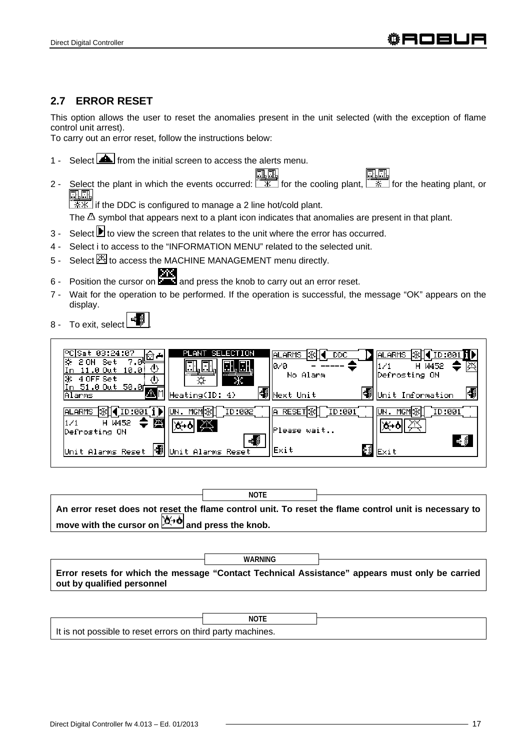## 2.7 ERROR RESET

This option allows the user to reset the anomalies present in the unit selected (with the exception of flame control unit arrest).
To carry out an error reset, follow the instructions below:

1 - Select from the initial screen to access the alerts menu.

2 - Select the plant in which the events occurred: for the cooling plant, for the heating plant, or if the DDC is configured to manage a 2 line hot/cold plant.
The symbol that appears next to a plant icon indicates that anomalies are present in that plant.

3 - Select to view the screen that relates to the unit where the error has occurred.

4 - Select i to access to the "INFORMATION MENU" related to the selected unit.

5 - Select to access the MACHINE MANAGEMENT menu directly.

6 - Position the cursor on and press the knob to carry out an error reset.

7 - Wait for the operation to be performed. If the operation is successful, the message "OK" appears on the display.

8 - To exit, select .

**NOTE**

**An error reset does not reset the flame control unit. To reset the flame control unit is necessary to move with the cursor on and press the knob.**

**WARNING**

**Error resets for which the message "Contact Technical Assistance" appears must only be carried out by qualified personnel**

**NOTE**

It is not possible to reset errors on third party machines.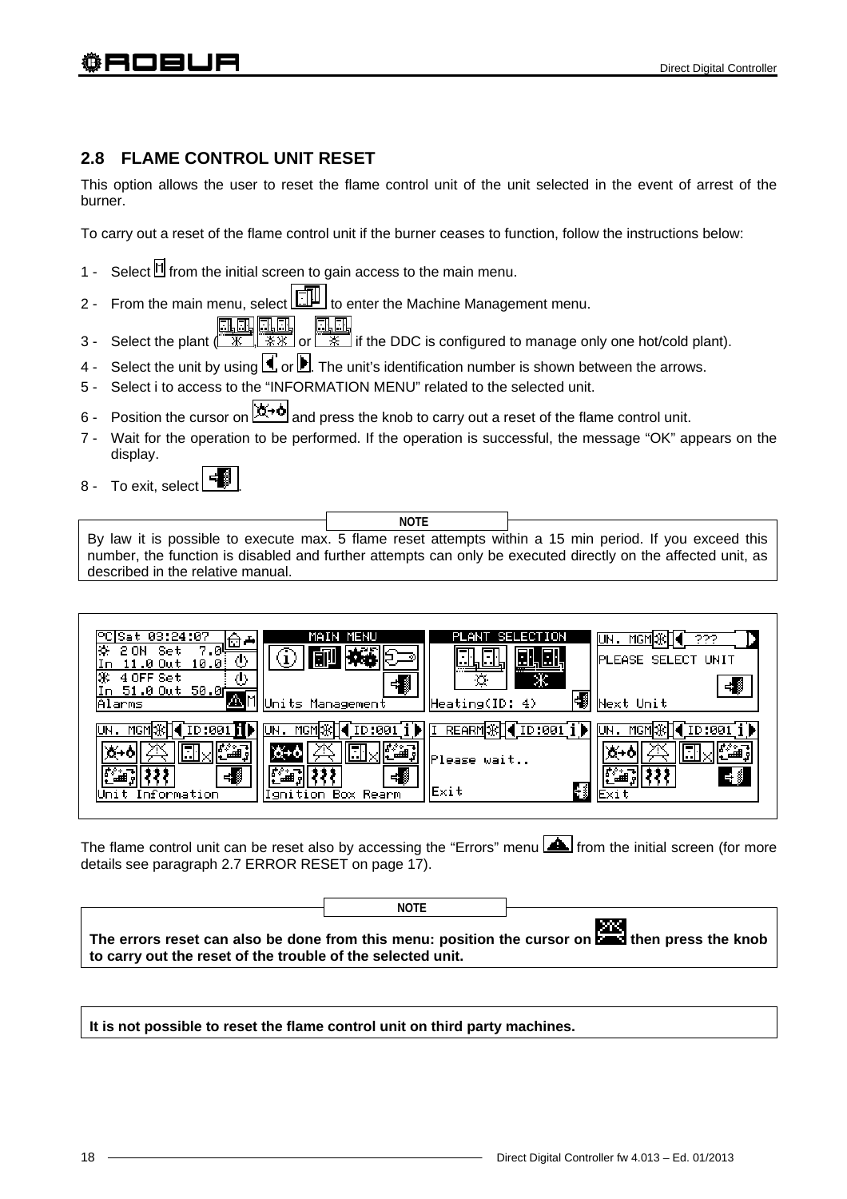## 2.8 FLAME CONTROL UNIT RESET

This option allows the user to reset the flame control unit of the unit selected in the event of arrest of the burner.

To carry out a reset of the flame control unit if the burner ceases to function, follow the instructions below:

1 - Select from the initial screen to gain access to the main menu.
2 - From the main menu, select to enter the Machine Management menu.
3 - Select the plant ( , or if the DDC is configured to manage only one hot/cold plant).
4 - Select the unit by using or . The unit's identification number is shown between the arrows.
5 - Select i to access to the "INFORMATION MENU" related to the selected unit.
6 - Position the cursor on and press the knob to carry out a reset of the flame control unit.
7 - Wait for the operation to be performed. If the operation is successful, the message "OK" appears on the display.
8 - To exit, select .

**NOTE**

By law it is possible to execute max. 5 flame reset attempts within a 15 min period. If you exceed this number, the function is disabled and further attempts can only be executed directly on the affected unit, as described in the relative manual.

The flame control unit can be reset also by accessing the "Errors" menu from the initial screen (for more details see paragraph 2.7 ERROR RESET on page 17).

**NOTE**

**The errors reset can also be done from this menu: position the cursor on then press the knob to carry out the reset of the trouble of the selected unit.**

**It is not possible to reset the flame control unit on third party machines.**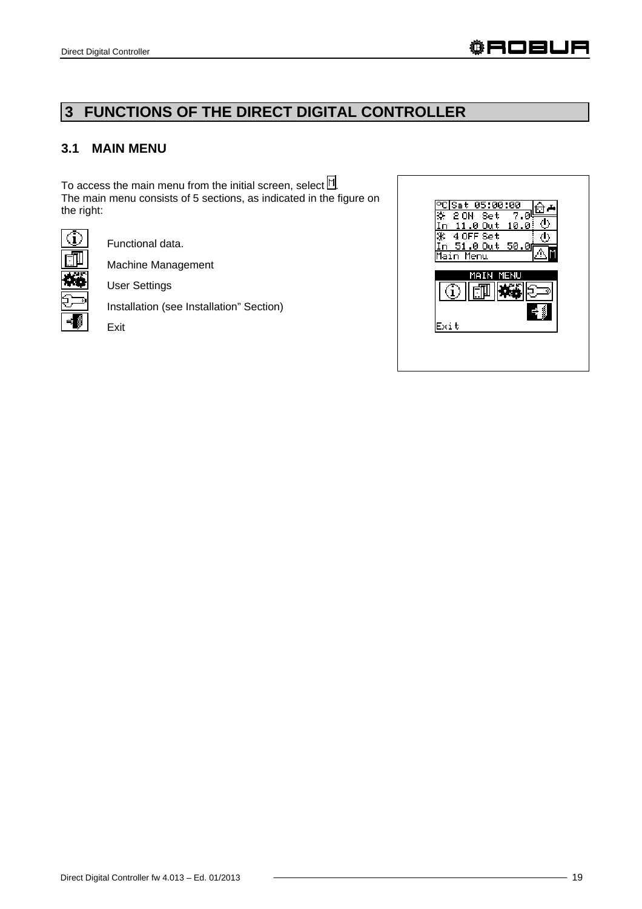# 3 FUNCTIONS OF THE DIRECT DIGITAL CONTROLLER

## 3.1 MAIN MENU

To access the main menu from the initial screen, select M.
The main menu consists of 5 sections, as indicated in the figure on the right:

- Functional data.
- Machine Management
- User Settings
- Installation (see Installation" Section)
- Exit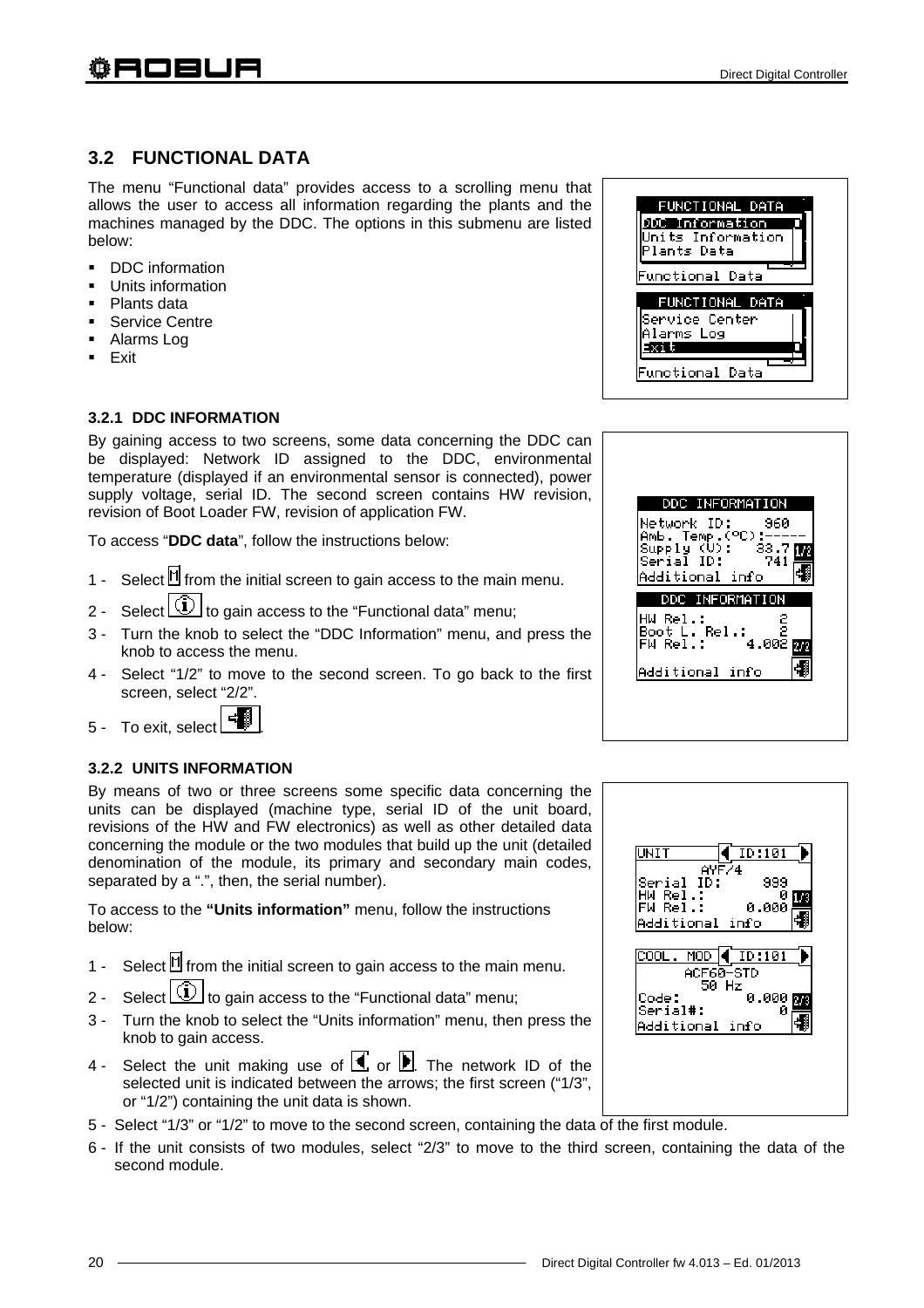## 3.2 FUNCTIONAL DATA

The menu "Functional data" provides access to a scrolling menu that allows the user to access all information regarding the plants and the machines managed by the DDC. The options in this submenu are listed below:

- DDC information
- Units information
- Plants data
- Service Centre
- Alarms Log
- Exit

### 3.2.1 DDC INFORMATION

By gaining access to two screens, some data concerning the DDC can be displayed: Network ID assigned to the DDC, environmental temperature (displayed if an environmental sensor is connected), power supply voltage, serial ID. The second screen contains HW revision, revision of Boot Loader FW, revision of application FW.

To access "**DDC data**", follow the instructions below:

1 - Select from the initial screen to gain access to the main menu.

2 - Select to gain access to the "Functional data" menu;

3 - Turn the knob to select the "DDC Information" menu, and press the knob to access the menu.

4 - Select "1/2" to move to the second screen. To go back to the first screen, select "2/2".

5 - To exit, select .

### 3.2.2 UNITS INFORMATION

By means of two or three screens some specific data concerning the units can be displayed (machine type, serial ID of the unit board, revisions of the HW and FW electronics) as well as other detailed data concerning the module or the two modules that build up the unit (detailed denomination of the module, its primary and secondary main codes, separated by a ".", then, the serial number).

To access to the **"Units information"** menu, follow the instructions below:

1 - Select from the initial screen to gain access to the main menu.

2 - Select to gain access to the "Functional data" menu;

3 - Turn the knob to select the "Units information" menu, then press the knob to gain access.

4 - Select the unit making use of or . The network ID of the selected unit is indicated between the arrows; the first screen ("1/3", or "1/2") containing the unit data is shown.

5 - Select "1/3" or "1/2" to move to the second screen, containing the data of the first module.

6 - If the unit consists of two modules, select "2/3" to move to the third screen, containing the data of the second module.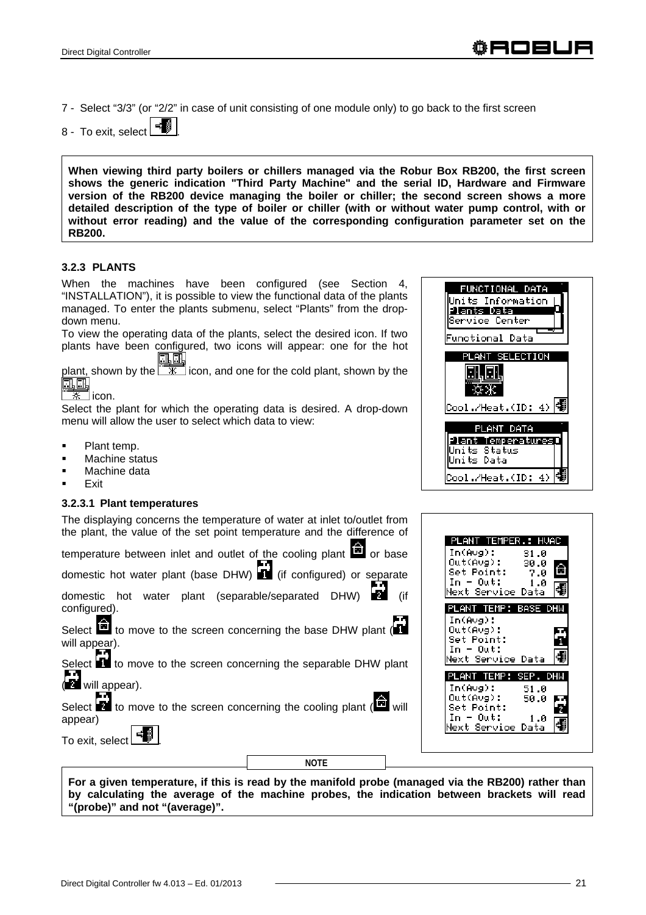7 - Select “3/3” (or “2/2” in case of unit consisting of one module only) to go back to the first screen

8 - To exit, select .

**When viewing third party boilers or chillers managed via the Robur Box RB200, the first screen shows the generic indication "Third Party Machine" and the serial ID, Hardware and Firmware version of the RB200 device managing the boiler or chiller; the second screen shows a more detailed description of the type of boiler or chiller (with or without water pump control, with or without error reading) and the value of the corresponding configuration parameter set on the RB200.**

### 3.2.3 PLANTS

When the machines have been configured (see Section 4, “INSTALLATION”), it is possible to view the functional data of the plants managed. To enter the plants submenu, select “Plants” from the drop-down menu.

To view the operating data of the plants, select the desired icon. If two plants have been configured, two icons will appear: one for the hot plant, shown by the icon, and one for the cold plant, shown by the icon.

Select the plant for which the operating data is desired. A drop-down menu will allow the user to select which data to view:

- Plant temp.
- Machine status
- Machine data
- Exit

```
FUNCTIONAL DATA
Units Information
Plants Data
Service Center
Functional Data
```

```
PLANT SELECTION
Cool./Heat.(ID: 4)
```

```
PLANT DATA
Plant Temperatures
Units Status
Units Data
Cool./Heat.(ID: 4)
```

#### 3.2.3.1 Plant temperatures

The displaying concerns the temperature of water at inlet to/outlet from the plant, the value of the set point temperature and the difference of temperature between inlet and outlet of the cooling plant or base domestic hot water plant (base DHW) (if configured) or separate domestic hot water plant (separable/separated DHW) (if configured).

Select to move to the screen concerning the base DHW plant ( will appear).

Select to move to the screen concerning the separable DHW plant ( will appear).

Select to move to the screen concerning the cooling plant ( will appear)

To exit, select .

```
PLANT TEMPER.: HVAC
In(Avg):       31.0
Out(Avg):      30.0
Set Point:      7.0
In - Out:       1.0
Next Service Data
```

```
PLANT TEMP: BASE DHW
In(Avg):
Out(Avg):
Set Point:
In - Out:
Next Service Data
```

```
PLANT TEMP: SEP. DHW
In(Avg):       51.0
Out(Avg):      50.0
Set Point:
In - Out:       1.0
Next Service Data
```

**NOTE**

**For a given temperature, if this is read by the manifold probe (managed via the RB200) rather than by calculating the average of the machine probes, the indication between brackets will read “(probe)” and not “(average)”.**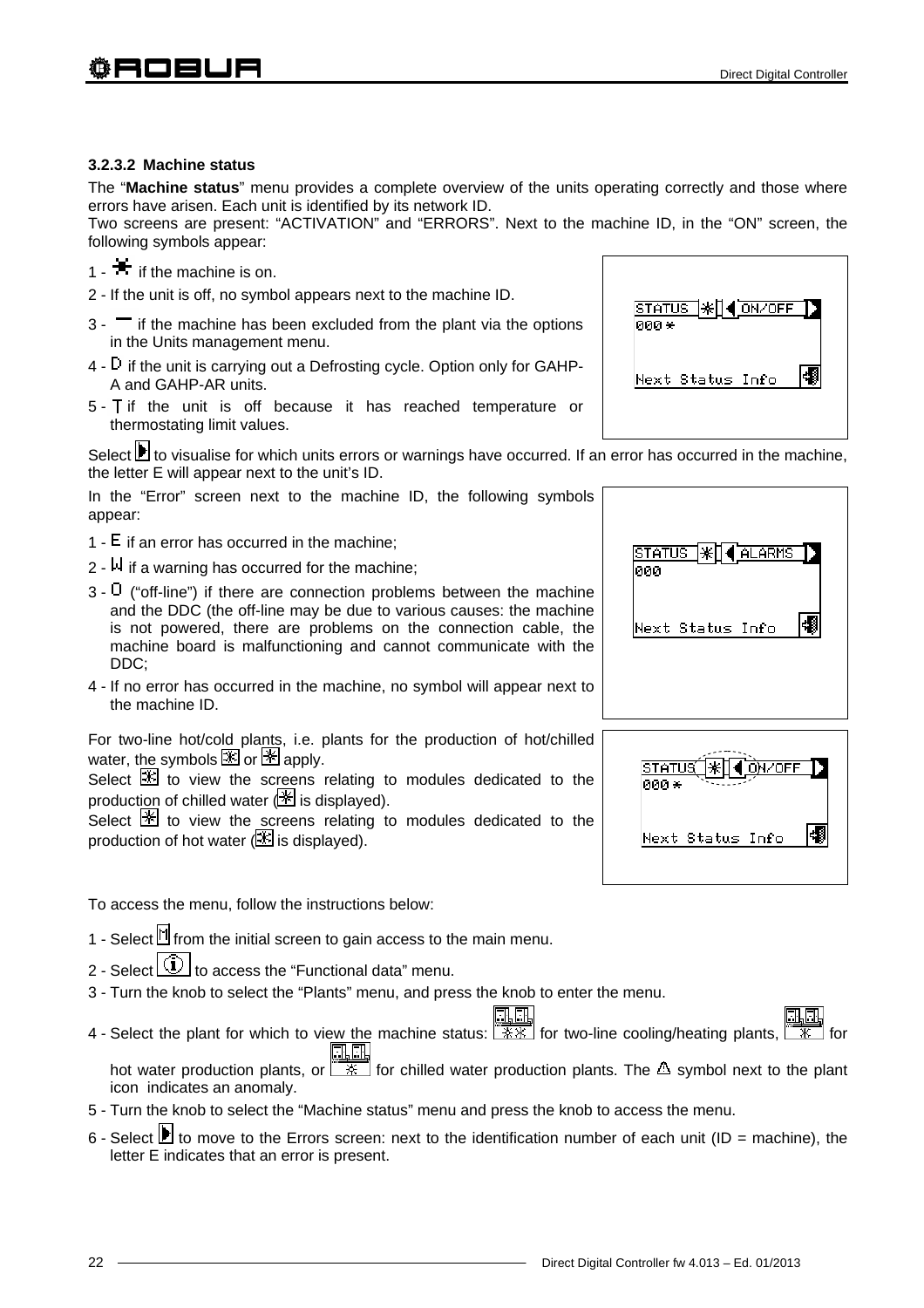#### 3.2.3.2 Machine status

The "**Machine status**" menu provides a complete overview of the units operating correctly and those where errors have arisen. Each unit is identified by its network ID.

Two screens are present: "ACTIVATION" and "ERRORS". Next to the machine ID, in the "ON" screen, the following symbols appear:

1 - ✱ if the machine is on.

2 - If the unit is off, no symbol appears next to the machine ID.

3 - ▔ if the machine has been excluded from the plant via the options in the Units management menu.

4 - D if the unit is carrying out a Defrosting cycle. Option only for GAHP-A and GAHP-AR units.

5 - T if the unit is off because it has reached temperature or thermostating limit values.

```
STATUS ✱ ◀ ON/OFF ▶
000✱

Next Status Info
```

Select ▶ to visualise for which units errors or warnings have occurred. If an error has occurred in the machine, the letter E will appear next to the unit's ID.

In the "Error" screen next to the machine ID, the following symbols appear:

1 - E if an error has occurred in the machine;

2 - W if a warning has occurred for the machine;

3 - O ("off-line") if there are connection problems between the machine and the DDC (the off-line may be due to various causes: the machine is not powered, there are problems on the connection cable, the machine board is malfunctioning and cannot communicate with the DDC;

4 - If no error has occurred in the machine, no symbol will appear next to the machine ID.

```
STATUS ✱ ◀ ALARMS ▶
000

Next Status Info
```

For two-line hot/cold plants, i.e. plants for the production of hot/chilled water, the symbols ☀ or ✱ apply.

Select ✱ to view the screens relating to modules dedicated to the production of chilled water (✱ is displayed).

Select ☀ to view the screens relating to modules dedicated to the production of hot water (☀ is displayed).

```
STATUS ✱ ◀ ON/OFF ▶
000✱

Next Status Info
```

To access the menu, follow the instructions below:

1 - Select M from the initial screen to gain access to the main menu.

2 - Select ⓘ to access the "Functional data" menu.

3 - Turn the knob to select the "Plants" menu, and press the knob to enter the menu.

4 - Select the plant for which to view the machine status: ☀✱ for two-line cooling/heating plants, ☀ for hot water production plants, or ✱ for chilled water production plants. The ⚠ symbol next to the plant icon indicates an anomaly.

5 - Turn the knob to select the "Machine status" menu and press the knob to access the menu.

6 - Select ▶ to move to the Errors screen: next to the identification number of each unit (ID = machine), the letter E indicates that an error is present.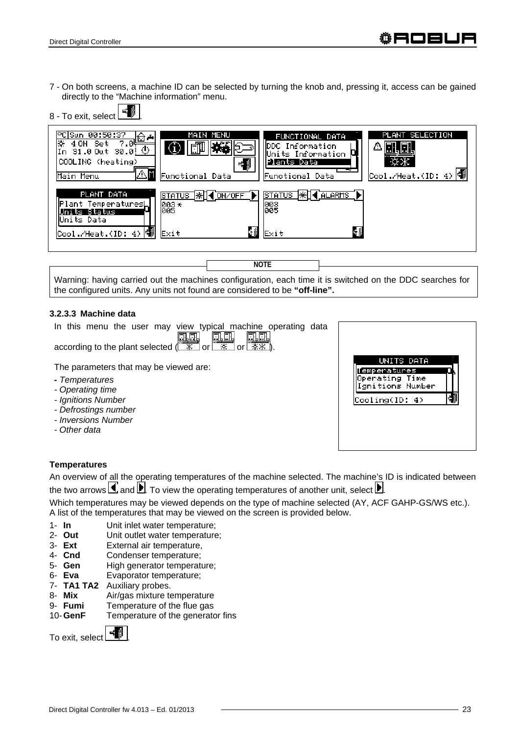7 - On both screens, a machine ID can be selected by turning the knob and, pressing it, access can be gained directly to the "Machine information" menu.

8 - To exit, select .

NOTE

Warning: having carried out the machines configuration, each time it is switched on the DDC searches for the configured units. Any units not found are considered to be **"off-line"**.

### 3.2.3.3 Machine data

In this menu the user may view typical machine operating data according to the plant selected ( or  or ).

The parameters that may be viewed are:

- *Temperatures*
- *Operating time*
- *Ignitions Number*
- *Defrostings number*
- *Inversions Number*
- *Other data*

**Temperatures**

An overview of all the operating temperatures of the machine selected. The machine's ID is indicated between the two arrows  and . To view the operating temperatures of another unit, select .

Which temperatures may be viewed depends on the type of machine selected (AY, ACF GAHP-GS/WS etc.). A list of the temperatures that may be viewed on the screen is provided below.

1- **In** Unit inlet water temperature;
2- **Out** Unit outlet water temperature;
3- **Ext** External air temperature,
4- **Cnd** Condenser temperature;
5- **Gen** High generator temperature;
6- **Eva** Evaporator temperature;
7- **TA1 TA2** Auxiliary probes.
8- **Mix** Air/gas mixture temperature
9- **Fumi** Temperature of the flue gas
10- **GenF** Temperature of the generator fins

To exit, select .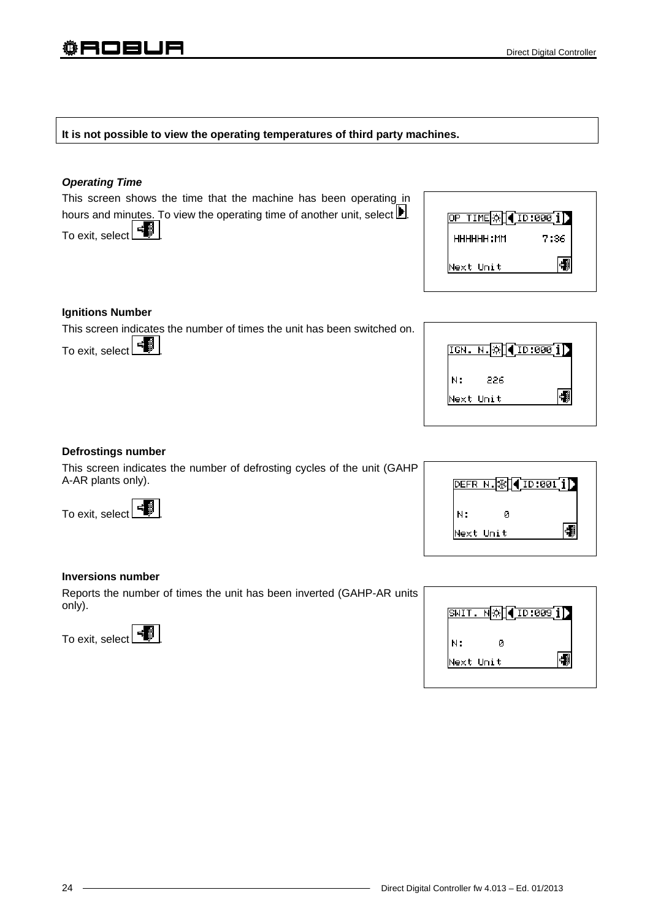**It is not possible to view the operating temperatures of third party machines.**

***Operating Time***

This screen shows the time that the machine has been operating in hours and minutes. To view the operating time of another unit, select ▶. To exit, select .

**Ignitions Number**

This screen indicates the number of times the unit has been switched on. To exit, select .

**Defrostings number**

This screen indicates the number of defrosting cycles of the unit (GAHP A-AR plants only).

To exit, select .

**Inversions number**

Reports the number of times the unit has been inverted (GAHP-AR units only).

To exit, select .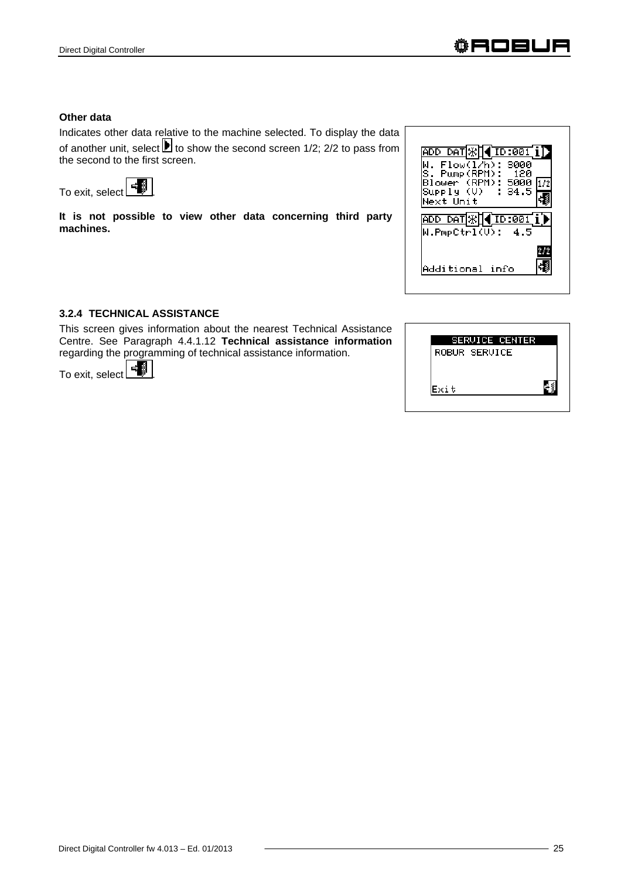**Other data**

Indicates other data relative to the machine selected. To display the data of another unit, select ▶ to show the second screen 1/2; 2/2 to pass from the second to the first screen.

To exit, select .

**It is not possible to view other data concerning third party machines.**

```
ADD DAT ◀ ID:001 i ▶
W. Flow(l/h): 3000
S. Pump(RPM):  120
Blower (RPM): 5000  1/2
Supply (V)   : 34.5
Next Unit
```

```
ADD DAT ◀ ID:001 i ▶
W.PmpCtrl(V):  4.5
                     2/2

Additional info
```

### 3.2.4 TECHNICAL ASSISTANCE

This screen gives information about the nearest Technical Assistance Centre. See Paragraph 4.4.1.12 **Technical assistance information** regarding the programming of technical assistance information.

To exit, select .

```
SERVICE CENTER
ROBUR SERVICE


Exit
```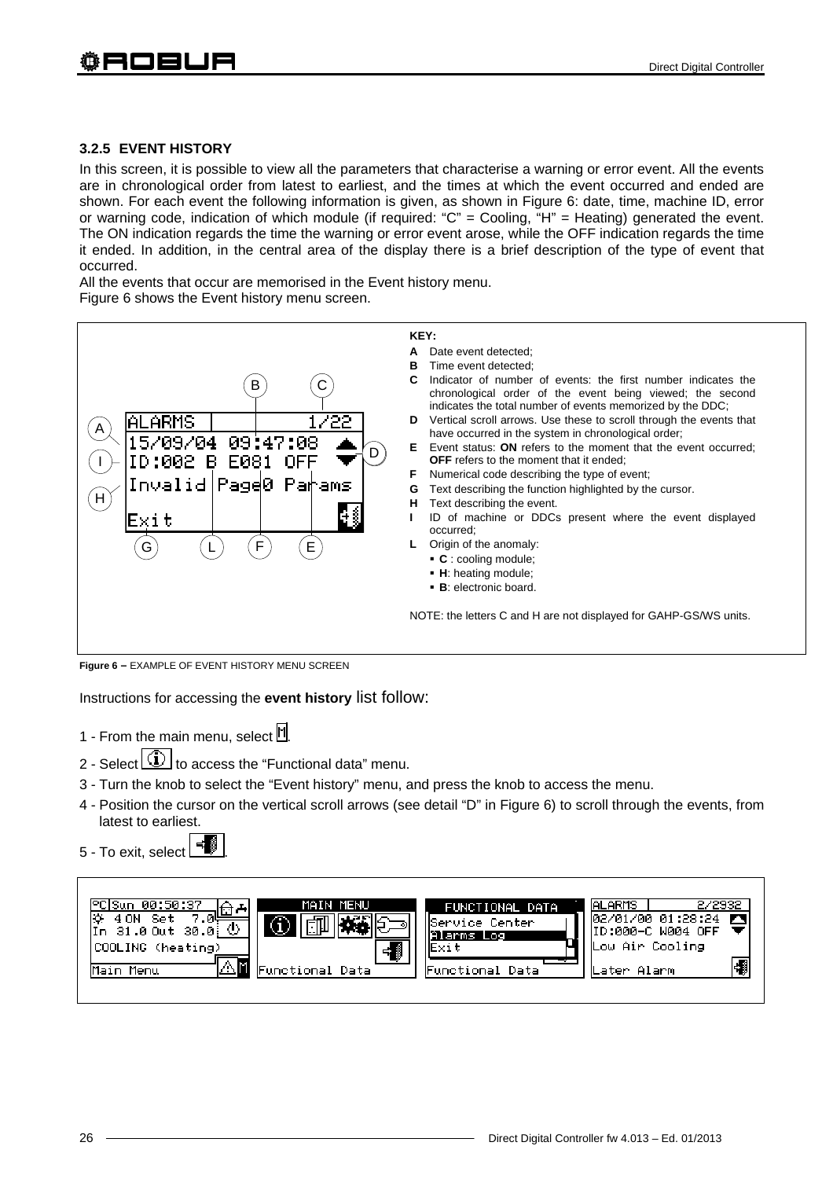### 3.2.5 EVENT HISTORY

In this screen, it is possible to view all the parameters that characterise a warning or error event. All the events are in chronological order from latest to earliest, and the times at which the event occurred and ended are shown. For each event the following information is given, as shown in Figure 6: date, time, machine ID, error or warning code, indication of which module (if required: "C" = Cooling, "H" = Heating) generated the event. The ON indication regards the time the warning or error event arose, while the OFF indication regards the time it ended. In addition, in the central area of the display there is a brief description of the type of event that occurred.

All the events that occur are memorised in the Event history menu.

Figure 6 shows the Event history menu screen.

```
ALARMS          1/22
15/09/04 09:47:08  ▲
ID:002 B E081 OFF  ▼
Invalid Page0 Params
Exit
```

**KEY:**

- **A** Date event detected;
- **B** Time event detected;
- **C** Indicator of number of events: the first number indicates the chronological order of the event being viewed; the second indicates the total number of events memorized by the DDC;
- **D** Vertical scroll arrows. Use these to scroll through the events that have occurred in the system in chronological order;
- **E** Event status: **ON** refers to the moment that the event occurred; **OFF** refers to the moment that it ended;
- **F** Numerical code describing the type of event;
- **G** Text describing the function highlighted by the cursor.
- **H** Text describing the event.
- **I** ID of machine or DDCs present where the event displayed occurred;
- **L** Origin of the anomaly:
  - **C** : cooling module;
  - **H**: heating module;
  - **B**: electronic board.

NOTE: the letters C and H are not displayed for GAHP-GS/WS units.

**Figure 6 –** EXAMPLE OF EVENT HISTORY MENU SCREEN

Instructions for accessing the **event history** list follow:

1 - From the main menu, select [M].

2 - Select [i] to access the "Functional data" menu.

3 - Turn the knob to select the "Event history" menu, and press the knob to access the menu.

4 - Position the cursor on the vertical scroll arrows (see detail "D" in Figure 6) to scroll through the events, from latest to earliest.

5 - To exit, select [Exit].

```
°C Sun 00:50:37         | MAIN MENU        | FUNCTIONAL DATA  | ALARMS        2/2932
☼ 4 ON  Set  7.0        |                  | Service Center   | 02/01/00 01:28:24 ▲
In 31.0 Out 30.0        |                  | Alarms Log       | ID:000-C W004 OFF ▼
COOLING (heating)       |                  | Exit             | Low Air Cooling
Main Menu               | Functional Data  | Functional Data  | Later Alarm
```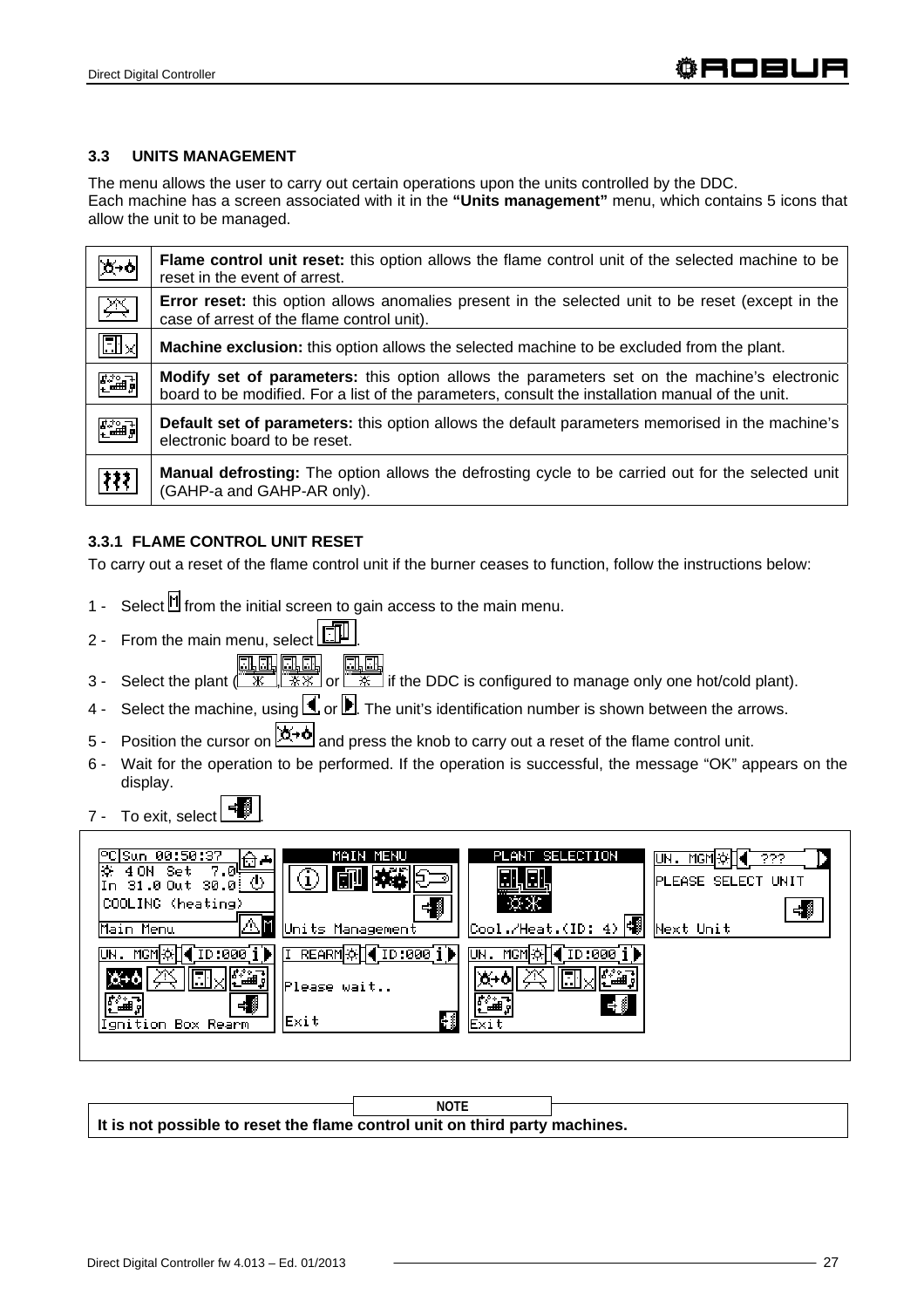### 3.3 UNITS MANAGEMENT

The menu allows the user to carry out certain operations upon the units controlled by the DDC.
Each machine has a screen associated with it in the **"Units management"** menu, which contains 5 icons that allow the unit to be managed.

| | |
|---|---|
| | **Flame control unit reset:** this option allows the flame control unit of the selected machine to be reset in the event of arrest. |
| | **Error reset:** this option allows anomalies present in the selected unit to be reset (except in the case of arrest of the flame control unit). |
| | **Machine exclusion:** this option allows the selected machine to be excluded from the plant. |
| | **Modify set of parameters:** this option allows the parameters set on the machine's electronic board to be modified. For a list of the parameters, consult the installation manual of the unit. |
| | **Default set of parameters:** this option allows the default parameters memorised in the machine's electronic board to be reset. |
| | **Manual defrosting:** The option allows the defrosting cycle to be carried out for the selected unit (GAHP-a and GAHP-AR only). |

#### 3.3.1 FLAME CONTROL UNIT RESET

To carry out a reset of the flame control unit if the burner ceases to function, follow the instructions below:

1 - Select from the initial screen to gain access to the main menu.
2 - From the main menu, select .
3 - Select the plant ( , or if the DDC is configured to manage only one hot/cold plant).
4 - Select the machine, using or . The unit's identification number is shown between the arrows.
5 - Position the cursor on and press the knob to carry out a reset of the flame control unit.
6 - Wait for the operation to be performed. If the operation is successful, the message "OK" appears on the display.
7 - To exit, select .

**NOTE**

**It is not possible to reset the flame control unit on third party machines.**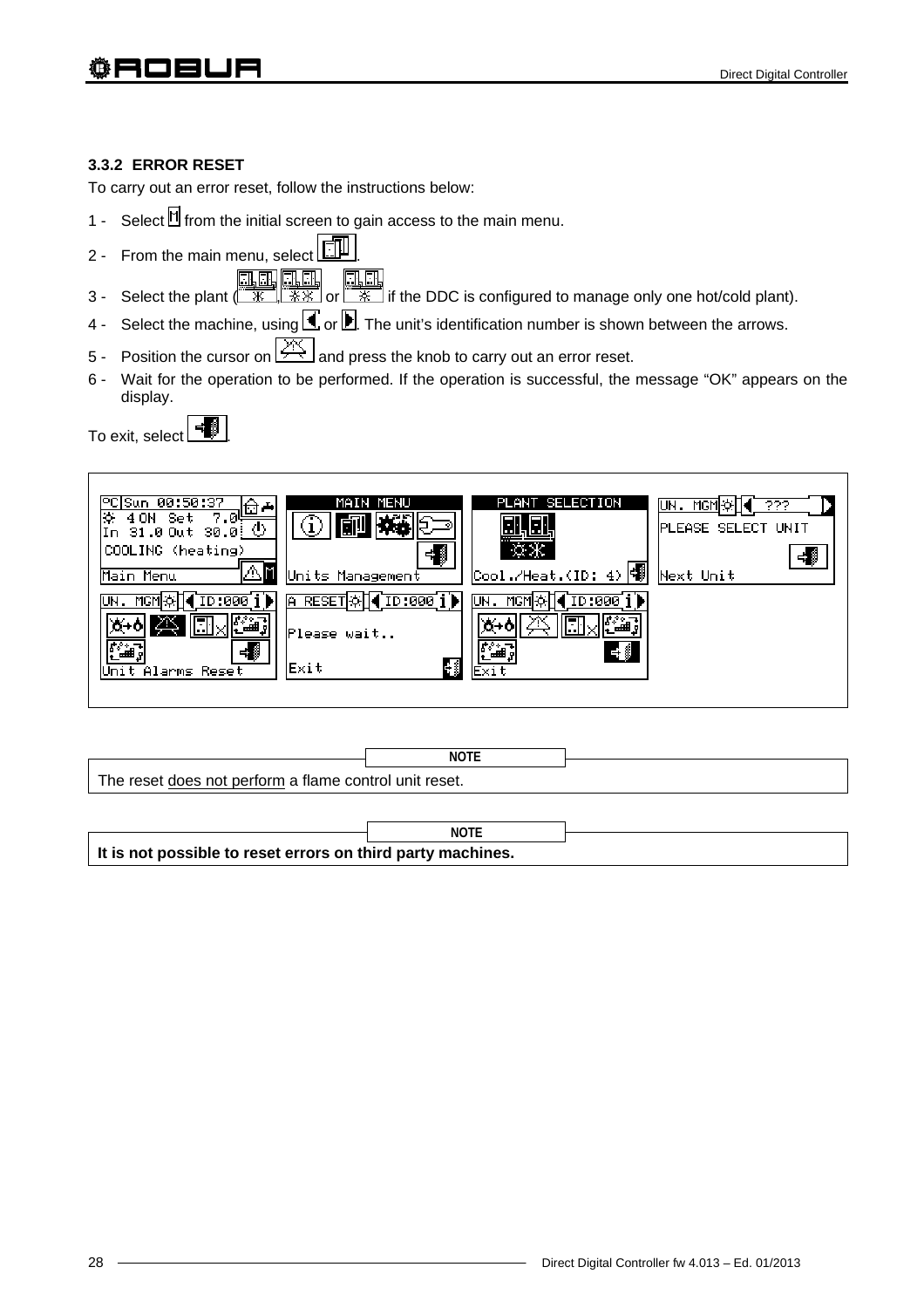### 3.3.2 ERROR RESET

To carry out an error reset, follow the instructions below:

1 - Select from the initial screen to gain access to the main menu.

2 - From the main menu, select .

3 - Select the plant ( , or if the DDC is configured to manage only one hot/cold plant).

4 - Select the machine, using or . The unit's identification number is shown between the arrows.

5 - Position the cursor on and press the knob to carry out an error reset.

6 - Wait for the operation to be performed. If the operation is successful, the message "OK" appears on the display.

To exit, select .

| NOTE |
|---|
| The reset does not perform a flame control unit reset. |

| NOTE |
|---|
| **It is not possible to reset errors on third party machines.** |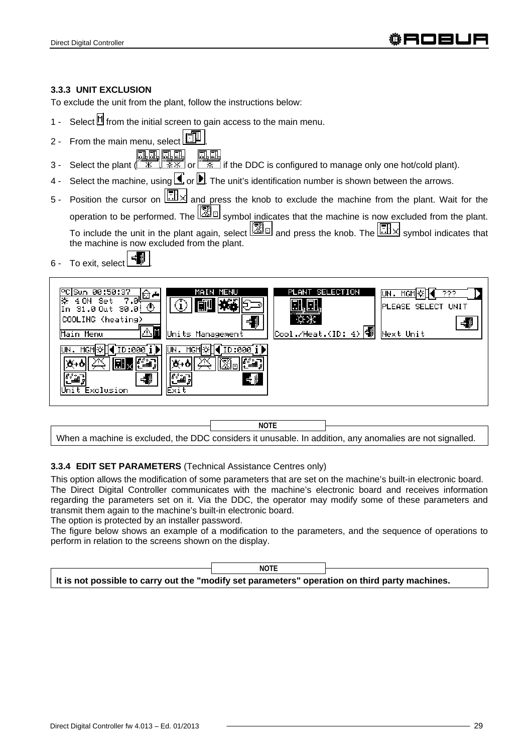### 3.3.3 UNIT EXCLUSION

To exclude the unit from the plant, follow the instructions below:

1 - Select from the initial screen to gain access to the main menu.

2 - From the main menu, select .

3 - Select the plant ( , or if the DDC is configured to manage only one hot/cold plant).

4 - Select the machine, using or . The unit's identification number is shown between the arrows.

5 - Position the cursor on and press the knob to exclude the machine from the plant. Wait for the operation to be performed. The symbol indicates that the machine is now excluded from the plant. To include the unit in the plant again, select and press the knob. The symbol indicates that the machine is now excluded from the plant.

6 - To exit, select .

**NOTE**

When a machine is excluded, the DDC considers it unusable. In addition, any anomalies are not signalled.

### 3.3.4 EDIT SET PARAMETERS (Technical Assistance Centres only)

This option allows the modification of some parameters that are set on the machine's built-in electronic board.
The Direct Digital Controller communicates with the machine's electronic board and receives information regarding the parameters set on it. Via the DDC, the operator may modify some of these parameters and transmit them again to the machine's built-in electronic board.
The option is protected by an installer password.
The figure below shows an example of a modification to the parameters, and the sequence of operations to perform in relation to the screens shown on the display.

**NOTE**

**It is not possible to carry out the "modify set parameters" operation on third party machines.**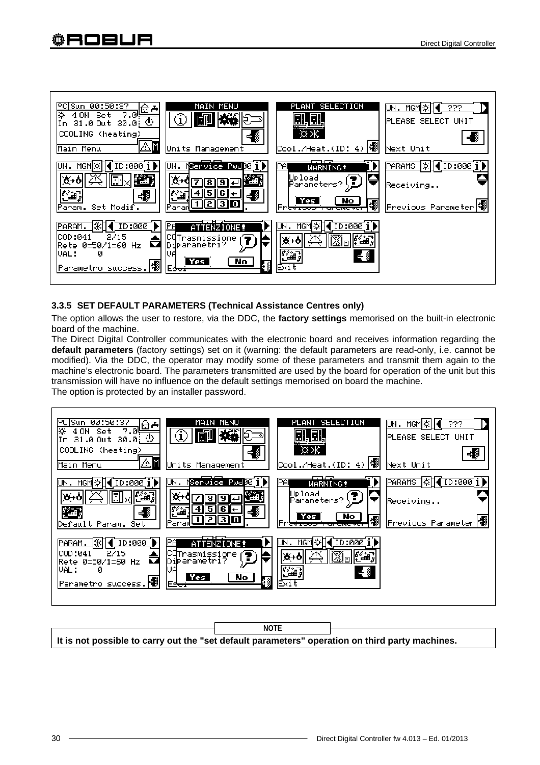### 3.3.5 SET DEFAULT PARAMETERS (Technical Assistance Centres only)

The option allows the user to restore, via the DDC, the **factory settings** memorised on the built-in electronic board of the machine.

The Direct Digital Controller communicates with the electronic board and receives information regarding the **default parameters** (factory settings) set on it (warning: the default parameters are read-only, i.e. cannot be modified). Via the DDC, the operator may modify some of these parameters and transmit them again to the machine's electronic board. The parameters transmitted are used by the board for operation of the unit but this transmission will have no influence on the default settings memorised on board the machine.

The option is protected by an installer password.

**NOTE**

**It is not possible to carry out the "set default parameters" operation on third party machines.**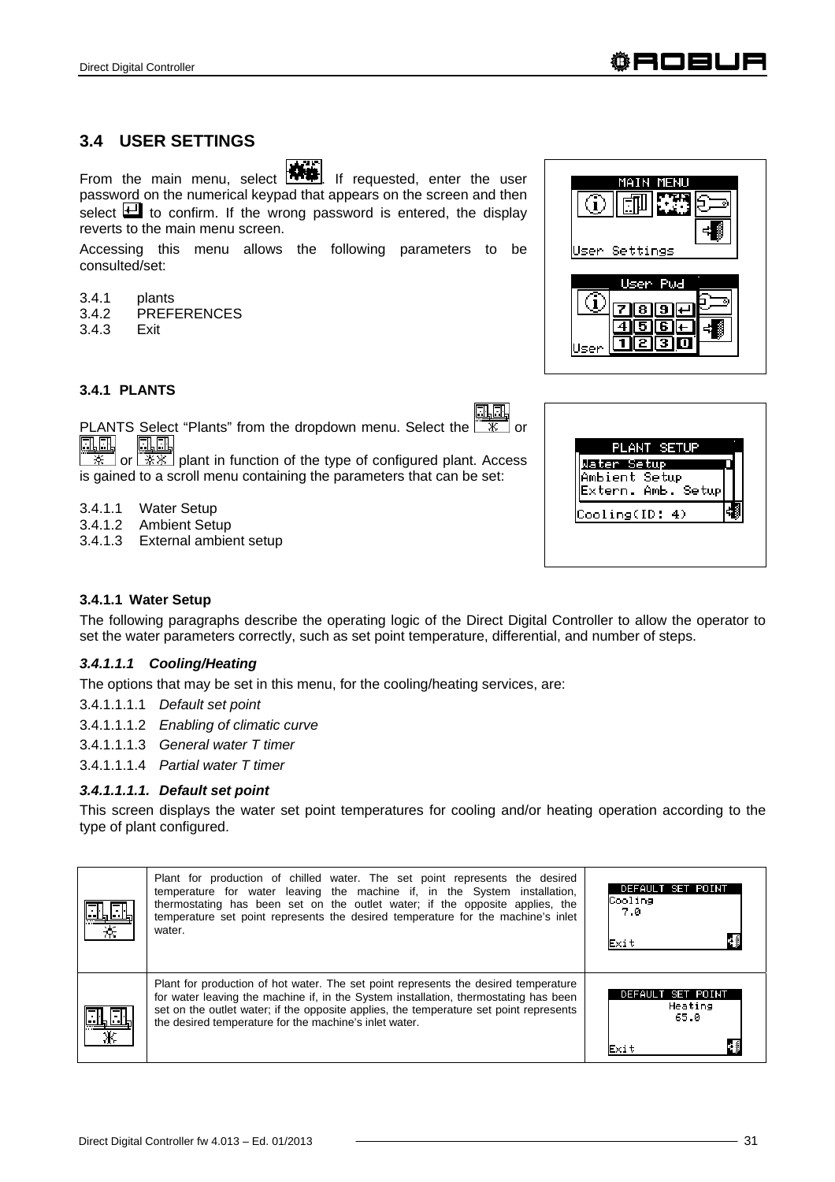## 3.4 USER SETTINGS

From the main menu, select . If requested, enter the user password on the numerical keypad that appears on the screen and then select  to confirm. If the wrong password is entered, the display reverts to the main menu screen.

Accessing this menu allows the following parameters to be consulted/set:

3.4.1 plants
3.4.2 PREFERENCES
3.4.3 Exit

### 3.4.1 PLANTS

PLANTS Select "Plants" from the dropdown menu. Select the  or  or  plant in function of the type of configured plant. Access is gained to a scroll menu containing the parameters that can be set:

3.4.1.1 Water Setup
3.4.1.2 Ambient Setup
3.4.1.3 External ambient setup

#### 3.4.1.1 Water Setup

The following paragraphs describe the operating logic of the Direct Digital Controller to allow the operator to set the water parameters correctly, such as set point temperature, differential, and number of steps.

#### *3.4.1.1.1 Cooling/Heating*

The options that may be set in this menu, for the cooling/heating services, are:

3.4.1.1.1.1 *Default set point*
3.4.1.1.1.2 *Enabling of climatic curve*
3.4.1.1.1.3 *General water T timer*
3.4.1.1.1.4 *Partial water T timer*

#### *3.4.1.1.1.1. Default set point*

This screen displays the water set point temperatures for cooling and/or heating operation according to the type of plant configured.

| | | |
|---|---|---|
| | Plant for production of chilled water. The set point represents the desired temperature for water leaving the machine if, in the System installation, thermostating has been set on the outlet water; if the opposite applies, the temperature set point represents the desired temperature for the machine's inlet water. | DEFAULT SET POINT<br>Cooling<br>7.0<br>Exit |
| | Plant for production of hot water. The set point represents the desired temperature for water leaving the machine if, in the System installation, thermostating has been set on the outlet water; if the opposite applies, the temperature set point represents the desired temperature for the machine's inlet water. | DEFAULT SET POINT<br>Heating<br>65.0<br>Exit |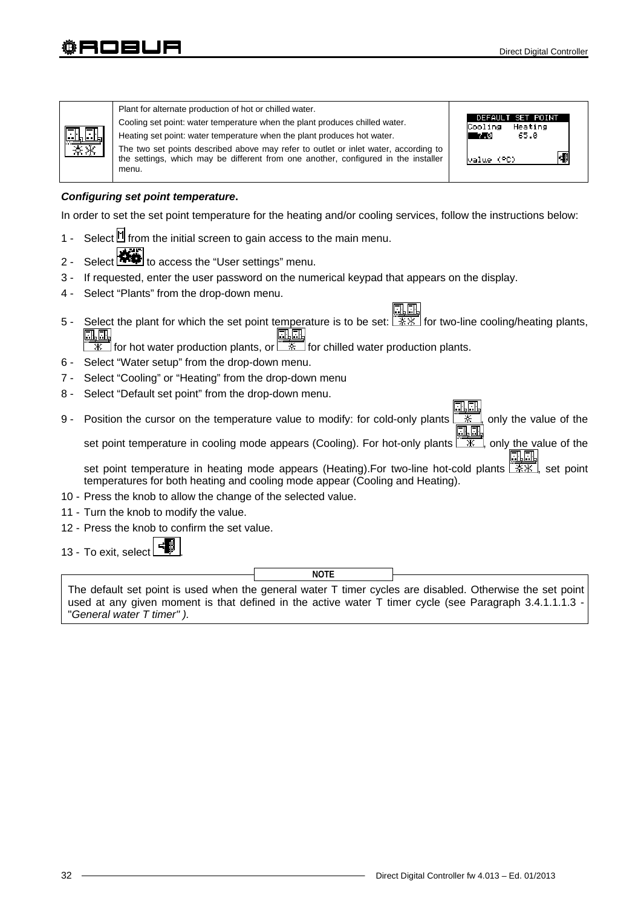| | Plant for alternate production of hot or chilled water.<br>Cooling set point: water temperature when the plant produces chilled water.<br>Heating set point: water temperature when the plant produces hot water.<br>The two set points described above may refer to outlet or inlet water, according to the settings, which may be different from one another, configured in the installer menu. | DEFAULT SET POINT<br>Cooling Heating<br>7.0 65.0<br>value (°C) |
|---|---|---|

***Configuring set point temperature*.**

In order to set the set point temperature for the heating and/or cooling services, follow the instructions below:

1 - Select from the initial screen to gain access to the main menu.

2 - Select to access the “User settings” menu.

3 - If requested, enter the user password on the numerical keypad that appears on the display.

4 - Select “Plants” from the drop-down menu.

5 - Select the plant for which the set point temperature is to be set: for two-line cooling/heating plants, for hot water production plants, or for chilled water production plants.

6 - Select “Water setup” from the drop-down menu.

7 - Select “Cooling” or “Heating” from the drop-down menu

8 - Select “Default set point” from the drop-down menu.

9 - Position the cursor on the temperature value to modify: for cold-only plants , only the value of the set point temperature in cooling mode appears (Cooling). For hot-only plants , only the value of the set point temperature in heating mode appears (Heating).For two-line hot-cold plants , set point temperatures for both heating and cooling mode appear (Cooling and Heating).

10 - Press the knob to allow the change of the selected value.

11 - Turn the knob to modify the value.

12 - Press the knob to confirm the set value.

13 - To exit, select .

**NOTE**

The default set point is used when the general water T timer cycles are disabled. Otherwise the set point used at any given moment is that defined in the active water T timer cycle (see Paragraph 3.4.1.1.1.3 - "*General water T timer" ).*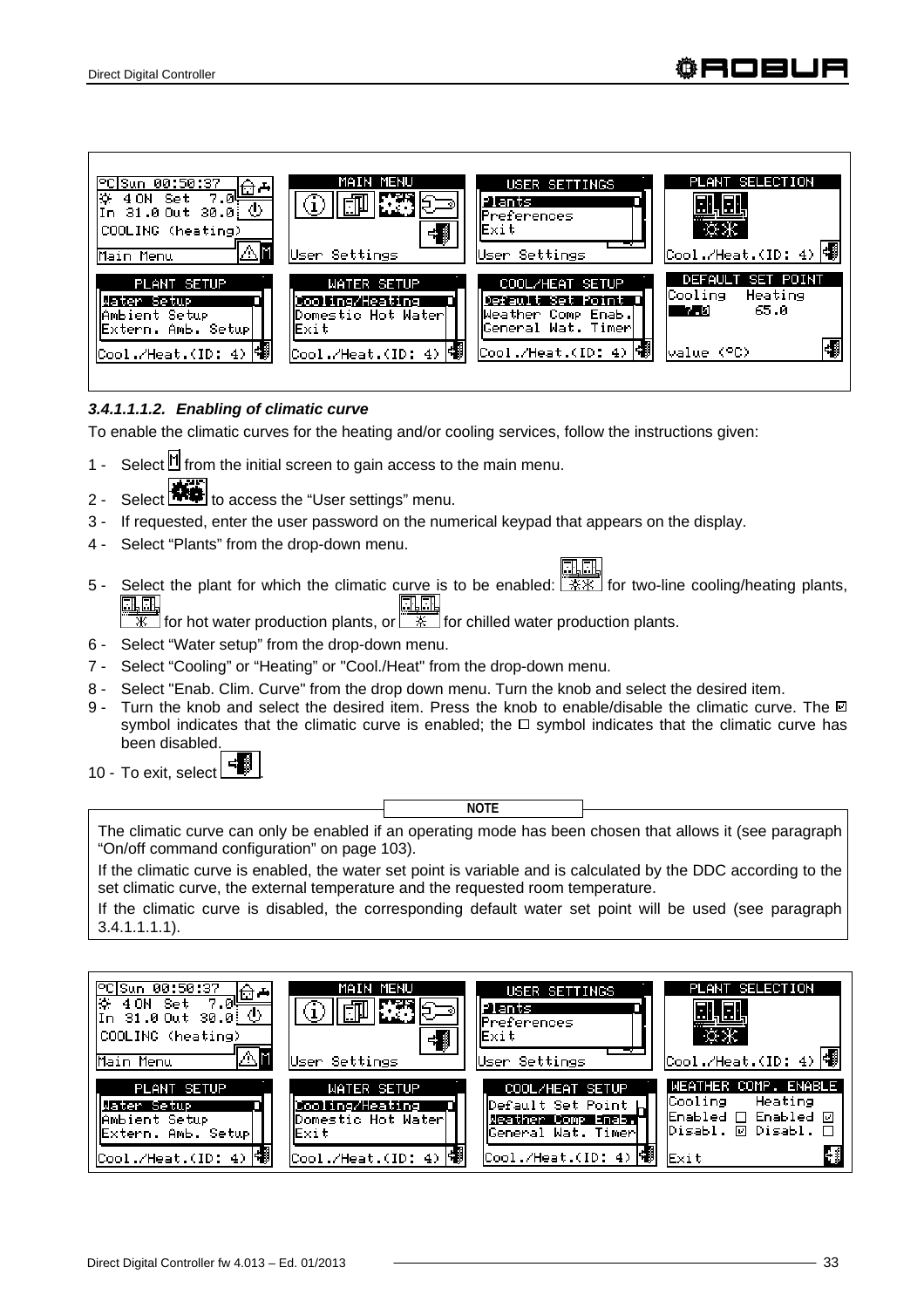### 3.4.1.1.1.2. *Enabling of climatic curve*

To enable the climatic curves for the heating and/or cooling services, follow the instructions given:

1 - Select [M] from the initial screen to gain access to the main menu.

2 - Select [User settings icon] to access the “User settings” menu.

3 - If requested, enter the user password on the numerical keypad that appears on the display.

4 - Select “Plants” from the drop-down menu.

5 - Select the plant for which the climatic curve is to be enabled: [cooling/heating icon] for two-line cooling/heating plants, [heating icon] for hot water production plants, or [cooling icon] for chilled water production plants.

6 - Select “Water setup” from the drop-down menu.

7 - Select “Cooling” or “Heating” or "Cool./Heat" from the drop-down menu.

8 - Select "Enab. Clim. Curve" from the drop down menu. Turn the knob and select the desired item.

9 - Turn the knob and select the desired item. Press the knob to enable/disable the climatic curve. The ☑ symbol indicates that the climatic curve is enabled; the ☐ symbol indicates that the climatic curve has been disabled.

10 - To exit, select [Exit icon].

**NOTE**

The climatic curve can only be enabled if an operating mode has been chosen that allows it (see paragraph “On/off command configuration” on page 103).

If the climatic curve is enabled, the water set point is variable and is calculated by the DDC according to the set climatic curve, the external temperature and the requested room temperature.

If the climatic curve is disabled, the corresponding default water set point will be used (see paragraph 3.4.1.1.1.1).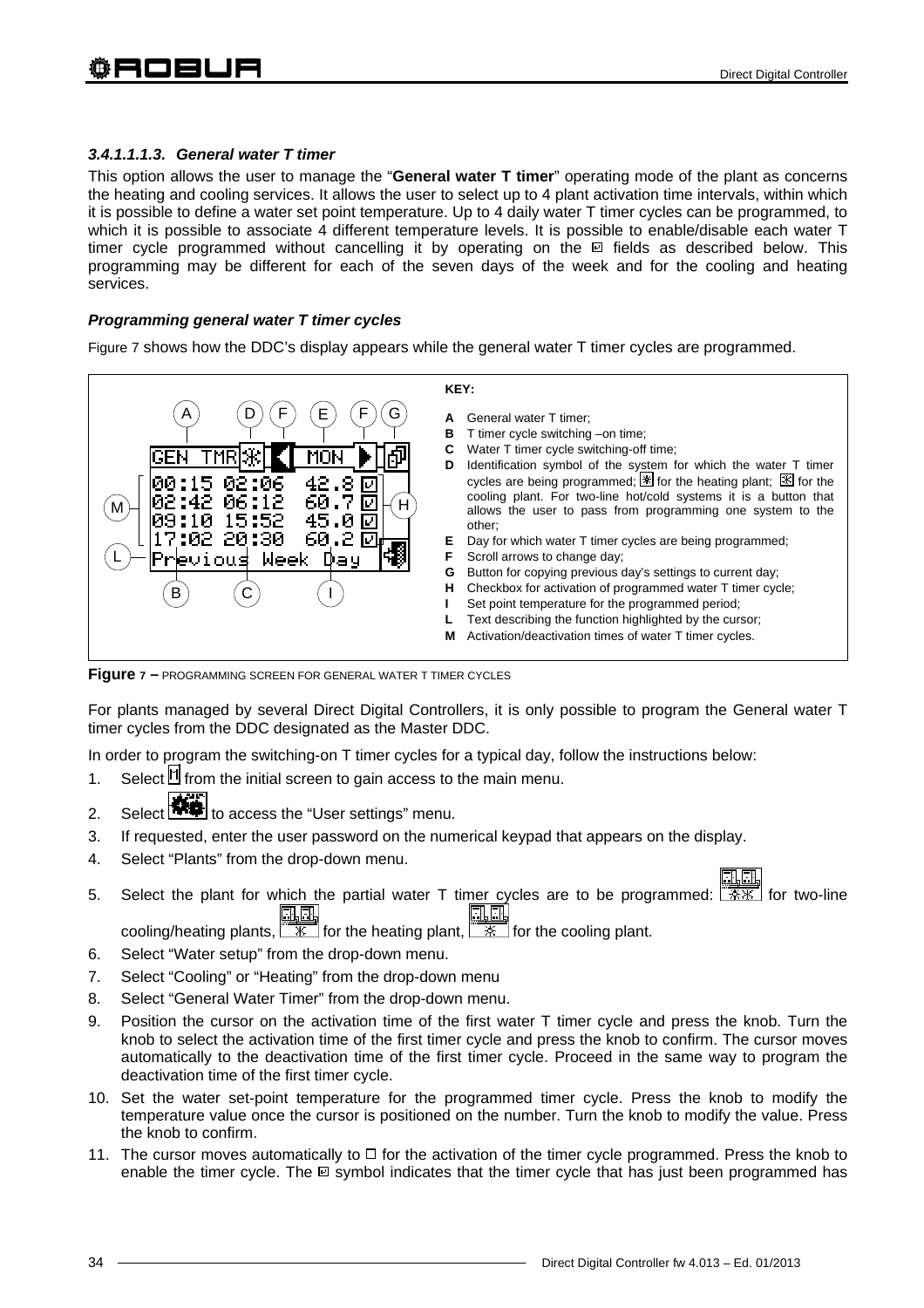### 3.4.1.1.1.3. General water T timer

This option allows the user to manage the "**General water T timer**" operating mode of the plant as concerns the heating and cooling services. It allows the user to select up to 4 plant activation time intervals, within which it is possible to define a water set point temperature. Up to 4 daily water T timer cycles can be programmed, to which it is possible to associate 4 different temperature levels. It is possible to enable/disable each water T timer cycle programmed without cancelling it by operating on the ☑ fields as described below. This programming may be different for each of the seven days of the week and for the cooling and heating services.

#### Programming general water T timer cycles

Figure 7 shows how the DDC's display appears while the general water T timer cycles are programmed.

**KEY:**

- **A** General water T timer;
- **B** T timer cycle switching –on time;
- **C** Water T timer cycle switching-off time;
- **D** Identification symbol of the system for which the water T timer cycles are being programmed; for the heating plant; for the cooling plant. For two-line hot/cold systems it is a button that allows the user to pass from programming one system to the other;
- **E** Day for which water T timer cycles are being programmed;
- **F** Scroll arrows to change day;
- **G** Button for copying previous day's settings to current day;
- **H** Checkbox for activation of programmed water T timer cycle;
- **I** Set point temperature for the programmed period;
- **L** Text describing the function highlighted by the cursor;
- **M** Activation/deactivation times of water T timer cycles.

**Figure 7 –** PROGRAMMING SCREEN FOR GENERAL WATER T TIMER CYCLES

For plants managed by several Direct Digital Controllers, it is only possible to program the General water T timer cycles from the DDC designated as the Master DDC.

In order to program the switching-on T timer cycles for a typical day, follow the instructions below:

1. Select from the initial screen to gain access to the main menu.
2. Select to access the "User settings" menu.
3. If requested, enter the user password on the numerical keypad that appears on the display.
4. Select "Plants" from the drop-down menu.
5. Select the plant for which the partial water T timer cycles are to be programmed: for two-line cooling/heating plants, for the heating plant, for the cooling plant.
6. Select "Water setup" from the drop-down menu.
7. Select "Cooling" or "Heating" from the drop-down menu
8. Select "General Water Timer" from the drop-down menu.
9. Position the cursor on the activation time of the first water T timer cycle and press the knob. Turn the knob to select the activation time of the first timer cycle and press the knob to confirm. The cursor moves automatically to the deactivation time of the first timer cycle. Proceed in the same way to program the deactivation time of the first timer cycle.
10. Set the water set-point temperature for the programmed timer cycle. Press the knob to modify the temperature value once the cursor is positioned on the number. Turn the knob to modify the value. Press the knob to confirm.
11. The cursor moves automatically to ☐ for the activation of the timer cycle programmed. Press the knob to enable the timer cycle. The ☑ symbol indicates that the timer cycle that has just been programmed has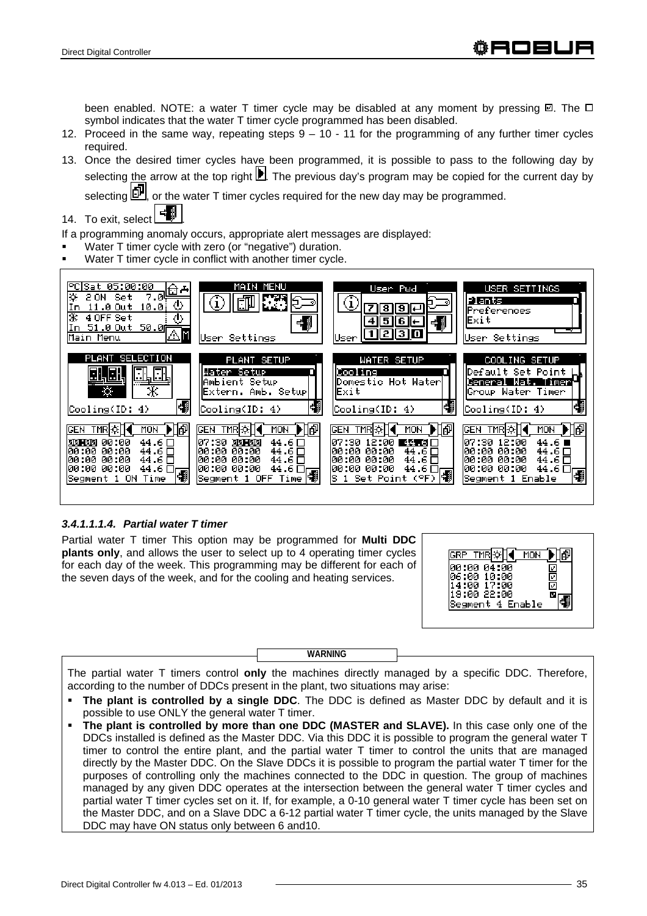been enabled. NOTE: a water T timer cycle may be disabled at any moment by pressing ☑. The ☐ symbol indicates that the water T timer cycle programmed has been disabled.

12. Proceed in the same way, repeating steps 9 – 10 - 11 for the programming of any further timer cycles required.
13. Once the desired timer cycles have been programmed, it is possible to pass to the following day by selecting the arrow at the top right. The previous day's program may be copied for the current day by selecting, or the water T timer cycles required for the new day may be programmed.
14. To exit, select.

If a programming anomaly occurs, appropriate alert messages are displayed:

- Water T timer cycle with zero (or "negative") duration.
- Water T timer cycle in conflict with another timer cycle.

#### 3.4.1.1.1.4. *Partial water T timer*

Partial water T timer This option may be programmed for **Multi DDC plants only**, and allows the user to select up to 4 operating timer cycles for each day of the week. This programming may be different for each of the seven days of the week, and for the cooling and heating services.

**WARNING**

The partial water T timers control **only** the machines directly managed by a specific DDC. Therefore, according to the number of DDCs present in the plant, two situations may arise:

- **The plant is controlled by a single DDC**. The DDC is defined as Master DDC by default and it is possible to use ONLY the general water T timer.
- **The plant is controlled by more than one DDC (MASTER and SLAVE).** In this case only one of the DDCs installed is defined as the Master DDC. Via this DDC it is possible to program the general water T timer to control the entire plant, and the partial water T timer to control the units that are managed directly by the Master DDC. On the Slave DDCs it is possible to program the partial water T timer for the purposes of controlling only the machines connected to the DDC in question. The group of machines managed by any given DDC operates at the intersection between the general water T timer cycles and partial water T timer cycles set on it. If, for example, a 0-10 general water T timer cycle has been set on the Master DDC, and on a Slave DDC a 6-12 partial water T timer cycle, the units managed by the Slave DDC may have ON status only between 6 and10.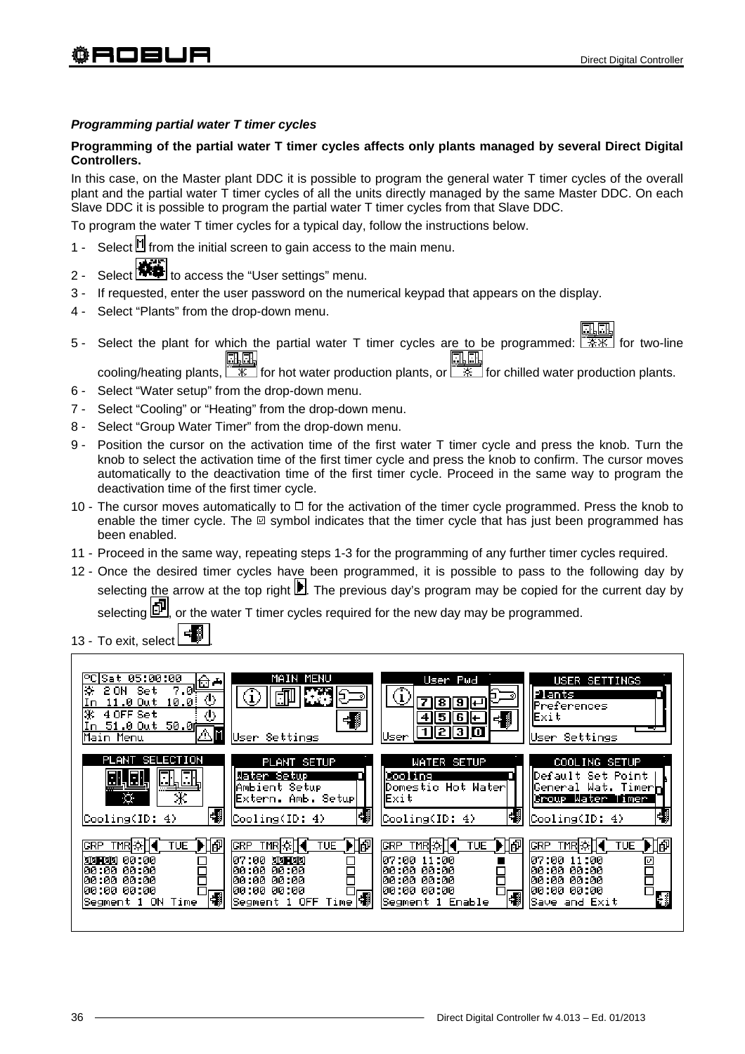***Programming partial water T timer cycles***

**Programming of the partial water T timer cycles affects only plants managed by several Direct Digital Controllers.**

In this case, on the Master plant DDC it is possible to program the general water T timer cycles of the overall plant and the partial water T timer cycles of all the units directly managed by the same Master DDC. On each Slave DDC it is possible to program the partial water T timer cycles from that Slave DDC.

To program the water T timer cycles for a typical day, follow the instructions below.

1 - Select from the initial screen to gain access to the main menu.

2 - Select to access the "User settings" menu.

3 - If requested, enter the user password on the numerical keypad that appears on the display.

4 - Select "Plants" from the drop-down menu.

5 - Select the plant for which the partial water T timer cycles are to be programmed: for two-line cooling/heating plants, for hot water production plants, or for chilled water production plants.

6 - Select "Water setup" from the drop-down menu.

7 - Select "Cooling" or "Heating" from the drop-down menu.

8 - Select "Group Water Timer" from the drop-down menu.

9 - Position the cursor on the activation time of the first water T timer cycle and press the knob. Turn the knob to select the activation time of the first timer cycle and press the knob to confirm. The cursor moves automatically to the deactivation time of the first timer cycle. Proceed in the same way to program the deactivation time of the first timer cycle.

10 - The cursor moves automatically to ☐ for the activation of the timer cycle programmed. Press the knob to enable the timer cycle. The ☑ symbol indicates that the timer cycle that has just been programmed has been enabled.

11 - Proceed in the same way, repeating steps 1-3 for the programming of any further timer cycles required.

12 - Once the desired timer cycles have been programmed, it is possible to pass to the following day by selecting the arrow at the top right. The previous day's program may be copied for the current day by selecting, or the water T timer cycles required for the new day may be programmed.

13 - To exit, select.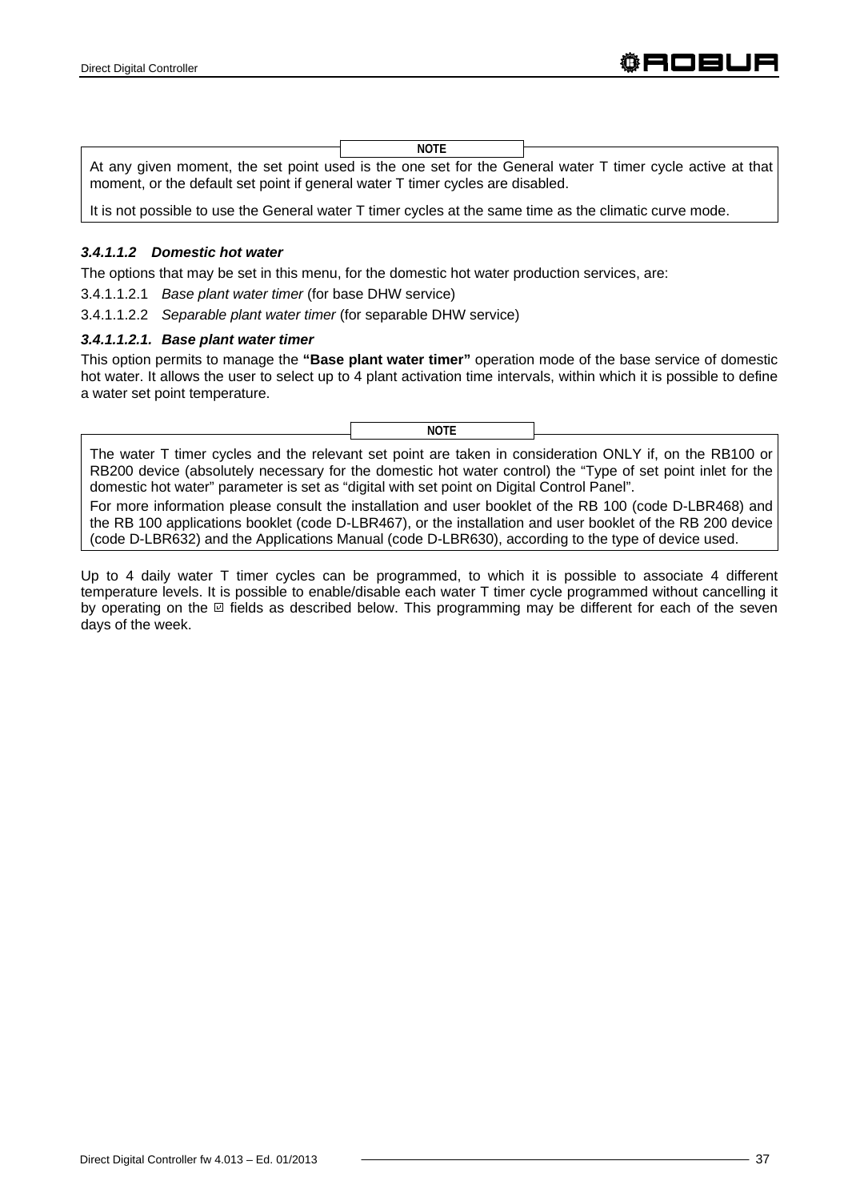> **NOTE**
>
> At any given moment, the set point used is the one set for the General water T timer cycle active at that moment, or the default set point if general water T timer cycles are disabled.
>
> It is not possible to use the General water T timer cycles at the same time as the climatic curve mode.

#### *3.4.1.1.2 Domestic hot water*

The options that may be set in this menu, for the domestic hot water production services, are:

3.4.1.1.2.1 *Base plant water timer* (for base DHW service)

3.4.1.1.2.2 *Separable plant water timer* (for separable DHW service)

##### *3.4.1.1.2.1. Base plant water timer*

This option permits to manage the **"Base plant water timer"** operation mode of the base service of domestic hot water. It allows the user to select up to 4 plant activation time intervals, within which it is possible to define a water set point temperature.

> **NOTE**
>
> The water T timer cycles and the relevant set point are taken in consideration ONLY if, on the RB100 or RB200 device (absolutely necessary for the domestic hot water control) the "Type of set point inlet for the domestic hot water" parameter is set as "digital with set point on Digital Control Panel".
>
> For more information please consult the installation and user booklet of the RB 100 (code D-LBR468) and the RB 100 applications booklet (code D-LBR467), or the installation and user booklet of the RB 200 device (code D-LBR632) and the Applications Manual (code D-LBR630), according to the type of device used.

Up to 4 daily water T timer cycles can be programmed, to which it is possible to associate 4 different temperature levels. It is possible to enable/disable each water T timer cycle programmed without cancelling it by operating on the ☑ fields as described below. This programming may be different for each of the seven days of the week.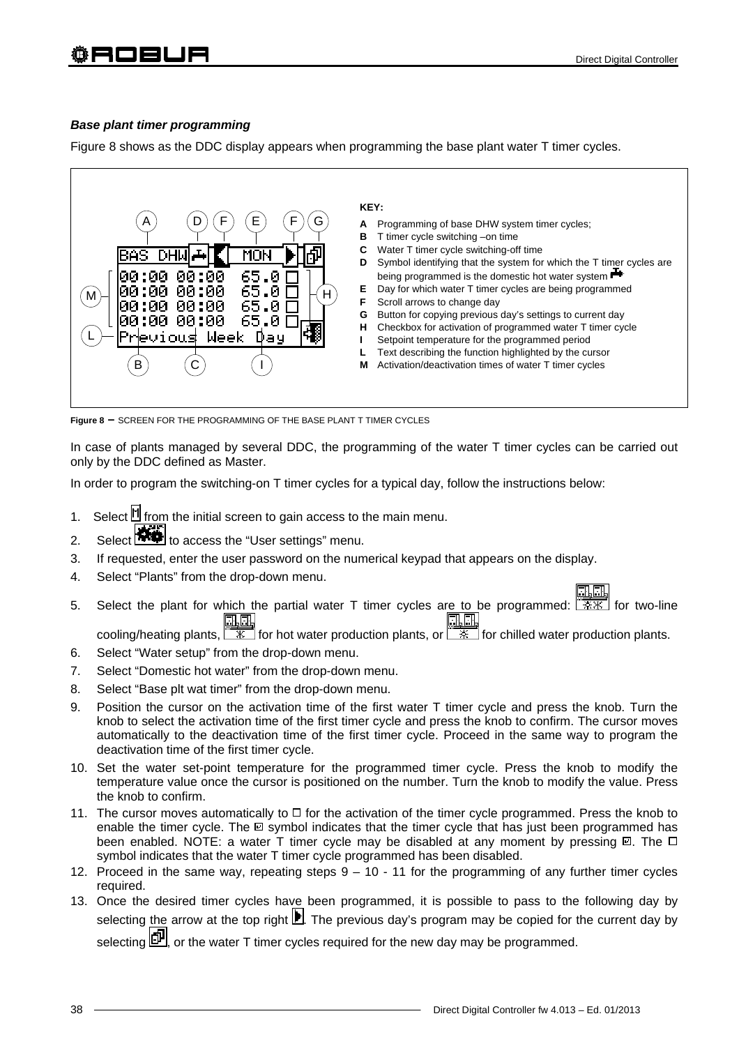***Base plant timer programming***

Figure 8 shows as the DDC display appears when programming the base plant water T timer cycles.

```
BAS DHW  [tap] < MON > [copy]
00:00 00:00  65.0 □
00:00 00:00  65.0 □
00:00 00:00  65.0 □
00:00 00:00  65.0 □
Previous Week Day
```

**KEY:**

- **A** Programming of base DHW system timer cycles;
- **B** T timer cycle switching –on time
- **C** Water T timer cycle switching-off time
- **D** Symbol identifying that the system for which the T timer cycles are being programmed is the domestic hot water system
- **E** Day for which water T timer cycles are being programmed
- **F** Scroll arrows to change day
- **G** Button for copying previous day's settings to current day
- **H** Checkbox for activation of programmed water T timer cycle
- **I** Setpoint temperature for the programmed period
- **L** Text describing the function highlighted by the cursor
- **M** Activation/deactivation times of water T timer cycles

**Figure 8** – SCREEN FOR THE PROGRAMMING OF THE BASE PLANT T TIMER CYCLES

In case of plants managed by several DDC, the programming of the water T timer cycles can be carried out only by the DDC defined as Master.

In order to program the switching-on T timer cycles for a typical day, follow the instructions below:

1. Select [M] from the initial screen to gain access to the main menu.
2. Select [settings] to access the "User settings" menu.
3. If requested, enter the user password on the numerical keypad that appears on the display.
4. Select "Plants" from the drop-down menu.
5. Select the plant for which the partial water T timer cycles are to be programmed: [icon] for two-line cooling/heating plants, [icon] for hot water production plants, or [icon] for chilled water production plants.
6. Select "Water setup" from the drop-down menu.
7. Select "Domestic hot water" from the drop-down menu.
8. Select "Base plt wat timer" from the drop-down menu.
9. Position the cursor on the activation time of the first water T timer cycle and press the knob. Turn the knob to select the activation time of the first timer cycle and press the knob to confirm. The cursor moves automatically to the deactivation time of the first timer cycle. Proceed in the same way to program the deactivation time of the first timer cycle.
10. Set the water set-point temperature for the programmed timer cycle. Press the knob to modify the temperature value once the cursor is positioned on the number. Turn the knob to modify the value. Press the knob to confirm.
11. The cursor moves automatically to □ for the activation of the timer cycle programmed. Press the knob to enable the timer cycle. The ☑ symbol indicates that the timer cycle that has just been programmed has been enabled. NOTE: a water T timer cycle may be disabled at any moment by pressing ☑. The □ symbol indicates that the water T timer cycle programmed has been disabled.
12. Proceed in the same way, repeating steps 9 – 10 - 11 for the programming of any further timer cycles required.
13. Once the desired timer cycles have been programmed, it is possible to pass to the following day by selecting the arrow at the top right ▶. The previous day's program may be copied for the current day by selecting [copy], or the water T timer cycles required for the new day may be programmed.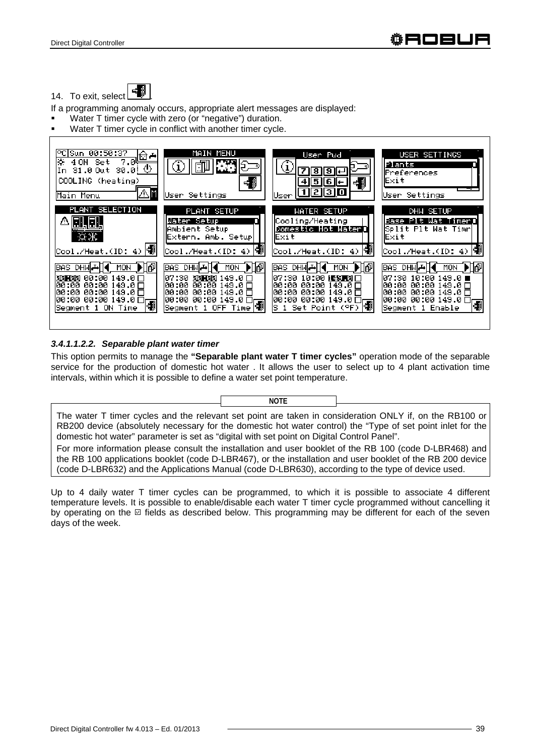14. To exit, select .

If a programming anomaly occurs, appropriate alert messages are displayed:

- Water T timer cycle with zero (or "negative") duration.
- Water T timer cycle in conflict with another timer cycle.

#### *3.4.1.1.2.2. Separable plant water timer*

This option permits to manage the **"Separable plant water T timer cycles"** operation mode of the separable service for the production of domestic hot water . It allows the user to select up to 4 plant activation time intervals, within which it is possible to define a water set point temperature.

**NOTE**

The water T timer cycles and the relevant set point are taken in consideration ONLY if, on the RB100 or RB200 device (absolutely necessary for the domestic hot water control) the "Type of set point inlet for the domestic hot water" parameter is set as "digital with set point on Digital Control Panel".

For more information please consult the installation and user booklet of the RB 100 (code D-LBR468) and the RB 100 applications booklet (code D-LBR467), or the installation and user booklet of the RB 200 device (code D-LBR632) and the Applications Manual (code D-LBR630), according to the type of device used.

Up to 4 daily water T timer cycles can be programmed, to which it is possible to associate 4 different temperature levels. It is possible to enable/disable each water T timer cycle programmed without cancelling it by operating on the ☑ fields as described below. This programming may be different for each of the seven days of the week.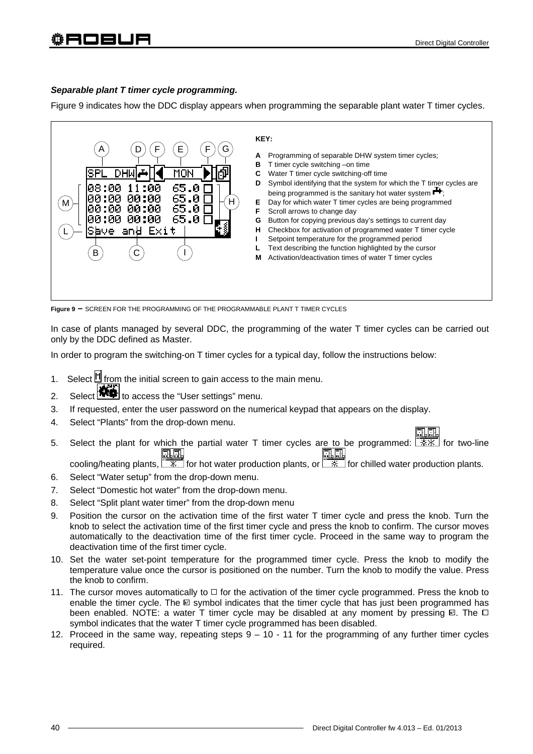### *Separable plant T timer cycle programming.*

Figure 9 indicates how the DDC display appears when programming the separable plant water T timer cycles.

**KEY:**

- **A** Programming of separable DHW system timer cycles;
- **B** T timer cycle switching –on time
- **C** Water T timer cycle switching-off time
- **D** Symbol identifying that the system for which the T timer cycles are being programmed is the sanitary hot water system;
- **E** Day for which water T timer cycles are being programmed
- **F** Scroll arrows to change day
- **G** Button for copying previous day's settings to current day
- **H** Checkbox for activation of programmed water T timer cycle
- **I** Setpoint temperature for the programmed period
- **L** Text describing the function highlighted by the cursor
- **M** Activation/deactivation times of water T timer cycles

**Figure 9** – SCREEN FOR THE PROGRAMMING OF THE PROGRAMMABLE PLANT T TIMER CYCLES

In case of plants managed by several DDC, the programming of the water T timer cycles can be carried out only by the DDC defined as Master.

In order to program the switching-on T timer cycles for a typical day, follow the instructions below:

1. Select M from the initial screen to gain access to the main menu.
2. Select to access the "User settings" menu.
3. If requested, enter the user password on the numerical keypad that appears on the display.
4. Select "Plants" from the drop-down menu.
5. Select the plant for which the partial water T timer cycles are to be programmed: for two-line cooling/heating plants, for hot water production plants, or for chilled water production plants.
6. Select "Water setup" from the drop-down menu.
7. Select "Domestic hot water" from the drop-down menu.
8. Select "Split plant water timer" from the drop-down menu
9. Position the cursor on the activation time of the first water T timer cycle and press the knob. Turn the knob to select the activation time of the first timer cycle and press the knob to confirm. The cursor moves automatically to the deactivation time of the first timer cycle. Proceed in the same way to program the deactivation time of the first timer cycle.
10. Set the water set-point temperature for the programmed timer cycle. Press the knob to modify the temperature value once the cursor is positioned on the number. Turn the knob to modify the value. Press the knob to confirm.
11. The cursor moves automatically to ☐ for the activation of the timer cycle programmed. Press the knob to enable the timer cycle. The ☑ symbol indicates that the timer cycle that has just been programmed has been enabled. NOTE: a water T timer cycle may be disabled at any moment by pressing ☑. The ☐ symbol indicates that the water T timer cycle programmed has been disabled.
12. Proceed in the same way, repeating steps 9 – 10 - 11 for the programming of any further timer cycles required.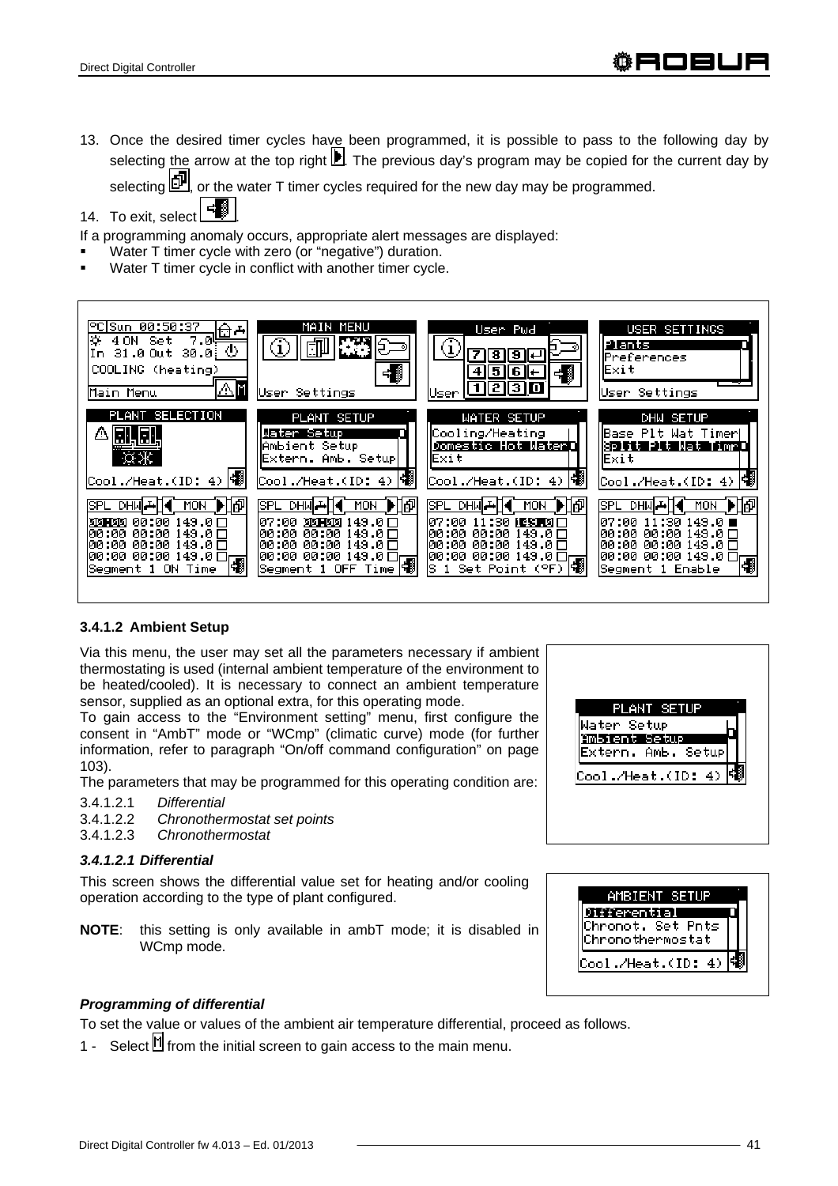13. Once the desired timer cycles have been programmed, it is possible to pass to the following day by selecting the arrow at the top right. The previous day's program may be copied for the current day by selecting, or the water T timer cycles required for the new day may be programmed.
14. To exit, select.

If a programming anomaly occurs, appropriate alert messages are displayed:

- Water T timer cycle with zero (or "negative") duration.
- Water T timer cycle in conflict with another timer cycle.

### 3.4.1.2 Ambient Setup

Via this menu, the user may set all the parameters necessary if ambient thermostating is used (internal ambient temperature of the environment to be heated/cooled). It is necessary to connect an ambient temperature sensor, supplied as an optional extra, for this operating mode.

To gain access to the "Environment setting" menu, first configure the consent in "AmbT" mode or "WCmp" (climatic curve) mode (for further information, refer to paragraph "On/off command configuration" on page 103).

The parameters that may be programmed for this operating condition are:

3.4.1.2.1 *Differential*
3.4.1.2.2 *Chronothermostat set points*
3.4.1.2.3 *Chronothermostat*

#### *3.4.1.2.1 Differential*

This screen shows the differential value set for heating and/or cooling operation according to the type of plant configured.

**NOTE**: this setting is only available in ambT mode; it is disabled in WCmp mode.

***Programming of differential***

To set the value or values of the ambient air temperature differential, proceed as follows.

1 - Select from the initial screen to gain access to the main menu.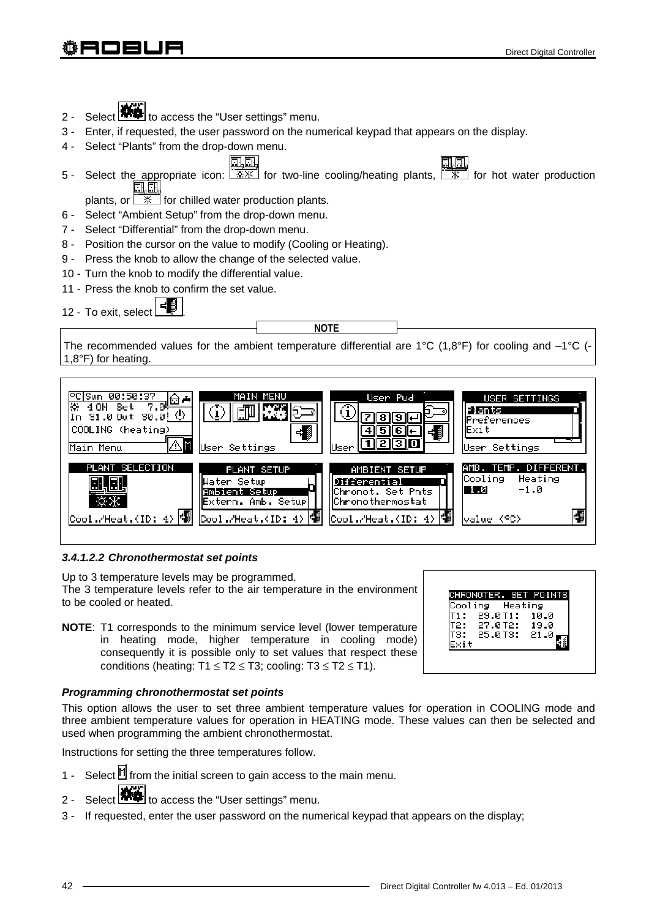2 - Select  to access the “User settings” menu.
3 - Enter, if requested, the user password on the numerical keypad that appears on the display.
4 - Select “Plants” from the drop-down menu.
5 - Select the appropriate icon:  for two-line cooling/heating plants,  for hot water production plants, or  for chilled water production plants.
6 - Select “Ambient Setup” from the drop-down menu.
7 - Select “Differential” from the drop-down menu.
8 - Position the cursor on the value to modify (Cooling or Heating).
9 - Press the knob to allow the change of the selected value.
10 - Turn the knob to modify the differential value.
11 - Press the knob to confirm the set value.
12 - To exit, select .

**NOTE**

The recommended values for the ambient temperature differential are 1°C (1,8°F) for cooling and –1°C (-1,8°F) for heating.

### 3.4.1.2.2 *Chronothermostat set points*

Up to 3 temperature levels may be programmed.
The 3 temperature levels refer to the air temperature in the environment to be cooled or heated.

**NOTE**: T1 corresponds to the minimum service level (lower temperature in heating mode, higher temperature in cooling mode) consequently it is possible only to set values that respect these conditions (heating: T1 ≤ T2 ≤ T3; cooling: T3 ≤ T2 ≤ T1).

***Programming chronothermostat set points***

This option allows the user to set three ambient temperature values for operation in COOLING mode and three ambient temperature values for operation in HEATING mode. These values can then be selected and used when programming the ambient chronothermostat.

Instructions for setting the three temperatures follow.

1 - Select  from the initial screen to gain access to the main menu.
2 - Select  to access the “User settings” menu.
3 - If requested, enter the user password on the numerical keypad that appears on the display;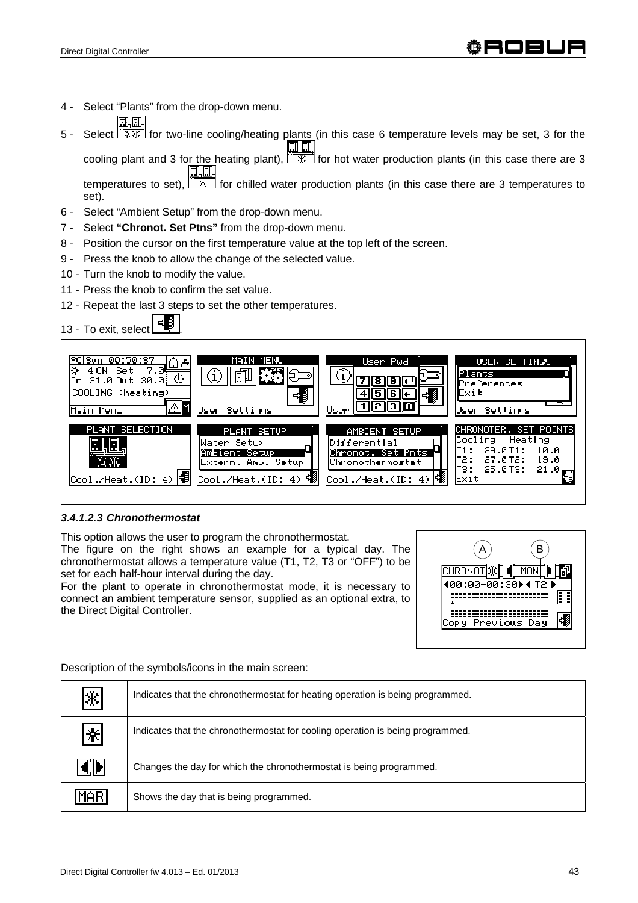4 - Select “Plants” from the drop-down menu.

5 - Select [icon] for two-line cooling/heating plants (in this case 6 temperature levels may be set, 3 for the cooling plant and 3 for the heating plant), [icon] for hot water production plants (in this case there are 3 temperatures to set), [icon] for chilled water production plants (in this case there are 3 temperatures to set).

6 - Select “Ambient Setup” from the drop-down menu.

7 - Select **“Chronot. Set Ptns”** from the drop-down menu.

8 - Position the cursor on the first temperature value at the top left of the screen.

9 - Press the knob to allow the change of the selected value.

10 - Turn the knob to modify the value.

11 - Press the knob to confirm the set value.

12 - Repeat the last 3 steps to set the other temperatures.

13 - To exit, select [icon].

#### 3.4.1.2.3 *Chronothermostat*

This option allows the user to program the chronothermostat.

The figure on the right shows an example for a typical day. The chronothermostat allows a temperature value (T1, T2, T3 or “OFF”) to be set for each half-hour interval during the day.

For the plant to operate in chronothermostat mode, it is necessary to connect an ambient temperature sensor, supplied as an optional extra, to the Direct Digital Controller.

Description of the symbols/icons in the main screen:

| Icon | Description |
|---|---|
| [icon] | Indicates that the chronothermostat for heating operation is being programmed. |
| [icon] | Indicates that the chronothermostat for cooling operation is being programmed. |
| [icon] | Changes the day for which the chronothermostat is being programmed. |
| MAR | Shows the day that is being programmed. |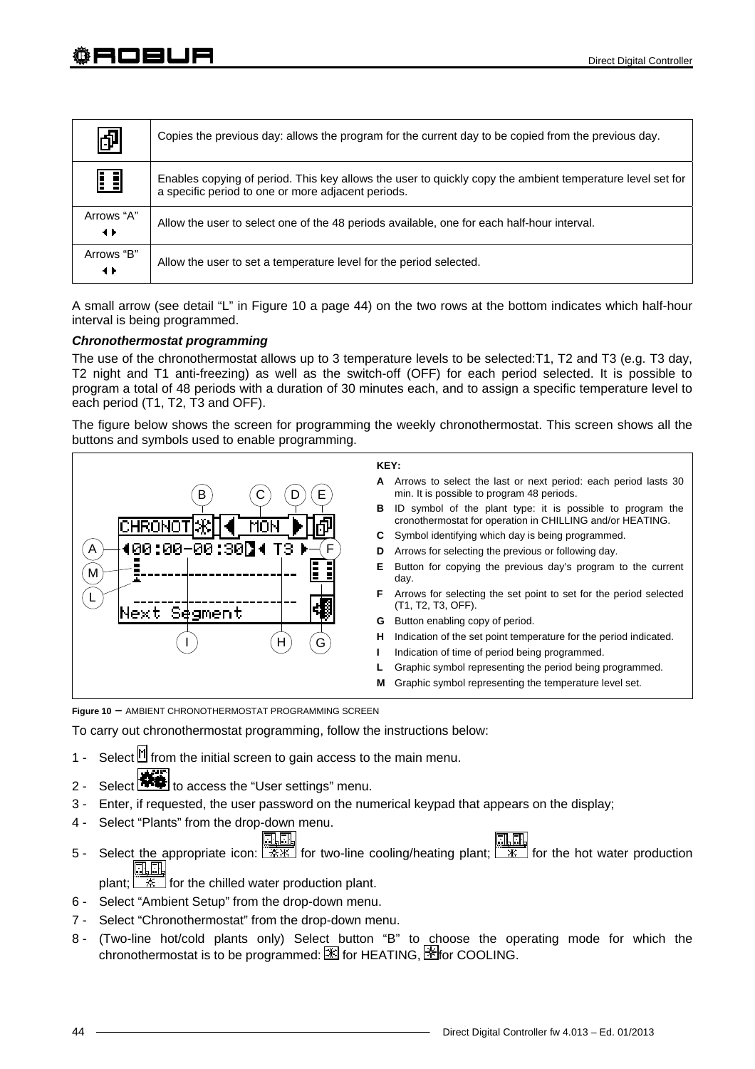| | |
|---|---|
| | Copies the previous day: allows the program for the current day to be copied from the previous day. |
| | Enables copying of period. This key allows the user to quickly copy the ambient temperature level set for a specific period to one or more adjacent periods. |
| Arrows "A" ◂ ▸ | Allow the user to select one of the 48 periods available, one for each half-hour interval. |
| Arrows "B" ◂ ▸ | Allow the user to set a temperature level for the period selected. |

A small arrow (see detail "L" in Figure 10 a page 44) on the two rows at the bottom indicates which half-hour interval is being programmed.

***Chronothermostat programming***

The use of the chronothermostat allows up to 3 temperature levels to be selected:T1, T2 and T3 (e.g. T3 day, T2 night and T1 anti-freezing) as well as the switch-off (OFF) for each period selected. It is possible to program a total of 48 periods with a duration of 30 minutes each, and to assign a specific temperature level to each period (T1, T2, T3 and OFF).

The figure below shows the screen for programming the weekly chronothermostat. This screen shows all the buttons and symbols used to enable programming.

**KEY:**

- **A** Arrows to select the last or next period: each period lasts 30 min. It is possible to program 48 periods.
- **B** ID symbol of the plant type: it is possible to program the cronothermostat for operation in CHILLING and/or HEATING.
- **C** Symbol identifying which day is being programmed.
- **D** Arrows for selecting the previous or following day.
- **E** Button for copying the previous day's program to the current day.
- **F** Arrows for selecting the set point to set for the period selected (T1, T2, T3, OFF).
- **G** Button enabling copy of period.
- **H** Indication of the set point temperature for the period indicated.
- **I** Indication of time of period being programmed.
- **L** Graphic symbol representing the period being programmed.
- **M** Graphic symbol representing the temperature level set.

**Figure 10** – AMBIENT CHRONOTHERMOSTAT PROGRAMMING SCREEN

To carry out chronothermostat programming, follow the instructions below:

1 - Select from the initial screen to gain access to the main menu.

2 - Select to access the "User settings" menu.

3 - Enter, if requested, the user password on the numerical keypad that appears on the display;

4 - Select "Plants" from the drop-down menu.

5 - Select the appropriate icon: for two-line cooling/heating plant; for the hot water production plant; for the chilled water production plant.

6 - Select "Ambient Setup" from the drop-down menu.

7 - Select "Chronothermostat" from the drop-down menu.

8 - (Two-line hot/cold plants only) Select button "B" to choose the operating mode for which the chronothermostat is to be programmed: for HEATING, for COOLING.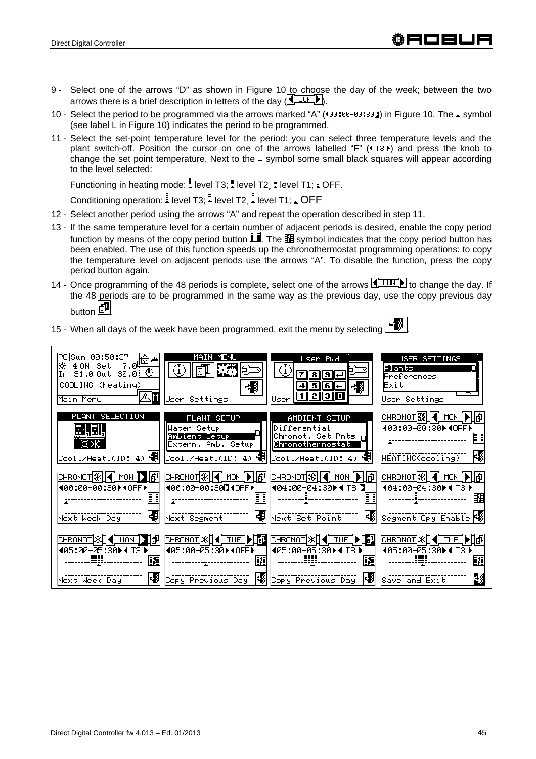9 - Select one of the arrows "D" as shown in Figure 10 to choose the day of the week; between the two arrows there is a brief description in letters of the day (◄ LUN ►).

10 - Select the period to be programmed via the arrows marked "A" (◄00:00-00:30►) in Figure 10. The ▲ symbol (see label L in Figure 10) indicates the period to be programmed.

11 - Select the set-point temperature level for the period: you can select three temperature levels and the plant switch-off. Position the cursor on one of the arrows labelled "F" (◄ T3 ►) and press the knob to change the set point temperature. Next to the ▲ symbol some small black squares will appear according to the level selected:

    Functioning in heating mode: level T3; level T2, level T1; OFF.

    Conditioning operation: level T3; level T2, level T1; OFF

12 - Select another period using the arrows "A" and repeat the operation described in step 11.

13 - If the same temperature level for a certain number of adjacent periods is desired, enable the copy period function by means of the copy period button. The symbol indicates that the copy period button has been enabled. The use of this function speeds up the chronothermostat programming operations: to copy the temperature level on adjacent periods use the arrows "A". To disable the function, press the copy period button again.

14 - Once programming of the 48 periods is complete, select one of the arrows ◄ LUN ► to change the day. If the 48 periods are to be programmed in the same way as the previous day, use the copy previous day button.

15 - When all days of the week have been programmed, exit the menu by selecting.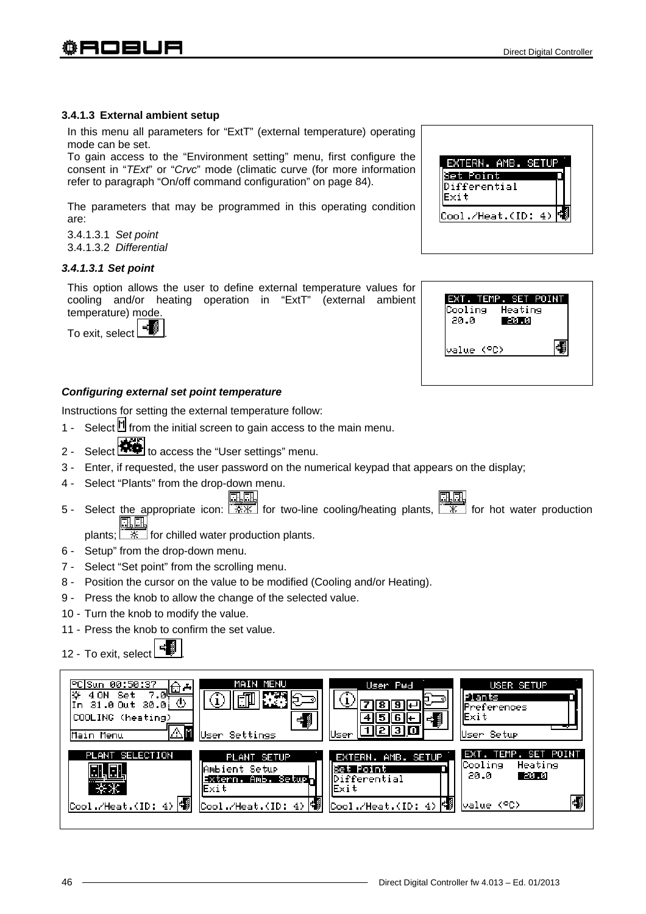### 3.4.1.3 External ambient setup

In this menu all parameters for "ExtT" (external temperature) operating mode can be set.

To gain access to the "Environment setting" menu, first configure the consent in "*TExt*" or "*Crvc*" mode (climatic curve (for more information refer to paragraph "On/off command configuration" on page 84).

The parameters that may be programmed in this operating condition are:

3.4.1.3.1 *Set point*
3.4.1.3.2 *Differential*

#### *3.4.1.3.1 Set point*

This option allows the user to define external temperature values for cooling and/or heating operation in "ExtT" (external ambient temperature) mode.

To exit, select .

#### *Configuring external set point temperature*

Instructions for setting the external temperature follow:

1 - Select from the initial screen to gain access to the main menu.
2 - Select to access the "User settings" menu.
3 - Enter, if requested, the user password on the numerical keypad that appears on the display;
4 - Select "Plants" from the drop-down menu.
5 - Select the appropriate icon: for two-line cooling/heating plants, for hot water production plants; for chilled water production plants.
6 - Setup" from the drop-down menu.
7 - Select "Set point" from the scrolling menu.
8 - Position the cursor on the value to be modified (Cooling and/or Heating).
9 - Press the knob to allow the change of the selected value.
10 - Turn the knob to modify the value.
11 - Press the knob to confirm the set value.
12 - To exit, select .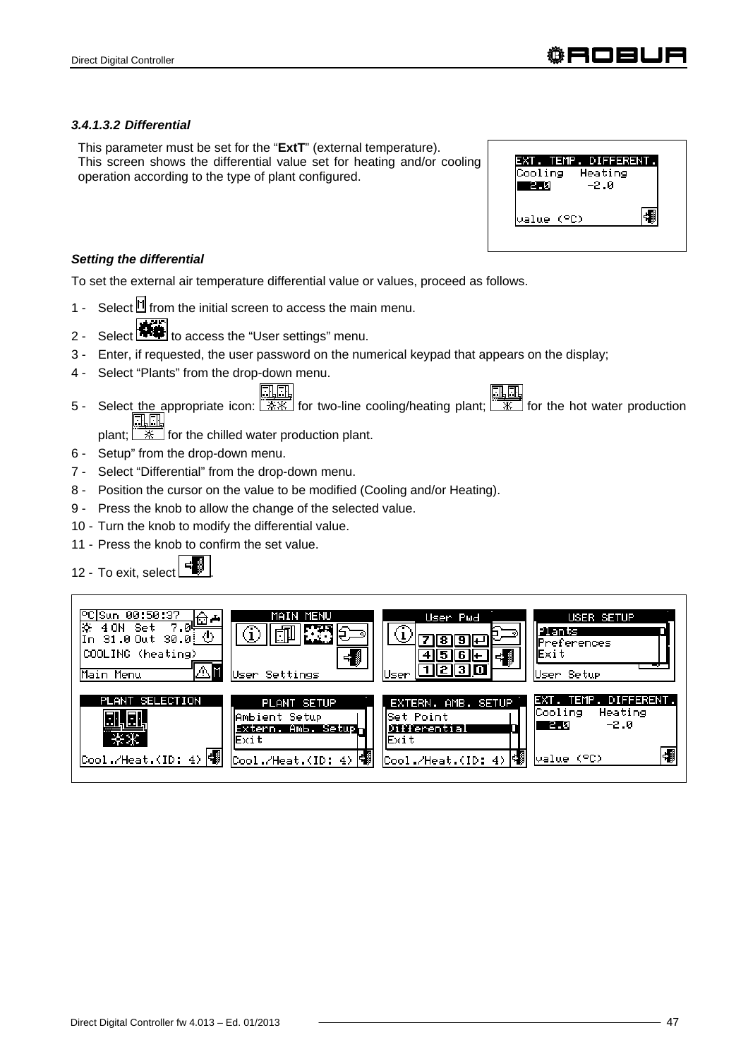### 3.4.1.3.2 *Differential*

This parameter must be set for the "**ExtT**" (external temperature).
This screen shows the differential value set for heating and/or cooling operation according to the type of plant configured.

***Setting the differential***

To set the external air temperature differential value or values, proceed as follows.

1 - Select the M icon from the initial screen to access the main menu.
2 - Select the User settings icon to access the "User settings" menu.
3 - Enter, if requested, the user password on the numerical keypad that appears on the display;
4 - Select "Plants" from the drop-down menu.
5 - Select the appropriate icon: the cooling/heating plant icon for two-line cooling/heating plant; the hot water production plant icon for the hot water production plant; the chilled water production plant icon for the chilled water production plant.
6 - Setup" from the drop-down menu.
7 - Select "Differential" from the drop-down menu.
8 - Position the cursor on the value to be modified (Cooling and/or Heating).
9 - Press the knob to allow the change of the selected value.
10 - Turn the knob to modify the differential value.
11 - Press the knob to confirm the set value.
12 - To exit, select the exit icon.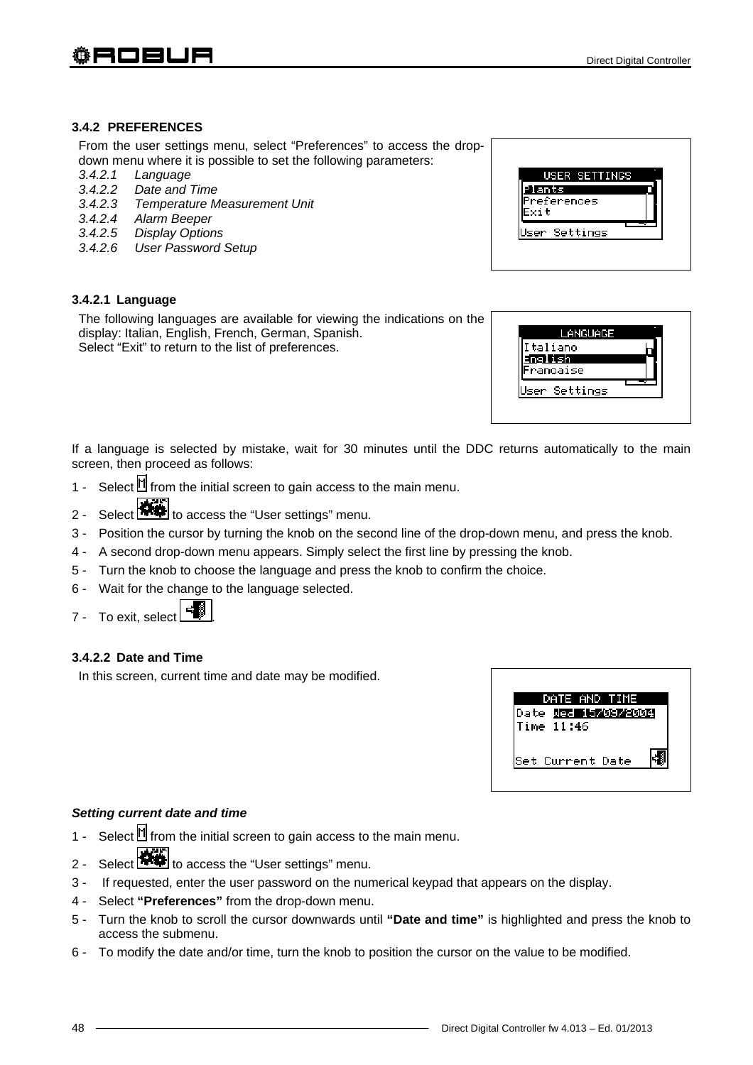### 3.4.2 PREFERENCES

From the user settings menu, select “Preferences” to access the drop-down menu where it is possible to set the following parameters:

*3.4.2.1 Language*
*3.4.2.2 Date and Time*
*3.4.2.3 Temperature Measurement Unit*
*3.4.2.4 Alarm Beeper*
*3.4.2.5 Display Options*
*3.4.2.6 User Password Setup*

USER SETTINGS
Plants
Preferences
Exit
User Settings

#### 3.4.2.1 Language

The following languages are available for viewing the indications on the display: Italian, English, French, German, Spanish.
Select “Exit” to return to the list of preferences.

LANGUAGE
Italiano
English
Francaise
User Settings

If a language is selected by mistake, wait for 30 minutes until the DDC returns automatically to the main screen, then proceed as follows:

1 - Select M from the initial screen to gain access to the main menu.
2 - Select the settings icon to access the “User settings” menu.
3 - Position the cursor by turning the knob on the second line of the drop-down menu, and press the knob.
4 - A second drop-down menu appears. Simply select the first line by pressing the knob.
5 - Turn the knob to choose the language and press the knob to confirm the choice.
6 - Wait for the change to the language selected.
7 - To exit, select the exit icon.

#### 3.4.2.2 Date and Time

In this screen, current time and date may be modified.

DATE AND TIME
Date Wed 15/09/2004
Time 11:46
Set Current Date

***Setting current date and time***

1 - Select M from the initial screen to gain access to the main menu.
2 - Select the settings icon to access the “User settings” menu.
3 - If requested, enter the user password on the numerical keypad that appears on the display.
4 - Select **“Preferences”** from the drop-down menu.
5 - Turn the knob to scroll the cursor downwards until **“Date and time”** is highlighted and press the knob to access the submenu.
6 - To modify the date and/or time, turn the knob to position the cursor on the value to be modified.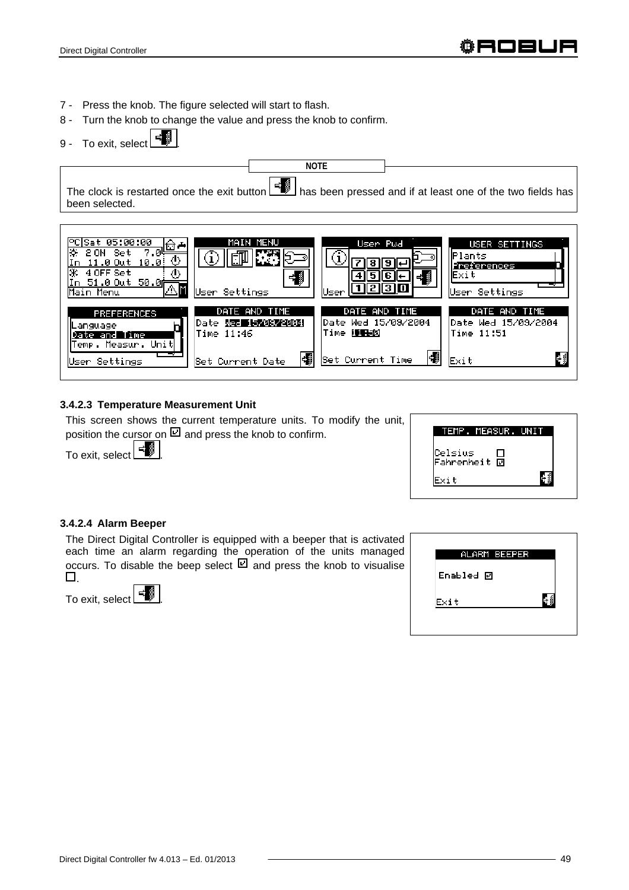7 - Press the knob. The figure selected will start to flash.

8 - Turn the knob to change the value and press the knob to confirm.

9 - To exit, select [exit icon].

**NOTE**

The clock is restarted once the exit button [exit icon] has been pressed and if at least one of the two fields has been selected.

### 3.4.2.3 Temperature Measurement Unit

This screen shows the current temperature units. To modify the unit, position the cursor on ☑ and press the knob to confirm.

To exit, select [exit icon].

### 3.4.2.4 Alarm Beeper

The Direct Digital Controller is equipped with a beeper that is activated each time an alarm regarding the operation of the units managed occurs. To disable the beep select ☑ and press the knob to visualise ☐.

To exit, select [exit icon].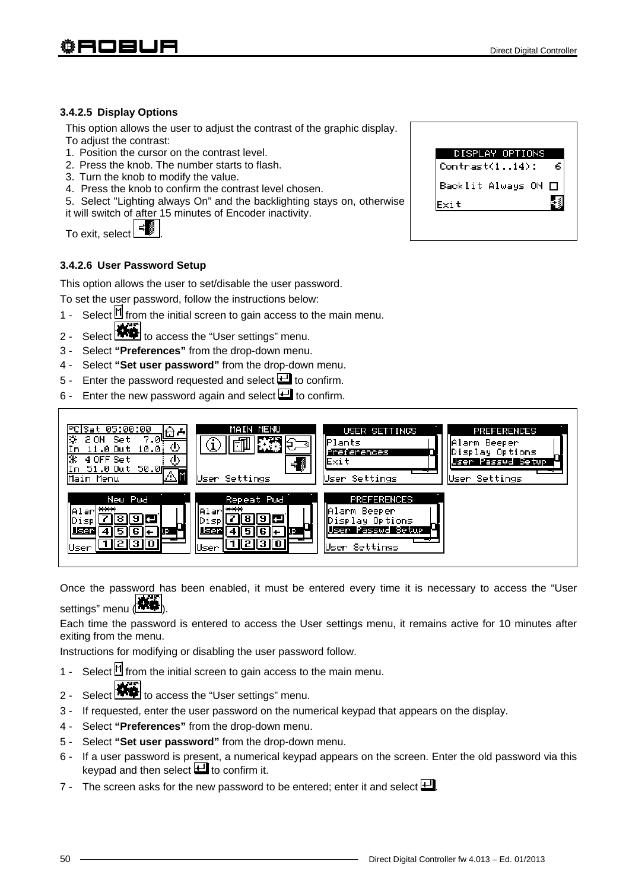#### 3.4.2.5 Display Options

This option allows the user to adjust the contrast of the graphic display.
To adjust the contrast:

1. Position the cursor on the contrast level.
2. Press the knob. The number starts to flash.
3. Turn the knob to modify the value.
4. Press the knob to confirm the contrast level chosen.
5. Select "Lighting always On" and the backlighting stays on, otherwise it will switch of after 15 minutes of Encoder inactivity.

To exit, select .

#### 3.4.2.6 User Password Setup

This option allows the user to set/disable the user password.

To set the user password, follow the instructions below:

1 - Select  from the initial screen to gain access to the main menu.
2 - Select  to access the "User settings" menu.
3 - Select **"Preferences"** from the drop-down menu.
4 - Select **"Set user password"** from the drop-down menu.
5 - Enter the password requested and select  to confirm.
6 - Enter the new password again and select  to confirm.

Once the password has been enabled, it must be entered every time it is necessary to access the "User settings" menu ( ).

Each time the password is entered to access the User settings menu, it remains active for 10 minutes after exiting from the menu.

Instructions for modifying or disabling the user password follow.

1 - Select  from the initial screen to gain access to the main menu.
2 - Select  to access the "User settings" menu.
3 - If requested, enter the user password on the numerical keypad that appears on the display.
4 - Select **"Preferences"** from the drop-down menu.
5 - Select **"Set user password"** from the drop-down menu.
6 - If a user password is present, a numerical keypad appears on the screen. Enter the old password via this keypad and then select  to confirm it.
7 - The screen asks for the new password to be entered; enter it and select .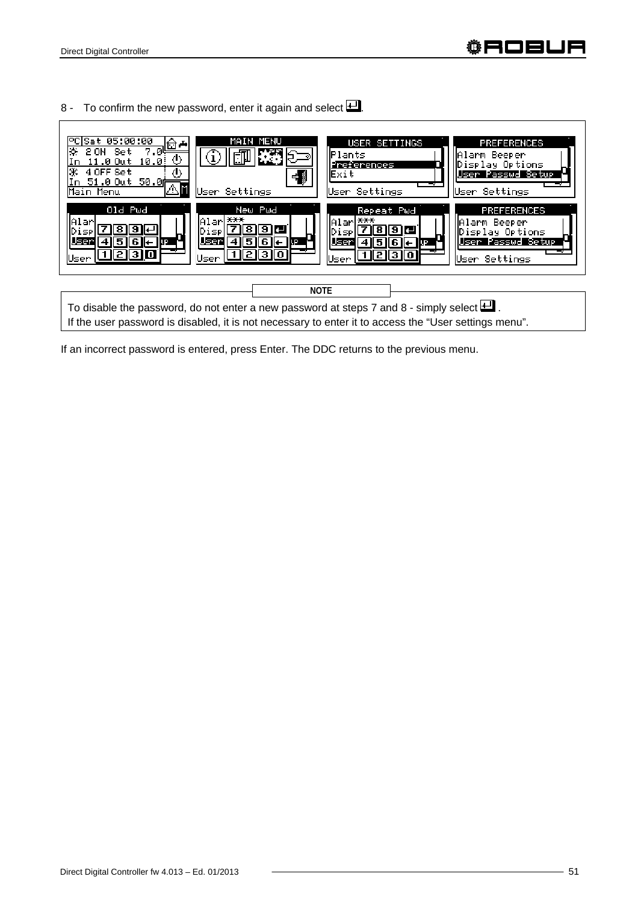8 - To confirm the new password, enter it again and select ↵.

**NOTE**

To disable the password, do not enter a new password at steps 7 and 8 - simply select ↵ .
If the user password is disabled, it is not necessary to enter it to access the "User settings menu".

If an incorrect password is entered, press Enter. The DDC returns to the previous menu.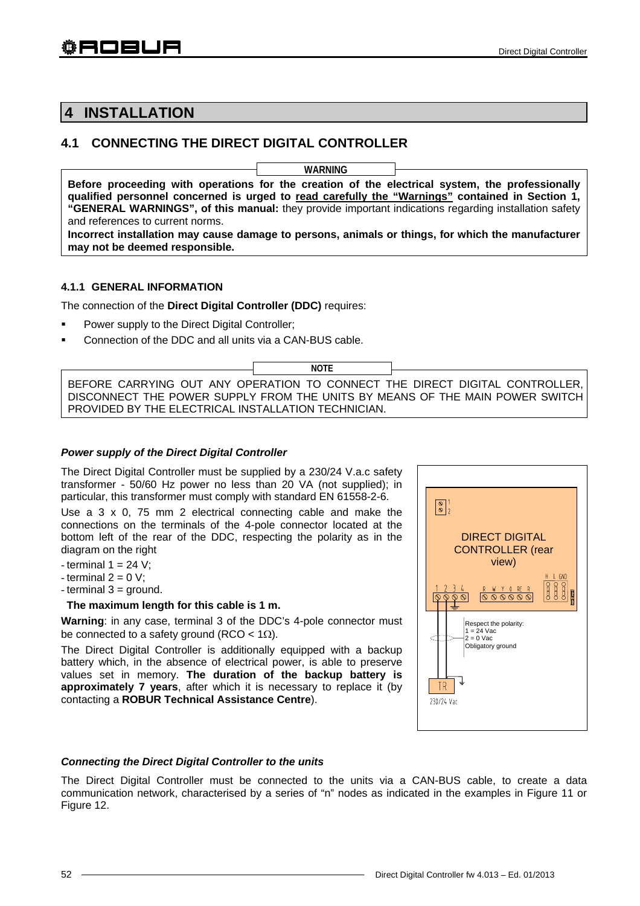# 4 INSTALLATION

## 4.1 CONNECTING THE DIRECT DIGITAL CONTROLLER

**WARNING**

**Before proceeding with operations for the creation of the electrical system, the professionally qualified personnel concerned is urged to read carefully the "Warnings" contained in Section 1, "GENERAL WARNINGS", of this manual:** they provide important indications regarding installation safety and references to current norms.

**Incorrect installation may cause damage to persons, animals or things, for which the manufacturer may not be deemed responsible.**

### 4.1.1 GENERAL INFORMATION

The connection of the **Direct Digital Controller (DDC)** requires:

- Power supply to the Direct Digital Controller;
- Connection of the DDC and all units via a CAN-BUS cable.

**NOTE**

BEFORE CARRYING OUT ANY OPERATION TO CONNECT THE DIRECT DIGITAL CONTROLLER, DISCONNECT THE POWER SUPPLY FROM THE UNITS BY MEANS OF THE MAIN POWER SWITCH PROVIDED BY THE ELECTRICAL INSTALLATION TECHNICIAN.

***Power supply of the Direct Digital Controller***

The Direct Digital Controller must be supplied by a 230/24 V.a.c safety transformer - 50/60 Hz power no less than 20 VA (not supplied); in particular, this transformer must comply with standard EN 61558-2-6.

Use a 3 x 0, 75 mm 2 electrical connecting cable and make the connections on the terminals of the 4-pole connector located at the bottom left of the rear of the DDC, respecting the polarity as in the diagram on the right

- terminal 1 = 24 V;
- terminal 2 = 0 V;
- terminal 3 = ground.

**The maximum length for this cable is 1 m.**

**Warning**: in any case, terminal 3 of the DDC's 4-pole connector must be connected to a safety ground (RCO < 1Ω).

The Direct Digital Controller is additionally equipped with a backup battery which, in the absence of electrical power, is able to preserve values set in memory. **The duration of the backup battery is approximately 7 years**, after which it is necessary to replace it (by contacting a **ROBUR Technical Assistance Centre**).

DIRECT DIGITAL CONTROLLER (rear view)

Respect the polarity:
1 = 24 Vac
2 = 0 Vac
Obligatory ground

TR
230/24 Vac

***Connecting the Direct Digital Controller to the units***

The Direct Digital Controller must be connected to the units via a CAN-BUS cable, to create a data communication network, characterised by a series of "n" nodes as indicated in the examples in Figure 11 or Figure 12.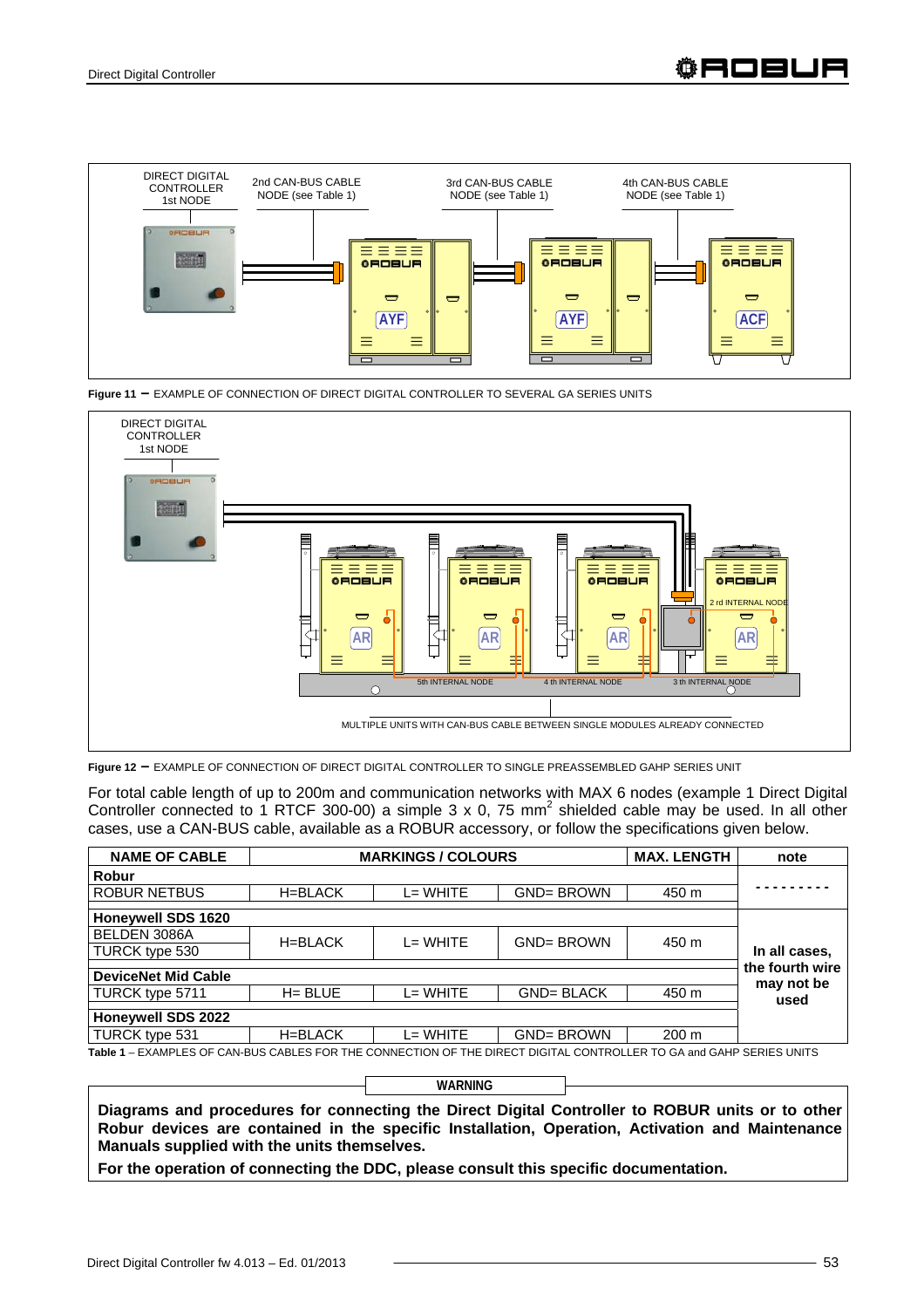Figure 11 – EXAMPLE OF CONNECTION OF DIRECT DIGITAL CONTROLLER TO SEVERAL GA SERIES UNITS

Figure 12 – EXAMPLE OF CONNECTION OF DIRECT DIGITAL CONTROLLER TO SINGLE PREASSEMBLED GAHP SERIES UNIT

For total cable length of up to 200m and communication networks with MAX 6 nodes (example 1 Direct Digital Controller connected to 1 RTCF 300-00) a simple 3 x 0, 75 mm² shielded cable may be used. In all other cases, use a CAN-BUS cable, available as a ROBUR accessory, or follow the specifications given below.

| NAME OF CABLE | MARKINGS / COLOURS | | | MAX. LENGTH | note |
|---|---|---|---|---|---|
| **Robur** | | | | | |
| ROBUR NETBUS | H=BLACK | L= WHITE | GND= BROWN | 450 m | - - - - - - - - - |
| **Honeywell SDS 1620** | | | | | **In all cases, the fourth wire may not be used** |
| BELDEN 3086A | H=BLACK | L= WHITE | GND= BROWN | 450 m | |
| TURCK type 530 | | | | | |
| **DeviceNet Mid Cable** | | | | | |
| TURCK type 5711 | H= BLUE | L= WHITE | GND= BLACK | 450 m | |
| **Honeywell SDS 2022** | | | | | |
| TURCK type 531 | H=BLACK | L= WHITE | GND= BROWN | 200 m | |

Table 1 – EXAMPLES OF CAN-BUS CABLES FOR THE CONNECTION OF THE DIRECT DIGITAL CONTROLLER TO GA and GAHP SERIES UNITS

**WARNING**

**Diagrams and procedures for connecting the Direct Digital Controller to ROBUR units or to other Robur devices are contained in the specific Installation, Operation, Activation and Maintenance Manuals supplied with the units themselves.**

**For the operation of connecting the DDC, please consult this specific documentation.**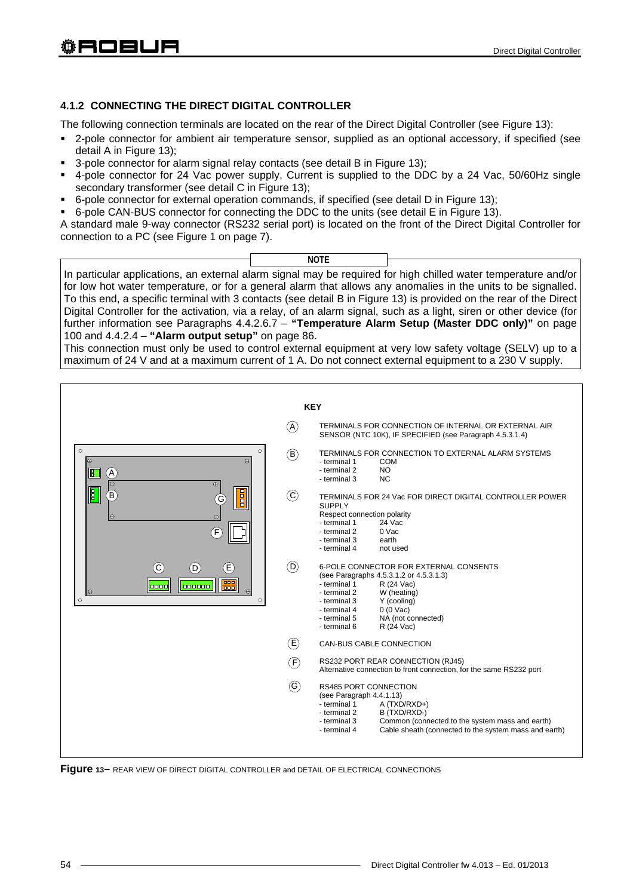### 4.1.2 CONNECTING THE DIRECT DIGITAL CONTROLLER

The following connection terminals are located on the rear of the Direct Digital Controller (see Figure 13):

- 2-pole connector for ambient air temperature sensor, supplied as an optional accessory, if specified (see detail A in Figure 13);
- 3-pole connector for alarm signal relay contacts (see detail B in Figure 13);
- 4-pole connector for 24 Vac power supply. Current is supplied to the DDC by a 24 Vac, 50/60Hz single secondary transformer (see detail C in Figure 13);
- 6-pole connector for external operation commands, if specified (see detail D in Figure 13);
- 6-pole CAN-BUS connector for connecting the DDC to the units (see detail E in Figure 13).

A standard male 9-way connector (RS232 serial port) is located on the front of the Direct Digital Controller for connection to a PC (see Figure 1 on page 7).

**NOTE**

In particular applications, an external alarm signal may be required for high chilled water temperature and/or for low hot water temperature, or for a general alarm that allows any anomalies in the units to be signalled. To this end, a specific terminal with 3 contacts (see detail B in Figure 13) is provided on the rear of the Direct Digital Controller for the activation, via a relay, of an alarm signal, such as a light, siren or other device (for further information see Paragraphs 4.4.2.6.7 – **"Temperature Alarm Setup (Master DDC only)"** on page 100 and 4.4.2.4 – **"Alarm output setup"** on page 86.

This connection must only be used to control external equipment at very low safety voltage (SELV) up to a maximum of 24 V and at a maximum current of 1 A. Do not connect external equipment to a 230 V supply.

**KEY**

- (A) TERMINALS FOR CONNECTION OF INTERNAL OR EXTERNAL AIR SENSOR (NTC 10K), IF SPECIFIED (see Paragraph 4.5.3.1.4)
- (B) TERMINALS FOR CONNECTION TO EXTERNAL ALARM SYSTEMS
  - terminal 1 COM
  - terminal 2 NO
  - terminal 3 NC
- (C) TERMINALS FOR 24 Vac FOR DIRECT DIGITAL CONTROLLER POWER SUPPLY
  Respect connection polarity
  - terminal 1 24 Vac
  - terminal 2 0 Vac
  - terminal 3 earth
  - terminal 4 not used
- (D) 6-POLE CONNECTOR FOR EXTERNAL CONSENTS (see Paragraphs 4.5.3.1.2 or 4.5.3.1.3)
  - terminal 1 R (24 Vac)
  - terminal 2 W (heating)
  - terminal 3 Y (cooling)
  - terminal 4 0 (0 Vac)
  - terminal 5 NA (not connected)
  - terminal 6 R (24 Vac)
- (E) CAN-BUS CABLE CONNECTION
- (F) RS232 PORT REAR CONNECTION (RJ45)
  Alternative connection to front connection, for the same RS232 port
- (G) RS485 PORT CONNECTION (see Paragraph 4.4.1.13)
  - terminal 1 A (TXD/RXD+)
  - terminal 2 B (TXD/RXD-)
  - terminal 3 Common (connected to the system mass and earth)
  - terminal 4 Cable sheath (connected to the system mass and earth)

**Figure 13–** REAR VIEW OF DIRECT DIGITAL CONTROLLER and DETAIL OF ELECTRICAL CONNECTIONS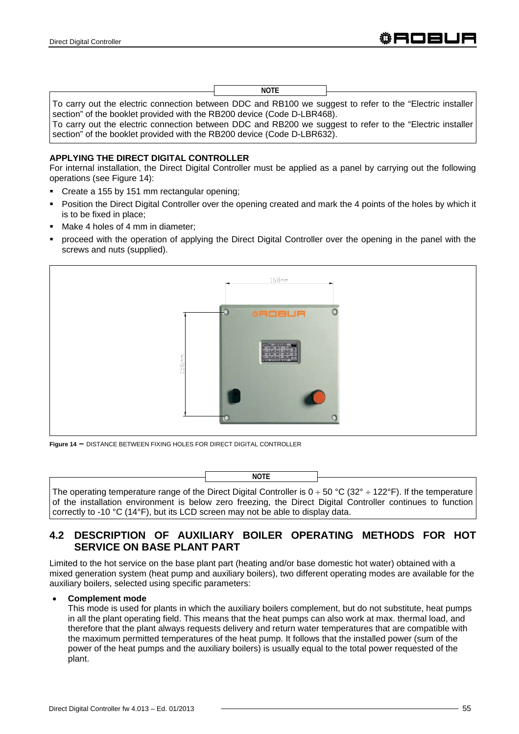**NOTE**

To carry out the electric connection between DDC and RB100 we suggest to refer to the "Electric installer section" of the booklet provided with the RB200 device (Code D-LBR468).
To carry out the electric connection between DDC and RB200 we suggest to refer to the "Electric installer section" of the booklet provided with the RB200 device (Code D-LBR632).

**APPLYING THE DIRECT DIGITAL CONTROLLER**

For internal installation, the Direct Digital Controller must be applied as a panel by carrying out the following operations (see Figure 14):

- Create a 155 by 151 mm rectangular opening;
- Position the Direct Digital Controller over the opening created and mark the 4 points of the holes by which it is to be fixed in place;
- Make 4 holes of 4 mm in diameter;
- proceed with the operation of applying the Direct Digital Controller over the opening in the panel with the screws and nuts (supplied).

**Figure 14** – DISTANCE BETWEEN FIXING HOLES FOR DIRECT DIGITAL CONTROLLER

**NOTE**

The operating temperature range of the Direct Digital Controller is 0 ÷ 50 °C (32° ÷ 122°F). If the temperature of the installation environment is below zero freezing, the Direct Digital Controller continues to function correctly to -10 °C (14°F), but its LCD screen may not be able to display data.

## 4.2 DESCRIPTION OF AUXILIARY BOILER OPERATING METHODS FOR HOT SERVICE ON BASE PLANT PART

Limited to the hot service on the base plant part (heating and/or base domestic hot water) obtained with a mixed generation system (heat pump and auxiliary boilers), two different operating modes are available for the auxiliary boilers, selected using specific parameters:

- **Complement mode**
  This mode is used for plants in which the auxiliary boilers complement, but do not substitute, heat pumps in all the plant operating field. This means that the heat pumps can also work at max. thermal load, and therefore that the plant always requests delivery and return water temperatures that are compatible with the maximum permitted temperatures of the heat pump. It follows that the installed power (sum of the power of the heat pumps and the auxiliary boilers) is usually equal to the total power requested of the plant.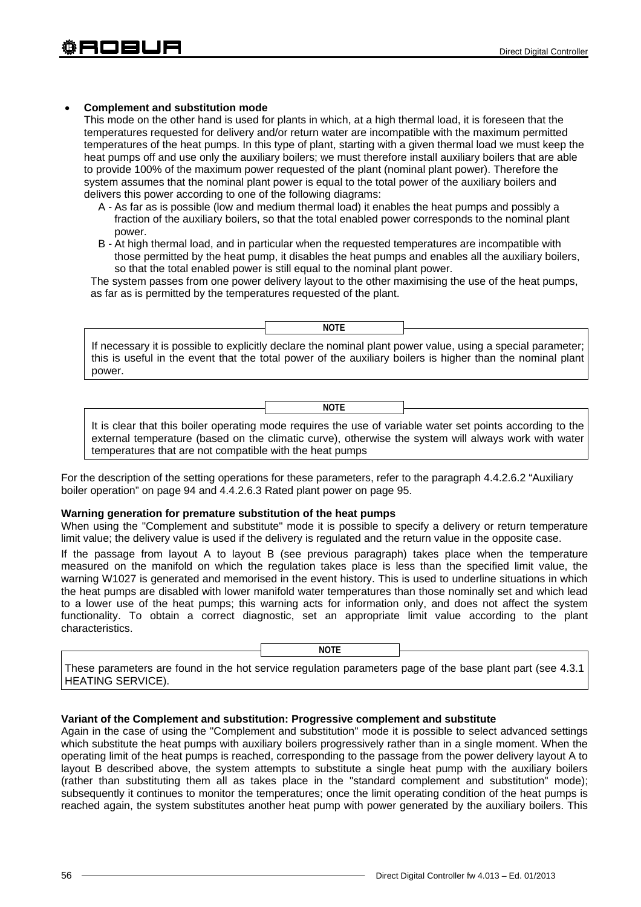- **Complement and substitution mode**

  This mode on the other hand is used for plants in which, at a high thermal load, it is foreseen that the temperatures requested for delivery and/or return water are incompatible with the maximum permitted temperatures of the heat pumps. In this type of plant, starting with a given thermal load we must keep the heat pumps off and use only the auxiliary boilers; we must therefore install auxiliary boilers that are able to provide 100% of the maximum power requested of the plant (nominal plant power). Therefore the system assumes that the nominal plant power is equal to the total power of the auxiliary boilers and delivers this power according to one of the following diagrams:

  A - As far as is possible (low and medium thermal load) it enables the heat pumps and possibly a fraction of the auxiliary boilers, so that the total enabled power corresponds to the nominal plant power.

  B - At high thermal load, and in particular when the requested temperatures are incompatible with those permitted by the heat pump, it disables the heat pumps and enables all the auxiliary boilers, so that the total enabled power is still equal to the nominal plant power.

  The system passes from one power delivery layout to the other maximising the use of the heat pumps, as far as is permitted by the temperatures requested of the plant.

**NOTE**

If necessary it is possible to explicitly declare the nominal plant power value, using a special parameter; this is useful in the event that the total power of the auxiliary boilers is higher than the nominal plant power.

**NOTE**

It is clear that this boiler operating mode requires the use of variable water set points according to the external temperature (based on the climatic curve), otherwise the system will always work with water temperatures that are not compatible with the heat pumps

For the description of the setting operations for these parameters, refer to the paragraph 4.4.2.6.2 "Auxiliary boiler operation" on page 94 and 4.4.2.6.3 Rated plant power on page 95.

**Warning generation for premature substitution of the heat pumps**

When using the "Complement and substitute" mode it is possible to specify a delivery or return temperature limit value; the delivery value is used if the delivery is regulated and the return value in the opposite case.

If the passage from layout A to layout B (see previous paragraph) takes place when the temperature measured on the manifold on which the regulation takes place is less than the specified limit value, the warning W1027 is generated and memorised in the event history. This is used to underline situations in which the heat pumps are disabled with lower manifold water temperatures than those nominally set and which lead to a lower use of the heat pumps; this warning acts for information only, and does not affect the system functionality. To obtain a correct diagnostic, set an appropriate limit value according to the plant characteristics.

**NOTE**

These parameters are found in the hot service regulation parameters page of the base plant part (see 4.3.1 HEATING SERVICE).

**Variant of the Complement and substitution: Progressive complement and substitute**

Again in the case of using the "Complement and substitution" mode it is possible to select advanced settings which substitute the heat pumps with auxiliary boilers progressively rather than in a single moment. When the operating limit of the heat pumps is reached, corresponding to the passage from the power delivery layout A to layout B described above, the system attempts to substitute a single heat pump with the auxiliary boilers (rather than substituting them all as takes place in the "standard complement and substitution" mode); subsequently it continues to monitor the temperatures; once the limit operating condition of the heat pumps is reached again, the system substitutes another heat pump with power generated by the auxiliary boilers. This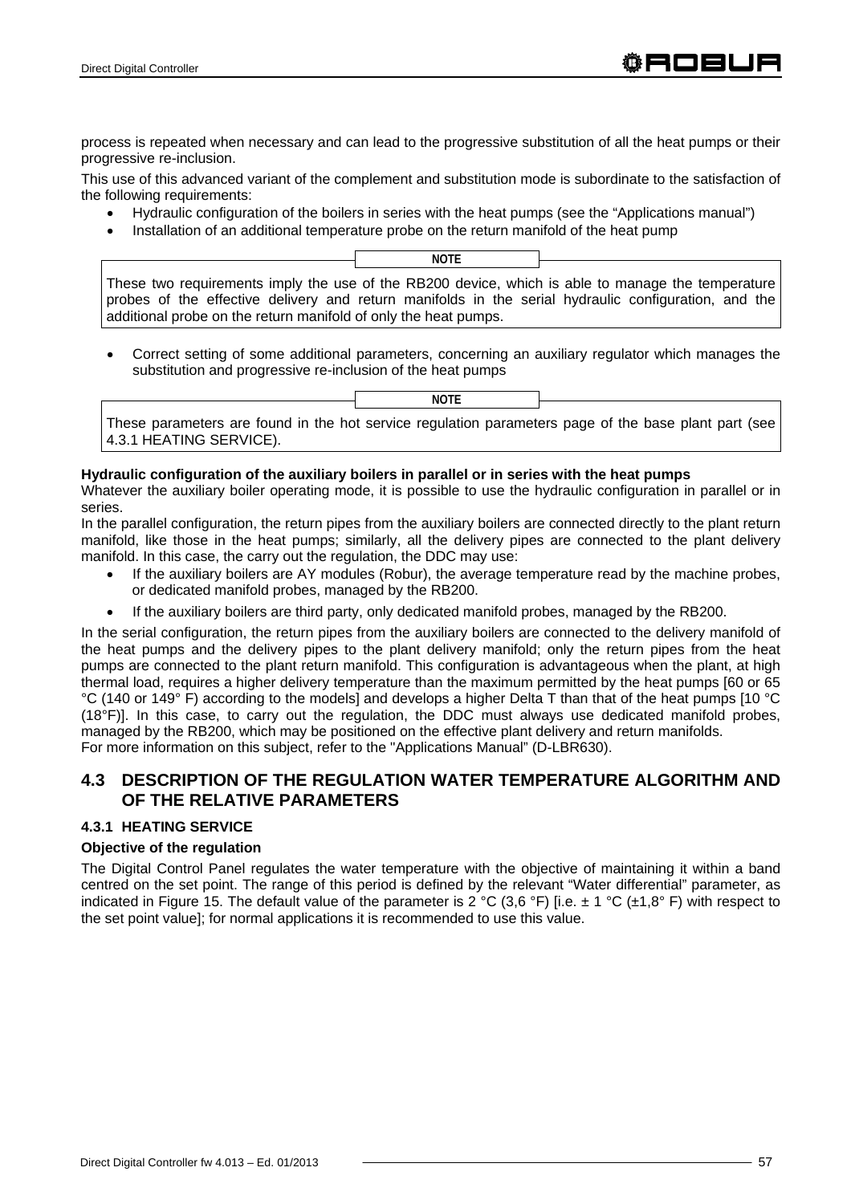process is repeated when necessary and can lead to the progressive substitution of all the heat pumps or their progressive re-inclusion.

This use of this advanced variant of the complement and substitution mode is subordinate to the satisfaction of the following requirements:

- Hydraulic configuration of the boilers in series with the heat pumps (see the “Applications manual”)
- Installation of an additional temperature probe on the return manifold of the heat pump

> **NOTE**
>
> These two requirements imply the use of the RB200 device, which is able to manage the temperature probes of the effective delivery and return manifolds in the serial hydraulic configuration, and the additional probe on the return manifold of only the heat pumps.

- Correct setting of some additional parameters, concerning an auxiliary regulator which manages the substitution and progressive re-inclusion of the heat pumps

> **NOTE**
>
> These parameters are found in the hot service regulation parameters page of the base plant part (see 4.3.1 HEATING SERVICE).

**Hydraulic configuration of the auxiliary boilers in parallel or in series with the heat pumps**

Whatever the auxiliary boiler operating mode, it is possible to use the hydraulic configuration in parallel or in series.

In the parallel configuration, the return pipes from the auxiliary boilers are connected directly to the plant return manifold, like those in the heat pumps; similarly, all the delivery pipes are connected to the plant delivery manifold. In this case, the carry out the regulation, the DDC may use:

- If the auxiliary boilers are AY modules (Robur), the average temperature read by the machine probes, or dedicated manifold probes, managed by the RB200.
- If the auxiliary boilers are third party, only dedicated manifold probes, managed by the RB200.

In the serial configuration, the return pipes from the auxiliary boilers are connected to the delivery manifold of the heat pumps and the delivery pipes to the plant delivery manifold; only the return pipes from the heat pumps are connected to the plant return manifold. This configuration is advantageous when the plant, at high thermal load, requires a higher delivery temperature than the maximum permitted by the heat pumps [60 or 65 °C (140 or 149° F) according to the models] and develops a higher Delta T than that of the heat pumps [10 °C (18°F)]. In this case, to carry out the regulation, the DDC must always use dedicated manifold probes, managed by the RB200, which may be positioned on the effective plant delivery and return manifolds.
For more information on this subject, refer to the "Applications Manual" (D-LBR630).

## 4.3 DESCRIPTION OF THE REGULATION WATER TEMPERATURE ALGORITHM AND OF THE RELATIVE PARAMETERS

### 4.3.1 HEATING SERVICE

**Objective of the regulation**

The Digital Control Panel regulates the water temperature with the objective of maintaining it within a band centred on the set point. The range of this period is defined by the relevant “Water differential” parameter, as indicated in Figure 15. The default value of the parameter is 2 °C (3,6 °F) [i.e. ± 1 °C (±1,8° F) with respect to the set point value]; for normal applications it is recommended to use this value.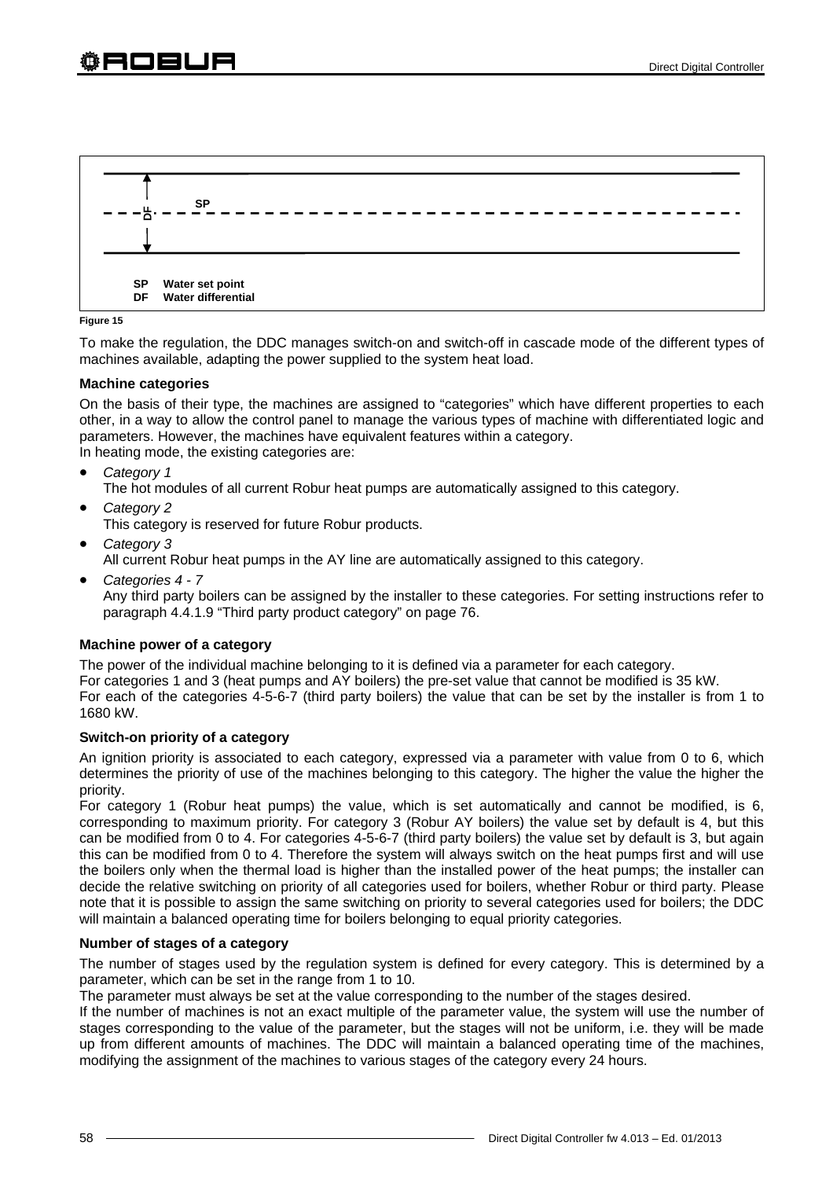SP Water set point
DF Water differential

Figure 15

To make the regulation, the DDC manages switch-on and switch-off in cascade mode of the different types of machines available, adapting the power supplied to the system heat load.

**Machine categories**

On the basis of their type, the machines are assigned to "categories" which have different properties to each other, in a way to allow the control panel to manage the various types of machine with differentiated logic and parameters. However, the machines have equivalent features within a category.
In heating mode, the existing categories are:

- *Category 1*
  The hot modules of all current Robur heat pumps are automatically assigned to this category.
- *Category 2*
  This category is reserved for future Robur products.
- *Category 3*
  All current Robur heat pumps in the AY line are automatically assigned to this category.
- *Categories 4 - 7*
  Any third party boilers can be assigned by the installer to these categories. For setting instructions refer to paragraph 4.4.1.9 "Third party product category" on page 76.

**Machine power of a category**

The power of the individual machine belonging to it is defined via a parameter for each category.
For categories 1 and 3 (heat pumps and AY boilers) the pre-set value that cannot be modified is 35 kW.
For each of the categories 4-5-6-7 (third party boilers) the value that can be set by the installer is from 1 to 1680 kW.

**Switch-on priority of a category**

An ignition priority is associated to each category, expressed via a parameter with value from 0 to 6, which determines the priority of use of the machines belonging to this category. The higher the value the higher the priority.
For category 1 (Robur heat pumps) the value, which is set automatically and cannot be modified, is 6, corresponding to maximum priority. For category 3 (Robur AY boilers) the value set by default is 4, but this can be modified from 0 to 4. For categories 4-5-6-7 (third party boilers) the value set by default is 3, but again this can be modified from 0 to 4. Therefore the system will always switch on the heat pumps first and will use the boilers only when the thermal load is higher than the installed power of the heat pumps; the installer can decide the relative switching on priority of all categories used for boilers, whether Robur or third party. Please note that it is possible to assign the same switching on priority to several categories used for boilers; the DDC will maintain a balanced operating time for boilers belonging to equal priority categories.

**Number of stages of a category**

The number of stages used by the regulation system is defined for every category. This is determined by a parameter, which can be set in the range from 1 to 10.
The parameter must always be set at the value corresponding to the number of the stages desired.
If the number of machines is not an exact multiple of the parameter value, the system will use the number of stages corresponding to the value of the parameter, but the stages will not be uniform, i.e. they will be made up from different amounts of machines. The DDC will maintain a balanced operating time of the machines, modifying the assignment of the machines to various stages of the category every 24 hours.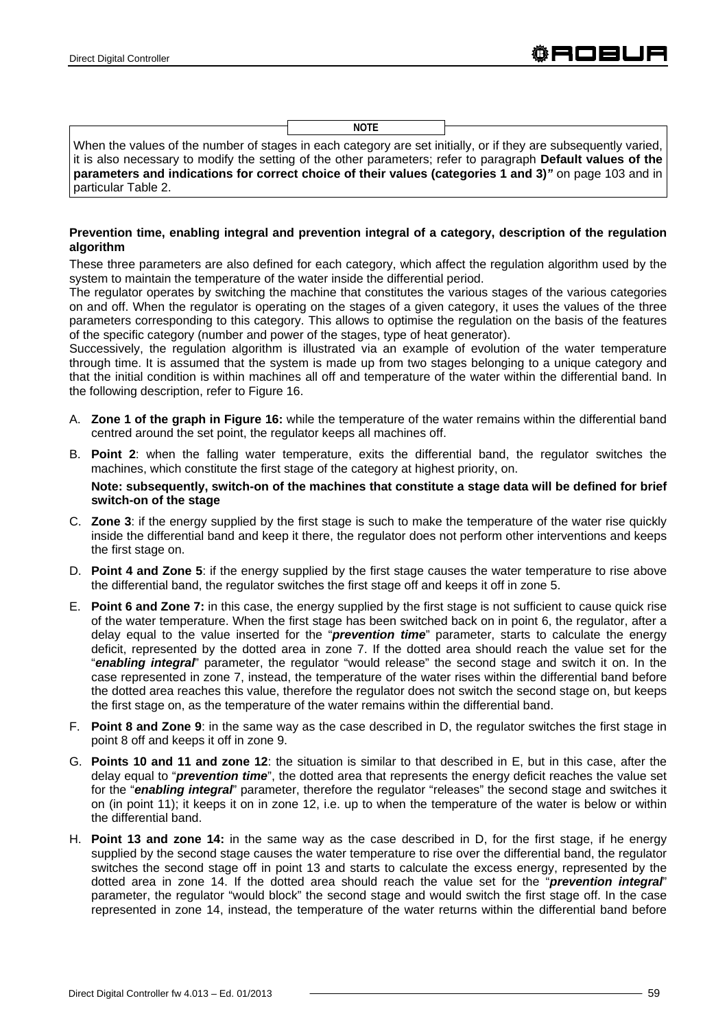> **NOTE**
>
> When the values of the number of stages in each category are set initially, or if they are subsequently varied, it is also necessary to modify the setting of the other parameters; refer to paragraph **Default values of the parameters and indications for correct choice of their values (categories 1 and 3)*"*** on page 103 and in particular Table 2.

**Prevention time, enabling integral and prevention integral of a category, description of the regulation algorithm**

These three parameters are also defined for each category, which affect the regulation algorithm used by the system to maintain the temperature of the water inside the differential period.

The regulator operates by switching the machine that constitutes the various stages of the various categories on and off. When the regulator is operating on the stages of a given category, it uses the values of the three parameters corresponding to this category. This allows to optimise the regulation on the basis of the features of the specific category (number and power of the stages, type of heat generator).

Successively, the regulation algorithm is illustrated via an example of evolution of the water temperature through time. It is assumed that the system is made up from two stages belonging to a unique category and that the initial condition is within machines all off and temperature of the water within the differential band. In the following description, refer to Figure 16.

A. **Zone 1 of the graph in Figure 16:** while the temperature of the water remains within the differential band centred around the set point, the regulator keeps all machines off.

B. **Point 2**: when the falling water temperature, exits the differential band, the regulator switches the machines, which constitute the first stage of the category at highest priority, on.

   **Note: subsequently, switch-on of the machines that constitute a stage data will be defined for brief switch-on of the stage**

C. **Zone 3**: if the energy supplied by the first stage is such to make the temperature of the water rise quickly inside the differential band and keep it there, the regulator does not perform other interventions and keeps the first stage on.

D. **Point 4 and Zone 5**: if the energy supplied by the first stage causes the water temperature to rise above the differential band, the regulator switches the first stage off and keeps it off in zone 5.

E. **Point 6 and Zone 7:** in this case, the energy supplied by the first stage is not sufficient to cause quick rise of the water temperature. When the first stage has been switched back on in point 6, the regulator, after a delay equal to the value inserted for the "***prevention time***" parameter, starts to calculate the energy deficit, represented by the dotted area in zone 7. If the dotted area should reach the value set for the "***enabling integral***" parameter, the regulator "would release" the second stage and switch it on. In the case represented in zone 7, instead, the temperature of the water rises within the differential band before the dotted area reaches this value, therefore the regulator does not switch the second stage on, but keeps the first stage on, as the temperature of the water remains within the differential band.

F. **Point 8 and Zone 9**: in the same way as the case described in D, the regulator switches the first stage in point 8 off and keeps it off in zone 9.

G. **Points 10 and 11 and zone 12**: the situation is similar to that described in E, but in this case, after the delay equal to "***prevention time***", the dotted area that represents the energy deficit reaches the value set for the "***enabling integral***" parameter, therefore the regulator "releases" the second stage and switches it on (in point 11); it keeps it on in zone 12, i.e. up to when the temperature of the water is below or within the differential band.

H. **Point 13 and zone 14:** in the same way as the case described in D, for the first stage, if he energy supplied by the second stage causes the water temperature to rise over the differential band, the regulator switches the second stage off in point 13 and starts to calculate the excess energy, represented by the dotted area in zone 14. If the dotted area should reach the value set for the "***prevention integral***" parameter, the regulator "would block" the second stage and would switch the first stage off. In the case represented in zone 14, instead, the temperature of the water returns within the differential band before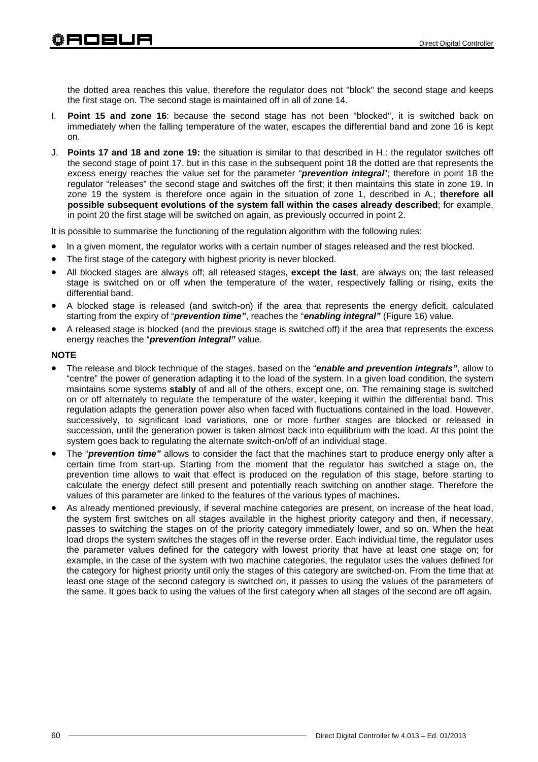the dotted area reaches this value, therefore the regulator does not "block" the second stage and keeps the first stage on. The second stage is maintained off in all of zone 14.

I. **Point 15 and zone 16**: because the second stage has not been "blocked", it is switched back on immediately when the falling temperature of the water, escapes the differential band and zone 16 is kept on.

J. **Points 17 and 18 and zone 19:** the situation is similar to that described in H.: the regulator switches off the second stage of point 17, but in this case in the subsequent point 18 the dotted are that represents the excess energy reaches the value set for the parameter "***prevention integral***"; therefore in point 18 the regulator "releases" the second stage and switches off the first; it then maintains this state in zone 19. In zone 19 the system is therefore once again in the situation of zone 1, described in A.; **therefore all possible subsequent evolutions of the system fall within the cases already described**; for example, in point 20 the first stage will be switched on again, as previously occurred in point 2.

It is possible to summarise the functioning of the regulation algorithm with the following rules:

- In a given moment, the regulator works with a certain number of stages released and the rest blocked.
- The first stage of the category with highest priority is never blocked.
- All blocked stages are always off; all released stages, **except the last**, are always on; the last released stage is switched on or off when the temperature of the water, respectively falling or rising, exits the differential band.
- A blocked stage is released (and switch-on) if the area that represents the energy deficit, calculated starting from the expiry of "***prevention time"***, reaches the "***enabling integral"*** (Figure 16) value.
- A released stage is blocked (and the previous stage is switched off) if the area that represents the excess energy reaches the "***prevention integral"*** value.

**NOTE**

- The release and block technique of the stages, based on the "***enable and prevention integrals"***, allow to "centre" the power of generation adapting it to the load of the system. In a given load condition, the system maintains some systems **stably** of and all of the others, except one, on. The remaining stage is switched on or off alternately to regulate the temperature of the water, keeping it within the differential band. This regulation adapts the generation power also when faced with fluctuations contained in the load. However, successively, to significant load variations, one or more further stages are blocked or released in succession, until the generation power is taken almost back into equilibrium with the load. At this point the system goes back to regulating the alternate switch-on/off of an individual stage.
- The "***prevention time"*** allows to consider the fact that the machines start to produce energy only after a certain time from start-up. Starting from the moment that the regulator has switched a stage on, the prevention time allows to wait that effect is produced on the regulation of this stage, before starting to calculate the energy defect still present and potentially reach switching on another stage. Therefore the values of this parameter are linked to the features of the various types of machines**.**
- As already mentioned previously, if several machine categories are present, on increase of the heat load, the system first switches on all stages available in the highest priority category and then, if necessary, passes to switching the stages on of the priority category immediately lower, and so on. When the heat load drops the system switches the stages off in the reverse order. Each individual time, the regulator uses the parameter values defined for the category with lowest priority that have at least one stage on; for example, in the case of the system with two machine categories, the regulator uses the values defined for the category for highest priority until only the stages of this category are switched-on. From the time that at least one stage of the second category is switched on, it passes to using the values of the parameters of the same. It goes back to using the values of the first category when all stages of the second are off again.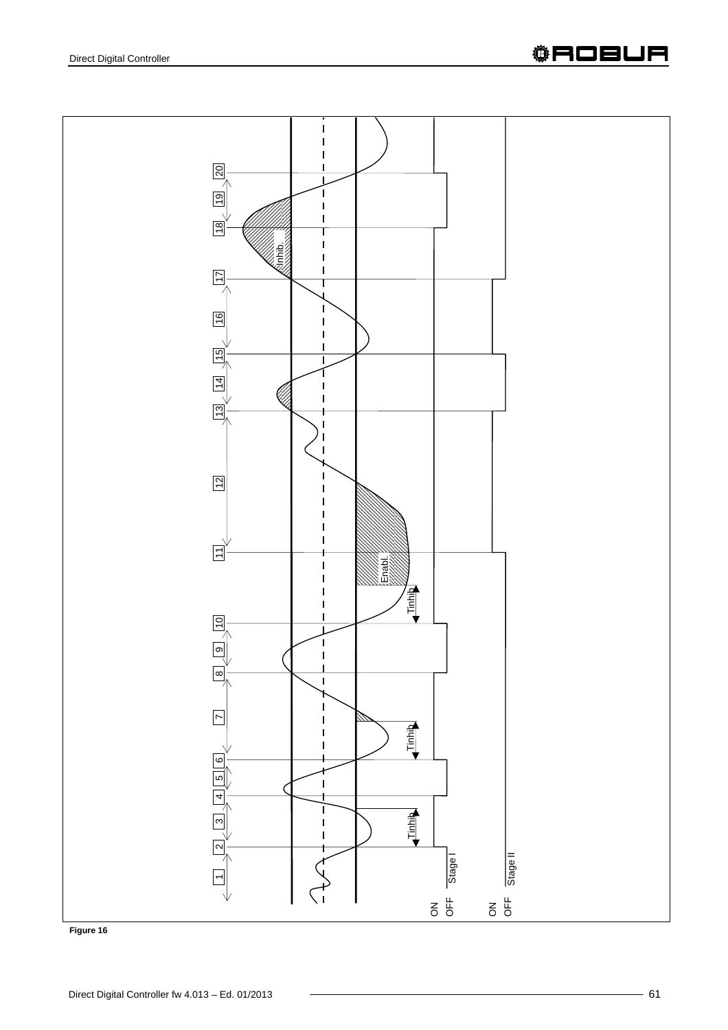**Figure 16**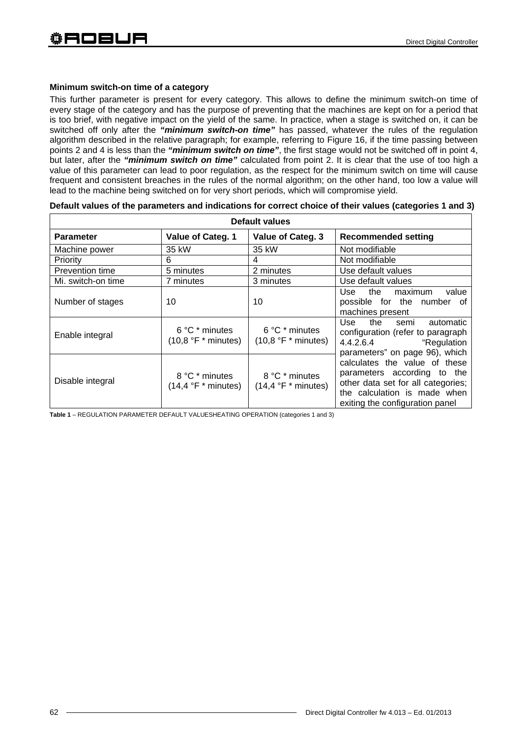**Minimum switch-on time of a category**

This further parameter is present for every category. This allows to define the minimum switch-on time of every stage of the category and has the purpose of preventing that the machines are kept on for a period that is too brief, with negative impact on the yield of the same. In practice, when a stage is switched on, it can be switched off only after the ***"minimum switch-on time"*** has passed, whatever the rules of the regulation algorithm described in the relative paragraph; for example, referring to Figure 16, if the time passing between points 2 and 4 is less than the ***"minimum switch on time"***, the first stage would not be switched off in point 4, but later, after the ***"minimum switch on time"*** calculated from point 2. It is clear that the use of too high a value of this parameter can lead to poor regulation, as the respect for the minimum switch on time will cause frequent and consistent breaches in the rules of the normal algorithm; on the other hand, too low a value will lead to the machine being switched on for very short periods, which will compromise yield.

**Default values of the parameters and indications for correct choice of their values (categories 1 and 3)**

| Default values | | | |
|---|---|---|---|
| **Parameter** | **Value of Categ. 1** | **Value of Categ. 3** | **Recommended setting** |
| Machine power | 35 kW | 35 kW | Not modifiable |
| Priority | 6 | 4 | Not modifiable |
| Prevention time | 5 minutes | 2 minutes | Use default values |
| Mi. switch-on time | 7 minutes | 3 minutes | Use default values |
| Number of stages | 10 | 10 | Use the maximum value possible for the number of machines present |
| Enable integral | 6 °C * minutes (10,8 °F * minutes) | 6 °C * minutes (10,8 °F * minutes) | Use the semi automatic configuration (refer to paragraph 4.4.2.6.4 "Regulation parameters" on page 96), which calculates the value of these parameters according to the other data set for all categories; the calculation is made when exiting the configuration panel |
| Disable integral | 8 °C * minutes (14,4 °F * minutes) | 8 °C * minutes (14,4 °F * minutes) | |

**Table 1** – REGULATION PARAMETER DEFAULT VALUESHEATING OPERATION (categories 1 and 3)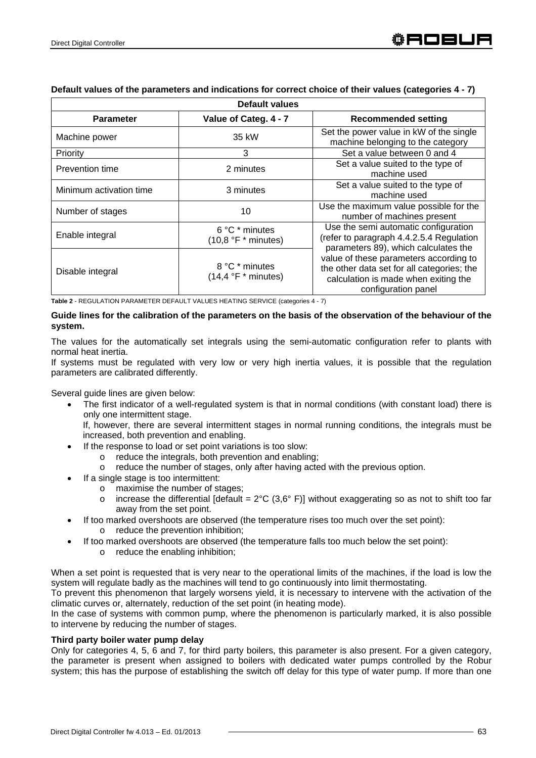**Default values of the parameters and indications for correct choice of their values (categories 4 - 7)**

| Default values | | |
|---|---|---|
| **Parameter** | **Value of Categ. 4 - 7** | **Recommended setting** |
| Machine power | 35 kW | Set the power value in kW of the single machine belonging to the category |
| Priority | 3 | Set a value between 0 and 4 |
| Prevention time | 2 minutes | Set a value suited to the type of machine used |
| Minimum activation time | 3 minutes | Set a value suited to the type of machine used |
| Number of stages | 10 | Use the maximum value possible for the number of machines present |
| Enable integral | 6 °C * minutes (10,8 °F * minutes) | Use the semi automatic configuration (refer to paragraph 4.4.2.5.4 Regulation parameters 89), which calculates the value of these parameters according to the other data set for all categories; the calculation is made when exiting the configuration panel |
| Disable integral | 8 °C * minutes (14,4 °F * minutes) | |

**Table 2** - REGULATION PARAMETER DEFAULT VALUES HEATING SERVICE (categories 4 - 7)

**Guide lines for the calibration of the parameters on the basis of the observation of the behaviour of the system.**

The values for the automatically set integrals using the semi-automatic configuration refer to plants with normal heat inertia.
If systems must be regulated with very low or very high inertia values, it is possible that the regulation parameters are calibrated differently.

Several guide lines are given below:

- The first indicator of a well-regulated system is that in normal conditions (with constant load) there is only one intermittent stage.
  If, however, there are several intermittent stages in normal running conditions, the integrals must be increased, both prevention and enabling.
- If the response to load or set point variations is too slow:
  - reduce the integrals, both prevention and enabling;
  - reduce the number of stages, only after having acted with the previous option.
- If a single stage is too intermittent:
  - maximise the number of stages;
  - increase the differential [default = 2°C (3,6° F)] without exaggerating so as not to shift too far away from the set point.
- If too marked overshoots are observed (the temperature rises too much over the set point):
  - reduce the prevention inhibition;
- If too marked overshoots are observed (the temperature falls too much below the set point):
  - reduce the enabling inhibition;

When a set point is requested that is very near to the operational limits of the machines, if the load is low the system will regulate badly as the machines will tend to go continuously into limit thermostating.
To prevent this phenomenon that largely worsens yield, it is necessary to intervene with the activation of the climatic curves or, alternately, reduction of the set point (in heating mode).
In the case of systems with common pump, where the phenomenon is particularly marked, it is also possible to intervene by reducing the number of stages.

**Third party boiler water pump delay**

Only for categories 4, 5, 6 and 7, for third party boilers, this parameter is also present. For a given category, the parameter is present when assigned to boilers with dedicated water pumps controlled by the Robur system; this has the purpose of establishing the switch off delay for this type of water pump. If more than one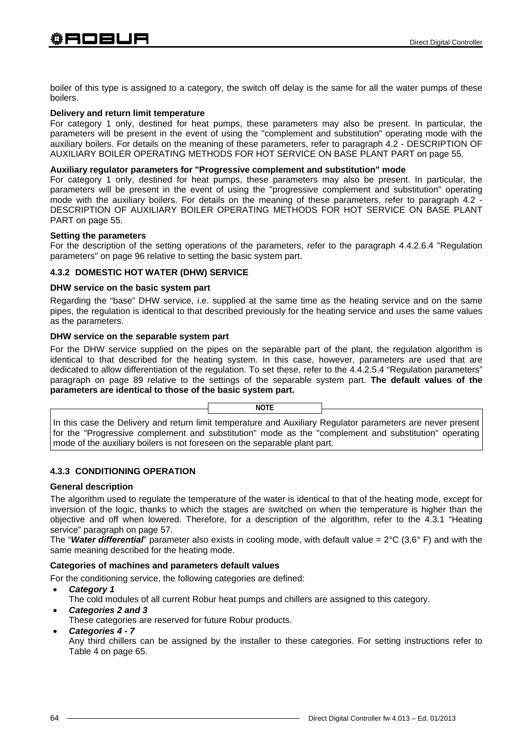boiler of this type is assigned to a category, the switch off delay is the same for all the water pumps of these boilers.

**Delivery and return limit temperature**

For category 1 only, destined for heat pumps, these parameters may also be present. In particular, the parameters will be present in the event of using the "complement and substitution" operating mode with the auxiliary boilers. For details on the meaning of these parameters, refer to paragraph 4.2 - DESCRIPTION OF AUXILIARY BOILER OPERATING METHODS FOR HOT SERVICE ON BASE PLANT PART on page 55.

**Auxiliary regulator parameters for "Progressive complement and substitution" mode**

For category 1 only, destined for heat pumps, these parameters may also be present. In particular, the parameters will be present in the event of using the "progressive complement and substitution" operating mode with the auxiliary boilers. For details on the meaning of these parameters, refer to paragraph 4.2 - DESCRIPTION OF AUXILIARY BOILER OPERATING METHODS FOR HOT SERVICE ON BASE PLANT PART on page 55.

**Setting the parameters**

For the description of the setting operations of the parameters, refer to the paragraph 4.4.2.6.4 "Regulation parameters" on page 96 relative to setting the basic system part.

### 4.3.2 DOMESTIC HOT WATER (DHW) SERVICE

**DHW service on the basic system part**

Regarding the “base” DHW service, i.e. supplied at the same time as the heating service and on the same pipes, the regulation is identical to that described previously for the heating service and uses the same values as the parameters.

**DHW service on the separable system part**

For the DHW service supplied on the pipes on the separable part of the plant, the regulation algorithm is identical to that described for the heating system. In this case, however, parameters are used that are dedicated to allow differentiation of the regulation. To set these, refer to the 4.4.2.5.4 “Regulation parameters” paragraph on page 89 relative to the settings of the separable system part. **The default values of the parameters are identical to those of the basic system part.**

**NOTE**

In this case the Delivery and return limit temperature and Auxiliary Regulator parameters are never present for the "Progressive complement and substitution" mode as the "complement and substitution" operating mode of the auxiliary boilers is not foreseen on the separable plant part.

### 4.3.3 CONDITIONING OPERATION

**General description**

The algorithm used to regulate the temperature of the water is identical to that of the heating mode, except for inversion of the logic, thanks to which the stages are switched on when the temperature is higher than the objective and off when lowered. Therefore, for a description of the algorithm, refer to the 4.3.1 “Heating service” paragraph on page 57.

The “***Water differential***” parameter also exists in cooling mode, with default value = 2°C (3,6° F) and with the same meaning described for the heating mode.

**Categories of machines and parameters default values**

For the conditioning service, the following categories are defined:

- ***Category 1***
  The cold modules of all current Robur heat pumps and chillers are assigned to this category.
- ***Categories 2 and 3***
  These categories are reserved for future Robur products.
- ***Categories 4 - 7***
  Any third chillers can be assigned by the installer to these categories. For setting instructions refer to Table 4 on page 65.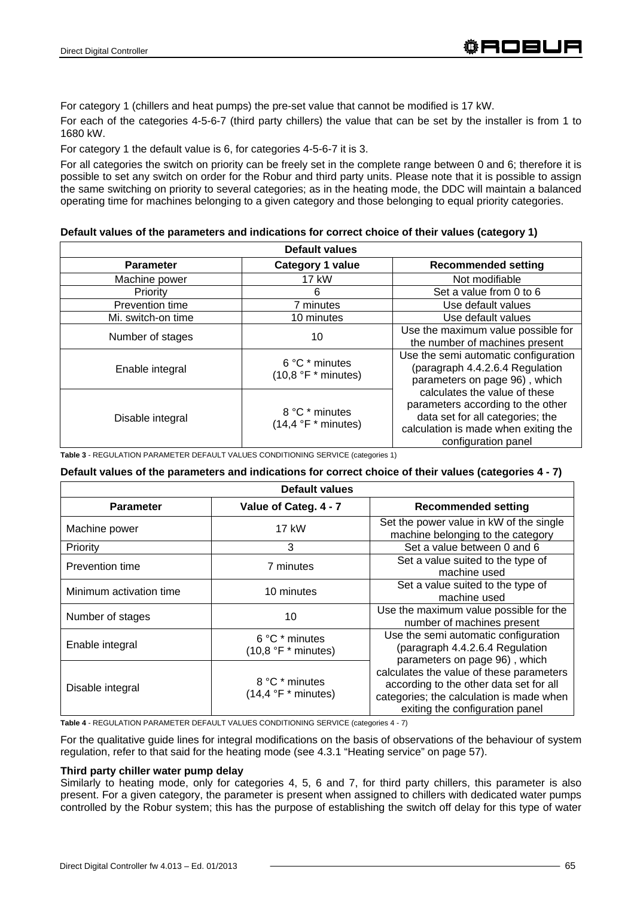For category 1 (chillers and heat pumps) the pre-set value that cannot be modified is 17 kW.

For each of the categories 4-5-6-7 (third party chillers) the value that can be set by the installer is from 1 to 1680 kW.

For category 1 the default value is 6, for categories 4-5-6-7 it is 3.

For all categories the switch on priority can be freely set in the complete range between 0 and 6; therefore it is possible to set any switch on order for the Robur and third party units. Please note that it is possible to assign the same switching on priority to several categories; as in the heating mode, the DDC will maintain a balanced operating time for machines belonging to a given category and those belonging to equal priority categories.

**Default values of the parameters and indications for correct choice of their values (category 1)**

| Default values | | |
|---|---|---|
| **Parameter** | **Category 1 value** | **Recommended setting** |
| Machine power | 17 kW | Not modifiable |
| Priority | 6 | Set a value from 0 to 6 |
| Prevention time | 7 minutes | Use default values |
| Mi. switch-on time | 10 minutes | Use default values |
| Number of stages | 10 | Use the maximum value possible for the number of machines present |
| Enable integral | 6 °C * minutes (10,8 °F * minutes) | Use the semi automatic configuration (paragraph 4.4.2.6.4 Regulation parameters on page 96) , which calculates the value of these parameters according to the other data set for all categories; the calculation is made when exiting the configuration panel |
| Disable integral | 8 °C * minutes (14,4 °F * minutes) | |

**Table 3** - REGULATION PARAMETER DEFAULT VALUES CONDITIONING SERVICE (categories 1)

**Default values of the parameters and indications for correct choice of their values (categories 4 - 7)**

| Default values | | |
|---|---|---|
| **Parameter** | **Value of Categ. 4 - 7** | **Recommended setting** |
| Machine power | 17 kW | Set the power value in kW of the single machine belonging to the category |
| Priority | 3 | Set a value between 0 and 6 |
| Prevention time | 7 minutes | Set a value suited to the type of machine used |
| Minimum activation time | 10 minutes | Set a value suited to the type of machine used |
| Number of stages | 10 | Use the maximum value possible for the number of machines present |
| Enable integral | 6 °C * minutes (10,8 °F * minutes) | Use the semi automatic configuration (paragraph 4.4.2.6.4 Regulation parameters on page 96) , which calculates the value of these parameters according to the other data set for all categories; the calculation is made when exiting the configuration panel |
| Disable integral | 8 °C * minutes (14,4 °F * minutes) | |

**Table 4** - REGULATION PARAMETER DEFAULT VALUES CONDITIONING SERVICE (categories 4 - 7)

For the qualitative guide lines for integral modifications on the basis of observations of the behaviour of system regulation, refer to that said for the heating mode (see 4.3.1 "Heating service" on page 57).

**Third party chiller water pump delay**

Similarly to heating mode, only for categories 4, 5, 6 and 7, for third party chillers, this parameter is also present. For a given category, the parameter is present when assigned to chillers with dedicated water pumps controlled by the Robur system; this has the purpose of establishing the switch off delay for this type of water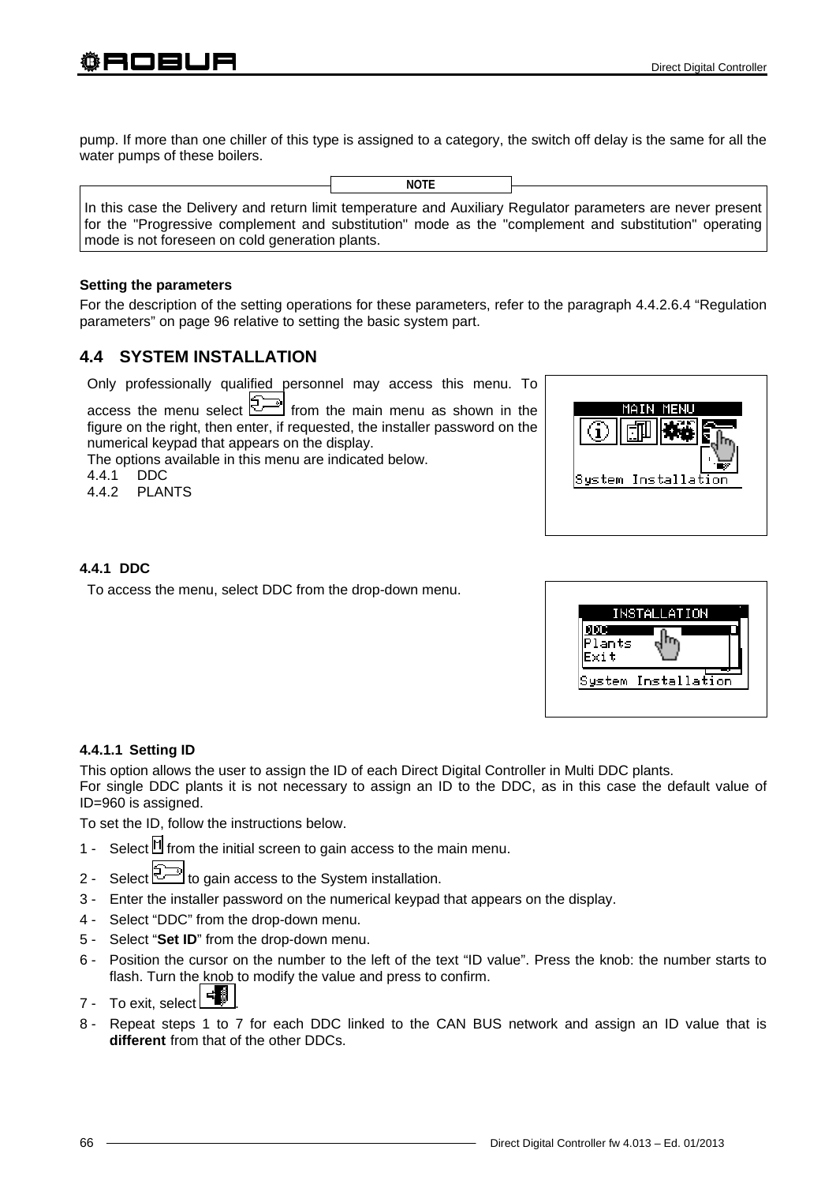pump. If more than one chiller of this type is assigned to a category, the switch off delay is the same for all the water pumps of these boilers.

**NOTE**

In this case the Delivery and return limit temperature and Auxiliary Regulator parameters are never present for the "Progressive complement and substitution" mode as the "complement and substitution" operating mode is not foreseen on cold generation plants.

**Setting the parameters**

For the description of the setting operations for these parameters, refer to the paragraph 4.4.2.6.4 “Regulation parameters” on page 96 relative to setting the basic system part.

## 4.4 SYSTEM INSTALLATION

Only professionally qualified personnel may access this menu. To access the menu select from the main menu as shown in the figure on the right, then enter, if requested, the installer password on the numerical keypad that appears on the display.

The options available in this menu are indicated below.

4.4.1 DDC
4.4.2 PLANTS

### 4.4.1 DDC

To access the menu, select DDC from the drop-down menu.

#### 4.4.1.1 Setting ID

This option allows the user to assign the ID of each Direct Digital Controller in Multi DDC plants.
For single DDC plants it is not necessary to assign an ID to the DDC, as in this case the default value of ID=960 is assigned.

To set the ID, follow the instructions below.

1 - Select from the initial screen to gain access to the main menu.
2 - Select to gain access to the System installation.
3 - Enter the installer password on the numerical keypad that appears on the display.
4 - Select “DDC” from the drop-down menu.
5 - Select “**Set ID**” from the drop-down menu.
6 - Position the cursor on the number to the left of the text “ID value”. Press the knob: the number starts to flash. Turn the knob to modify the value and press to confirm.
7 - To exit, select .
8 - Repeat steps 1 to 7 for each DDC linked to the CAN BUS network and assign an ID value that is **different** from that of the other DDCs.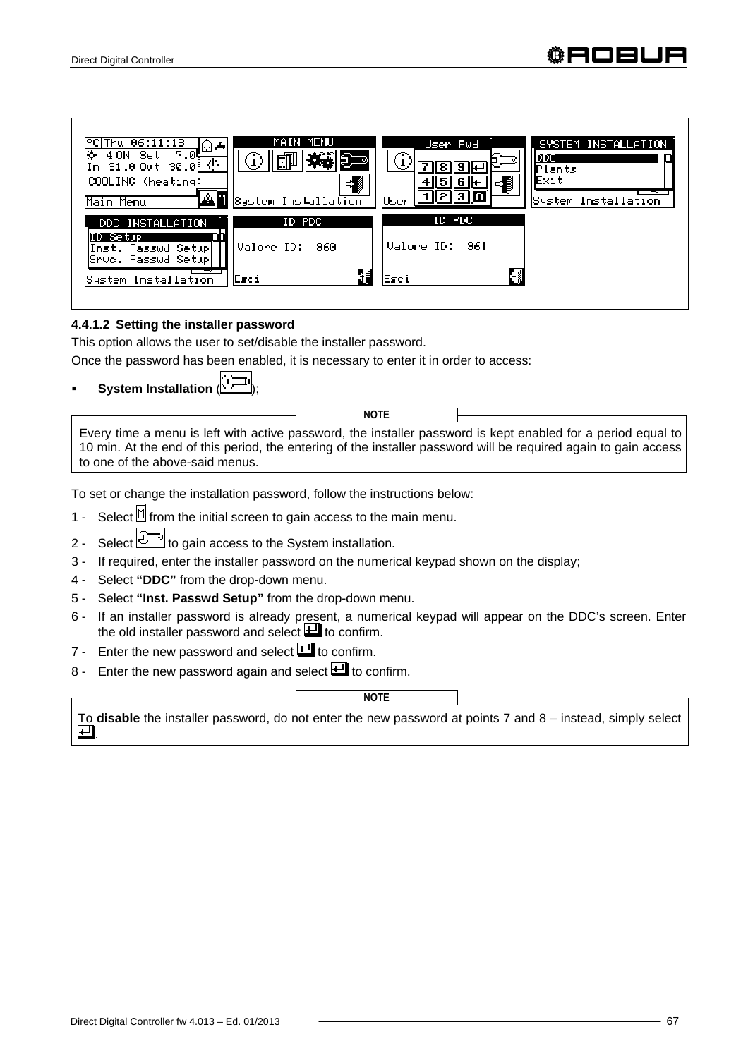#### 4.4.1.2 Setting the installer password

This option allows the user to set/disable the installer password.

Once the password has been enabled, it is necessary to enter it in order to access:

- **System Installation** ( );

**NOTE**

Every time a menu is left with active password, the installer password is kept enabled for a period equal to 10 min. At the end of this period, the entering of the installer password will be required again to gain access to one of the above-said menus.

To set or change the installation password, follow the instructions below:

1 - Select  from the initial screen to gain access to the main menu.
2 - Select  to gain access to the System installation.
3 - If required, enter the installer password on the numerical keypad shown on the display;
4 - Select **"DDC"** from the drop-down menu.
5 - Select **"Inst. Passwd Setup"** from the drop-down menu.
6 - If an installer password is already present, a numerical keypad will appear on the DDC's screen. Enter the old installer password and select  to confirm.
7 - Enter the new password and select  to confirm.
8 - Enter the new password again and select  to confirm.

**NOTE**

To **disable** the installer password, do not enter the new password at points 7 and 8 – instead, simply select .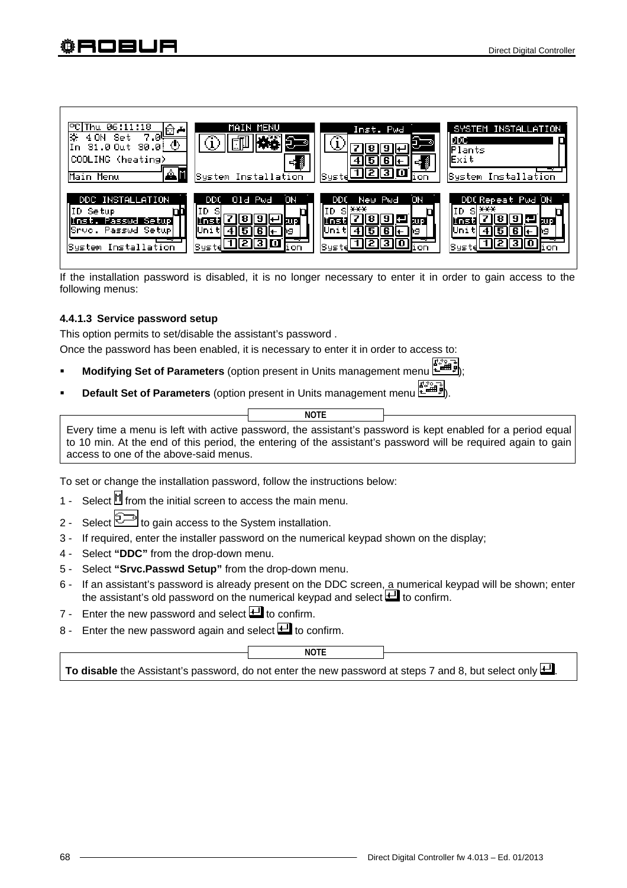If the installation password is disabled, it is no longer necessary to enter it in order to gain access to the following menus:

#### 4.4.1.3 Service password setup

This option permits to set/disable the assistant's password .

Once the password has been enabled, it is necessary to enter it in order to access to:

- **Modifying Set of Parameters** (option present in Units management menu );
- **Default Set of Parameters** (option present in Units management menu ).

**NOTE**

Every time a menu is left with active password, the assistant's password is kept enabled for a period equal to 10 min. At the end of this period, the entering of the assistant's password will be required again to gain access to one of the above-said menus.

To set or change the installation password, follow the instructions below:

1 - Select  from the initial screen to access the main menu.

2 - Select  to gain access to the System installation.

3 - If required, enter the installer password on the numerical keypad shown on the display;

4 - Select **"DDC"** from the drop-down menu.

5 - Select **"Srvc.Passwd Setup"** from the drop-down menu.

6 - If an assistant's password is already present on the DDC screen, a numerical keypad will be shown; enter the assistant's old password on the numerical keypad and select  to confirm.

7 - Enter the new password and select  to confirm.

8 - Enter the new password again and select  to confirm.

**NOTE**

**To disable** the Assistant's password, do not enter the new password at steps 7 and 8, but select only .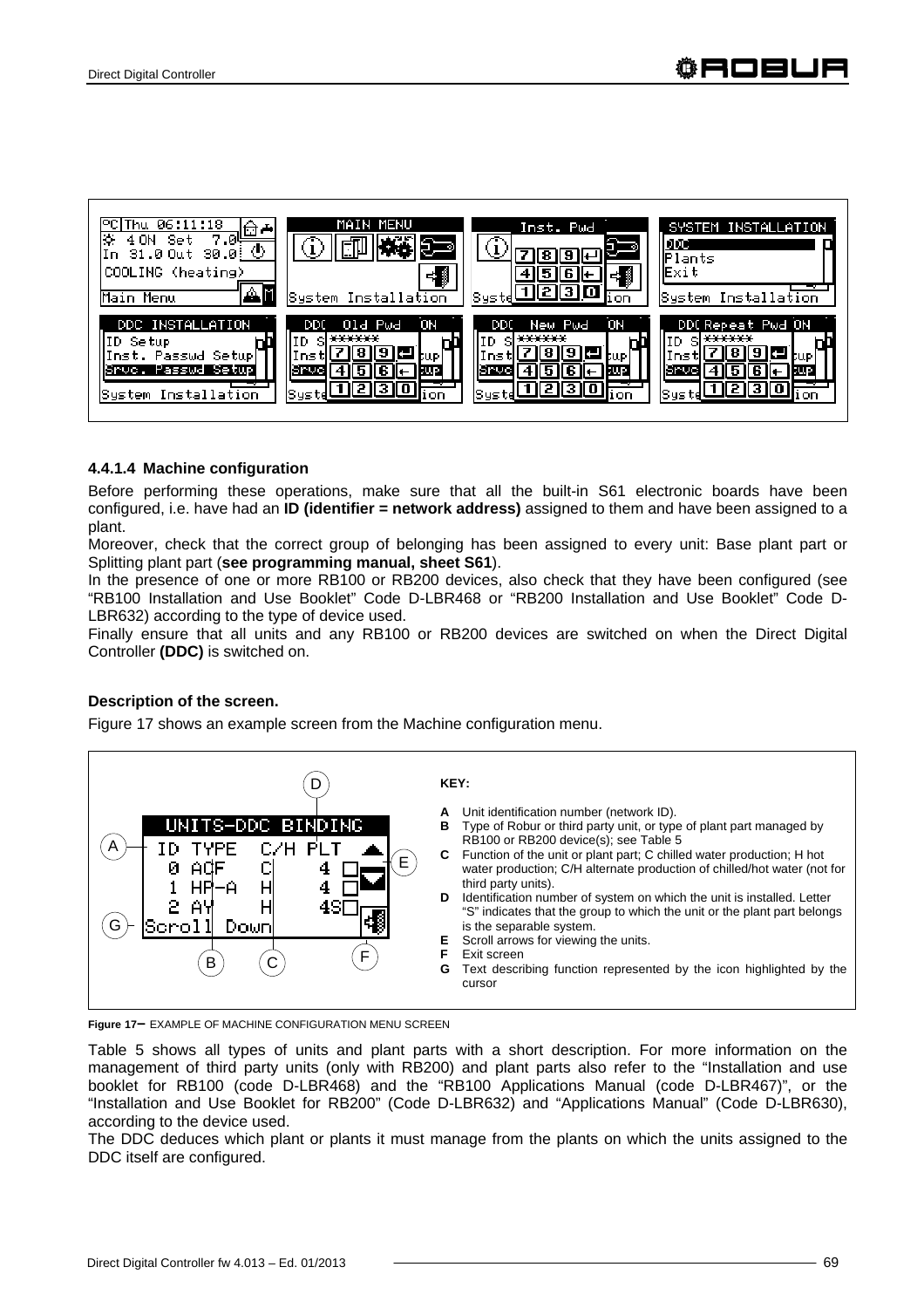#### 4.4.1.4 Machine configuration

Before performing these operations, make sure that all the built-in S61 electronic boards have been configured, i.e. have had an **ID (identifier = network address)** assigned to them and have been assigned to a plant.

Moreover, check that the correct group of belonging has been assigned to every unit: Base plant part or Splitting plant part (**see programming manual, sheet S61**).

In the presence of one or more RB100 or RB200 devices, also check that they have been configured (see "RB100 Installation and Use Booklet" Code D-LBR468 or "RB200 Installation and Use Booklet" Code D-LBR632) according to the type of device used.

Finally ensure that all units and any RB100 or RB200 devices are switched on when the Direct Digital Controller **(DDC)** is switched on.

**Description of the screen.**

Figure 17 shows an example screen from the Machine configuration menu.

**KEY:**

- **A** Unit identification number (network ID).
- **B** Type of Robur or third party unit, or type of plant part managed by RB100 or RB200 device(s); see Table 5
- **C** Function of the unit or plant part; C chilled water production; H hot water production; C/H alternate production of chilled/hot water (not for third party units).
- **D** Identification number of system on which the unit is installed. Letter "S" indicates that the group to which the unit or the plant part belongs is the separable system.
- **E** Scroll arrows for viewing the units.
- **F** Exit screen
- **G** Text describing function represented by the icon highlighted by the cursor

**Figure 17**– EXAMPLE OF MACHINE CONFIGURATION MENU SCREEN

Table 5 shows all types of units and plant parts with a short description. For more information on the management of third party units (only with RB200) and plant parts also refer to the "Installation and use booklet for RB100 (code D-LBR468) and the "RB100 Applications Manual (code D-LBR467)", or the "Installation and Use Booklet for RB200" (Code D-LBR632) and "Applications Manual" (Code D-LBR630), according to the device used.

The DDC deduces which plant or plants it must manage from the plants on which the units assigned to the DDC itself are configured.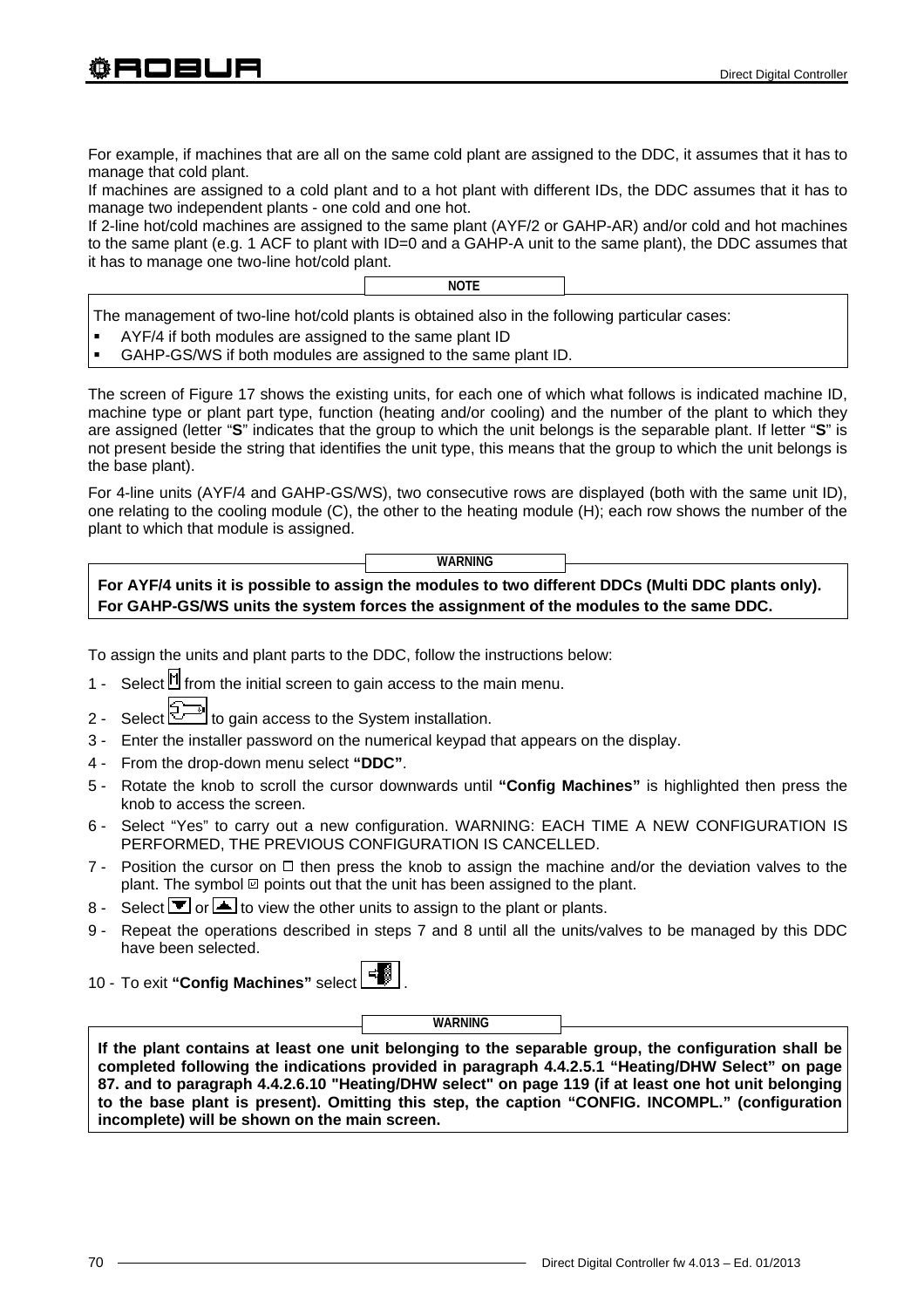For example, if machines that are all on the same cold plant are assigned to the DDC, it assumes that it has to manage that cold plant.
If machines are assigned to a cold plant and to a hot plant with different IDs, the DDC assumes that it has to manage two independent plants - one cold and one hot.
If 2-line hot/cold machines are assigned to the same plant (AYF/2 or GAHP-AR) and/or cold and hot machines to the same plant (e.g. 1 ACF to plant with ID=0 and a GAHP-A unit to the same plant), the DDC assumes that it has to manage one two-line hot/cold plant.

**NOTE**

The management of two-line hot/cold plants is obtained also in the following particular cases:

- AYF/4 if both modules are assigned to the same plant ID
- GAHP-GS/WS if both modules are assigned to the same plant ID.

The screen of Figure 17 shows the existing units, for each one of which what follows is indicated machine ID, machine type or plant part type, function (heating and/or cooling) and the number of the plant to which they are assigned (letter "**S**" indicates that the group to which the unit belongs is the separable plant. If letter "**S**" is not present beside the string that identifies the unit type, this means that the group to which the unit belongs is the base plant).

For 4-line units (AYF/4 and GAHP-GS/WS), two consecutive rows are displayed (both with the same unit ID), one relating to the cooling module (C), the other to the heating module (H); each row shows the number of the plant to which that module is assigned.

**WARNING**

**For AYF/4 units it is possible to assign the modules to two different DDCs (Multi DDC plants only). For GAHP-GS/WS units the system forces the assignment of the modules to the same DDC.**

To assign the units and plant parts to the DDC, follow the instructions below:

1 - Select [M] from the initial screen to gain access to the main menu.
2 - Select [icon] to gain access to the System installation.
3 - Enter the installer password on the numerical keypad that appears on the display.
4 - From the drop-down menu select **"DDC"**.
5 - Rotate the knob to scroll the cursor downwards until **"Config Machines"** is highlighted then press the knob to access the screen.
6 - Select "Yes" to carry out a new configuration. WARNING: EACH TIME A NEW CONFIGURATION IS PERFORMED, THE PREVIOUS CONFIGURATION IS CANCELLED.
7 - Position the cursor on ☐ then press the knob to assign the machine and/or the deviation valves to the plant. The symbol ☑ points out that the unit has been assigned to the plant.
8 - Select ▼ or ▲ to view the other units to assign to the plant or plants.
9 - Repeat the operations described in steps 7 and 8 until all the units/valves to be managed by this DDC have been selected.
10 - To exit **"Config Machines"** select [icon].

**WARNING**

**If the plant contains at least one unit belonging to the separable group, the configuration shall be completed following the indications provided in paragraph 4.4.2.5.1 "Heating/DHW Select" on page 87. and to paragraph 4.4.2.6.10 "Heating/DHW select" on page 119 (if at least one hot unit belonging to the base plant is present). Omitting this step, the caption "CONFIG. INCOMPL." (configuration incomplete) will be shown on the main screen.**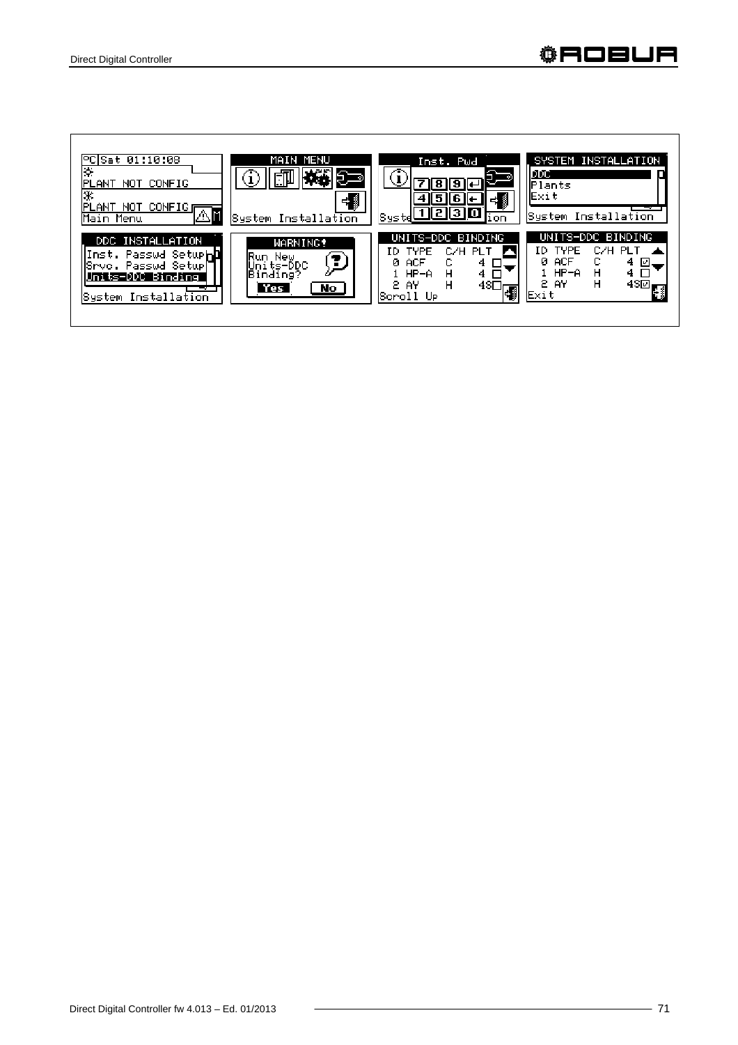°C Sat 01:10:08
PLANT NOT CONFIG
PLANT NOT CONFIG
Main Menu

MAIN MENU
System Installation

Inst. Pwd
7 8 9
4 5 6
1 2 3 0

SYSTEM INSTALLATION
DDC
Plants
Exit
System Installation

DDC INSTALLATION
Inst. Passwd Setup
Srvc. Passwd Setup
Units-DDC Binding
System Installation

WARNING!
Run New Units-DDC Binding?
Yes No

UNITS-DDC BINDING

| ID | TYPE | C/H | PLT |
|---|---|---|---|
| 0 | ACF | C | 4 |
| 1 | HP-A | H | 4 |
| 2 | AY | H | 4S |

Scroll Up

UNITS-DDC BINDING

| ID | TYPE | C/H | PLT |
|---|---|---|---|
| 0 | ACF | C | 4 ☑ |
| 1 | HP-A | H | 4 ☐ |
| 2 | AY | H | 4S ☑ |

Exit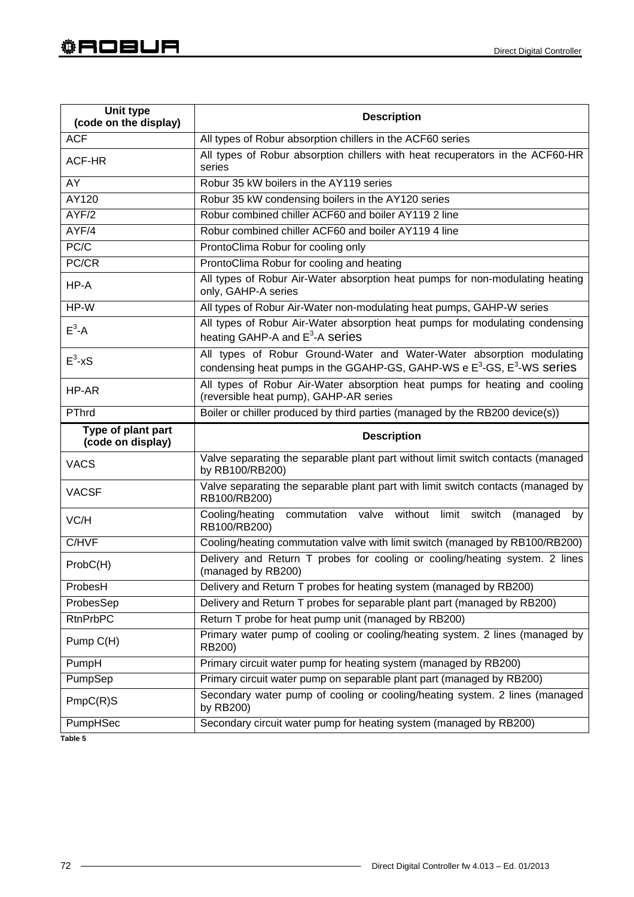| Unit type (code on the display) | Description |
|---|---|
| ACF | All types of Robur absorption chillers in the ACF60 series |
| ACF-HR | All types of Robur absorption chillers with heat recuperators in the ACF60-HR series |
| AY | Robur 35 kW boilers in the AY119 series |
| AY120 | Robur 35 kW condensing boilers in the AY120 series |
| AYF/2 | Robur combined chiller ACF60 and boiler AY119 2 line |
| AYF/4 | Robur combined chiller ACF60 and boiler AY119 4 line |
| PC/C | ProntoClima Robur for cooling only |
| PC/CR | ProntoClima Robur for cooling and heating |
| HP-A | All types of Robur Air-Water absorption heat pumps for non-modulating heating only, GAHP-A series |
| HP-W | All types of Robur Air-Water non-modulating heat pumps, GAHP-W series |
| $E^3$-A | All types of Robur Air-Water absorption heat pumps for modulating condensing heating GAHP-A and $E^3$-A series |
| $E^3$-xS | All types of Robur Ground-Water and Water-Water absorption modulating condensing heat pumps in the GGAHP-GS, GAHP-WS e $E^3$-GS, $E^3$-WS series |
| HP-AR | All types of Robur Air-Water absorption heat pumps for heating and cooling (reversible heat pump), GAHP-AR series |
| PThrd | Boiler or chiller produced by third parties (managed by the RB200 device(s)) |
| **Type of plant part (code on display)** | **Description** |
| VACS | Valve separating the separable plant part without limit switch contacts (managed by RB100/RB200) |
| VACSF | Valve separating the separable plant part with limit switch contacts (managed by RB100/RB200) |
| VC/H | Cooling/heating commutation valve without limit switch (managed by RB100/RB200) |
| C/HVF | Cooling/heating commutation valve with limit switch (managed by RB100/RB200) |
| ProbC(H) | Delivery and Return T probes for cooling or cooling/heating system. 2 lines (managed by RB200) |
| ProbesH | Delivery and Return T probes for heating system (managed by RB200) |
| ProbesSep | Delivery and Return T probes for separable plant part (managed by RB200) |
| RtnPrbPC | Return T probe for heat pump unit (managed by RB200) |
| Pump C(H) | Primary water pump of cooling or cooling/heating system. 2 lines (managed by RB200) |
| PumpH | Primary circuit water pump for heating system (managed by RB200) |
| PumpSep | Primary circuit water pump on separable plant part (managed by RB200) |
| PmpC(R)S | Secondary water pump of cooling or cooling/heating system. 2 lines (managed by RB200) |
| PumpHSec | Secondary circuit water pump for heating system (managed by RB200) |

Table 5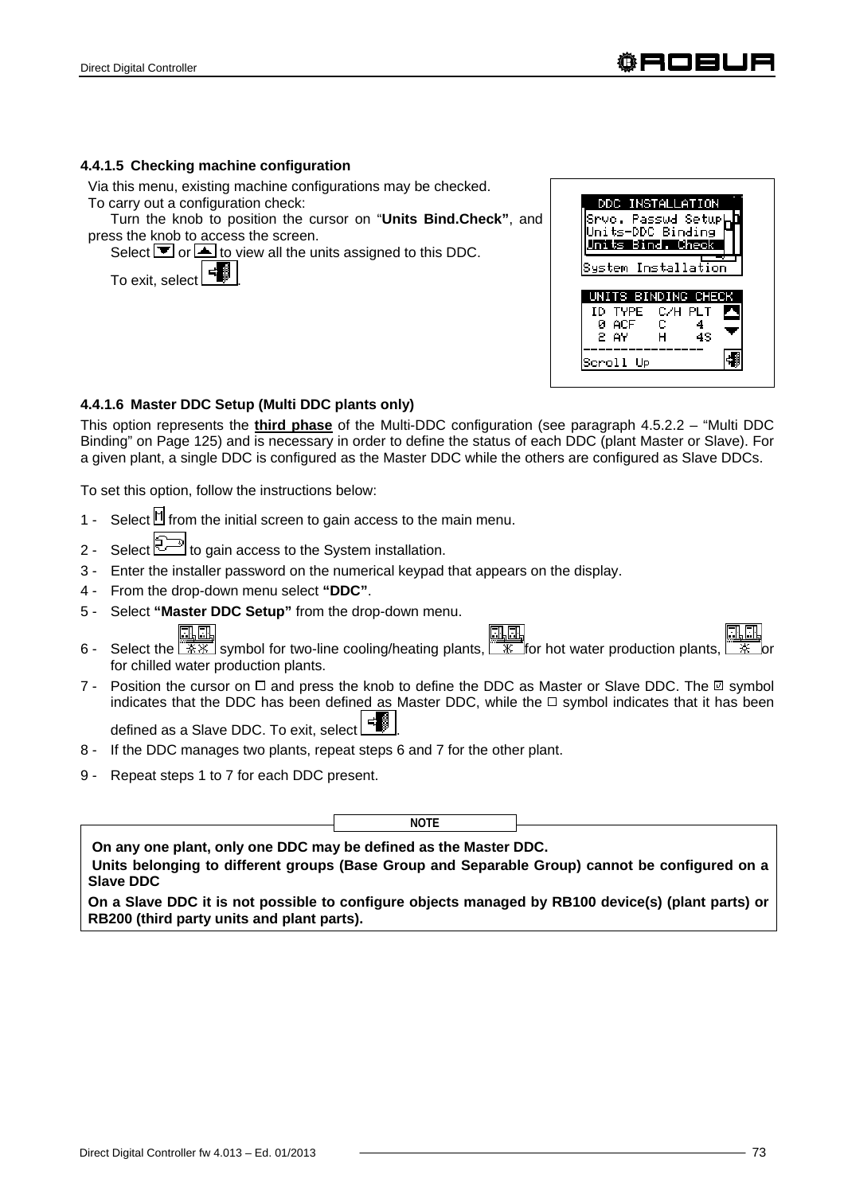#### 4.4.1.5 Checking machine configuration

Via this menu, existing machine configurations may be checked.

To carry out a configuration check:

Turn the knob to position the cursor on "**Units Bind.Check**", and press the knob to access the screen.

Select ▼ or ▲ to view all the units assigned to this DDC.

To exit, select .

```
DDC INSTALLATION
Srvc. Passwd Setup
Units-DDC Binding
Units Bind. Check
System Installation
```

```
UNITS BINDING CHECK
ID TYPE  C/H PLT
 0 ACF   C    4
 2 AY    H    4S
----------------
Scroll Up
```

#### 4.4.1.6 Master DDC Setup (Multi DDC plants only)

This option represents the **third phase** of the Multi-DDC configuration (see paragraph 4.5.2.2 – "Multi DDC Binding" on Page 125) and is necessary in order to define the status of each DDC (plant Master or Slave). For a given plant, a single DDC is configured as the Master DDC while the others are configured as Slave DDCs.

To set this option, follow the instructions below:

1 - Select from the initial screen to gain access to the main menu.
2 - Select to gain access to the System installation.
3 - Enter the installer password on the numerical keypad that appears on the display.
4 - From the drop-down menu select **"DDC"**.
5 - Select **"Master DDC Setup"** from the drop-down menu.
6 - Select the symbol for two-line cooling/heating plants, for hot water production plants, or for chilled water production plants.
7 - Position the cursor on ☐ and press the knob to define the DDC as Master or Slave DDC. The ☑ symbol indicates that the DDC has been defined as Master DDC, while the ☐ symbol indicates that it has been defined as a Slave DDC. To exit, select .
8 - If the DDC manages two plants, repeat steps 6 and 7 for the other plant.
9 - Repeat steps 1 to 7 for each DDC present.

**NOTE**

**On any one plant, only one DDC may be defined as the Master DDC.**

**Units belonging to different groups (Base Group and Separable Group) cannot be configured on a Slave DDC**

**On a Slave DDC it is not possible to configure objects managed by RB100 device(s) (plant parts) or RB200 (third party units and plant parts).**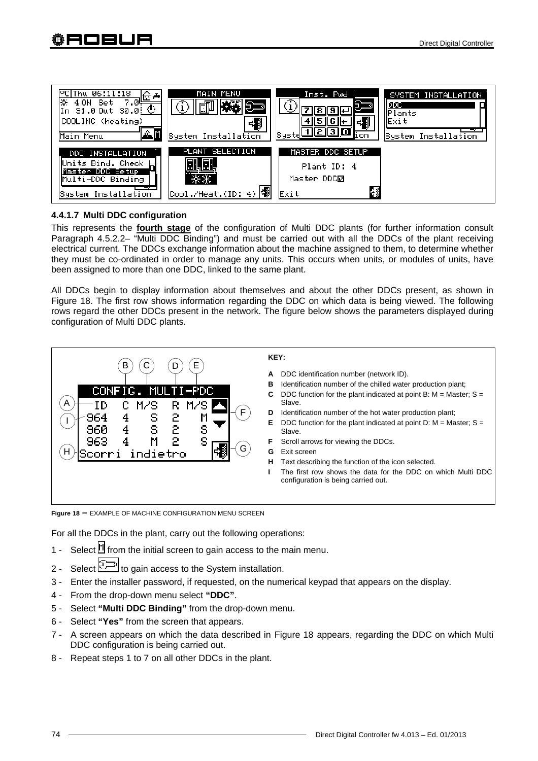#### 4.4.1.7 Multi DDC configuration

This represents the **fourth stage** of the configuration of Multi DDC plants (for further information consult Paragraph 4.5.2.2– "Multi DDC Binding") and must be carried out with all the DDCs of the plant receiving electrical current. The DDCs exchange information about the machine assigned to them, to determine whether they must be co-ordinated in order to manage any units. This occurs when units, or modules of units, have been assigned to more than one DDC, linked to the same plant.

All DDCs begin to display information about themselves and about the other DDCs present, as shown in Figure 18. The first row shows information regarding the DDC on which data is being viewed. The following rows regard the other DDCs present in the network. The figure below shows the parameters displayed during configuration of Multi DDC plants.

**KEY:**

- **A** DDC identification number (network ID).
- **B** Identification number of the chilled water production plant;
- **C** DDC function for the plant indicated at point B: M = Master; S = Slave.
- **D** Identification number of the hot water production plant;
- **E** DDC function for the plant indicated at point D: M = Master; S = Slave.
- **F** Scroll arrows for viewing the DDCs.
- **G** Exit screen
- **H** Text describing the function of the icon selected.
- **I** The first row shows the data for the DDC on which Multi DDC configuration is being carried out.

**Figure 18 –** EXAMPLE OF MACHINE CONFIGURATION MENU SCREEN

For all the DDCs in the plant, carry out the following operations:

1 - Select [M] from the initial screen to gain access to the main menu.
2 - Select [System installation icon] to gain access to the System installation.
3 - Enter the installer password, if requested, on the numerical keypad that appears on the display.
4 - From the drop-down menu select **"DDC"**.
5 - Select **"Multi DDC Binding"** from the drop-down menu.
6 - Select **"Yes"** from the screen that appears.
7 - A screen appears on which the data described in Figure 18 appears, regarding the DDC on which Multi DDC configuration is being carried out.
8 - Repeat steps 1 to 7 on all other DDCs in the plant.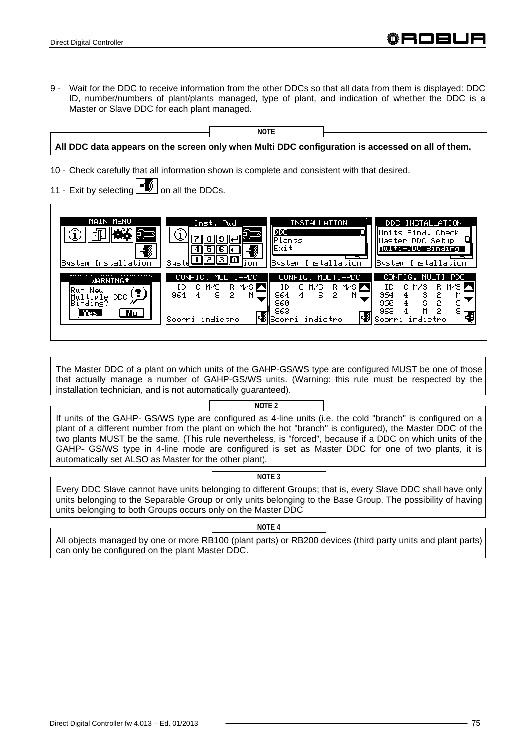9 - Wait for the DDC to receive information from the other DDCs so that all data from them is displayed: DDC ID, number/numbers of plant/plants managed, type of plant, and indication of whether the DDC is a Master or Slave DDC for each plant managed.

**NOTE**

**All DDC data appears on the screen only when Multi DDC configuration is accessed on all of them.**

10 - Check carefully that all information shown is complete and consistent with that desired.

11 - Exit by selecting [exit icon] on all the DDCs.

The Master DDC of a plant on which units of the GAHP-GS/WS type are configured MUST be one of those that actually manage a number of GAHP-GS/WS units. (Warning: this rule must be respected by the installation technician, and is not automatically guaranteed).

**NOTE 2**

If units of the GAHP- GS/WS type are configured as 4-line units (i.e. the cold "branch" is configured on a plant of a different number from the plant on which the hot "branch" is configured), the Master DDC of the two plants MUST be the same. (This rule nevertheless, is "forced", because if a DDC on which units of the GAHP- GS/WS type in 4-line mode are configured is set as Master DDC for one of two plants, it is automatically set ALSO as Master for the other plant).

**NOTE 3**

Every DDC Slave cannot have units belonging to different Groups; that is, every Slave DDC shall have only units belonging to the Separable Group or only units belonging to the Base Group. The possibility of having units belonging to both Groups occurs only on the Master DDC

**NOTE 4**

All objects managed by one or more RB100 (plant parts) or RB200 devices (third party units and plant parts) can only be configured on the plant Master DDC.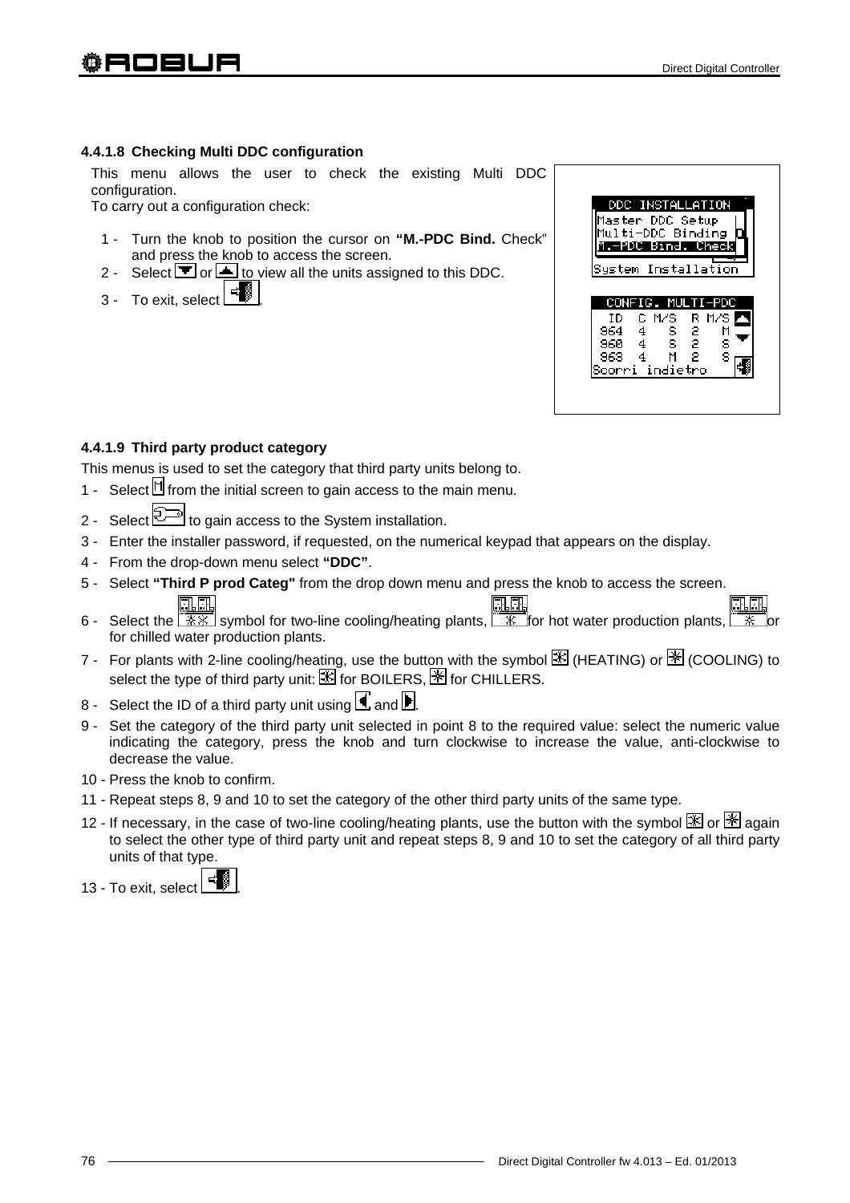#### 4.4.1.8 Checking Multi DDC configuration

This menu allows the user to check the existing Multi DDC configuration.
To carry out a configuration check:

1 - Turn the knob to position the cursor on **"M.-PDC Bind.** Check" and press the knob to access the screen.
2 - Select ▼ or ▲ to view all the units assigned to this DDC.
3 - To exit, select [exit].

```
DDC INSTALLATION
Master DDC Setup
Multi-DDC Binding
M.-PDC Bind. Check
System Installation
```

```
CONFIG. MULTI-PDC
 ID   C M/S  R M/S
 964  4  S   2  M
 960  4  S   2  S
 963  4  M   2  S
Scorri indietro
```

#### 4.4.1.9 Third party product category

This menus is used to set the category that third party units belong to.

1 - Select [M] from the initial screen to gain access to the main menu.
2 - Select [wrench] to gain access to the System installation.
3 - Enter the installer password, if requested, on the numerical keypad that appears on the display.
4 - From the drop-down menu select **"DDC"**.
5 - Select **"Third P prod Categ"** from the drop down menu and press the knob to access the screen.
6 - Select the [two-line] symbol for two-line cooling/heating plants, [hot water] for hot water production plants, [chilled water] or for chilled water production plants.
7 - For plants with 2-line cooling/heating, use the button with the symbol [heating] (HEATING) or [cooling] (COOLING) to select the type of third party unit: [heating] for BOILERS, [cooling] for CHILLERS.
8 - Select the ID of a third party unit using ◄ and ►.
9 - Set the category of the third party unit selected in point 8 to the required value: select the numeric value indicating the category, press the knob and turn clockwise to increase the value, anti-clockwise to decrease the value.
10 - Press the knob to confirm.
11 - Repeat steps 8, 9 and 10 to set the category of the other third party units of the same type.
12 - If necessary, in the case of two-line cooling/heating plants, use the button with the symbol [heating] or [cooling] again to select the other type of third party unit and repeat steps 8, 9 and 10 to set the category of all third party units of that type.
13 - To exit, select [exit].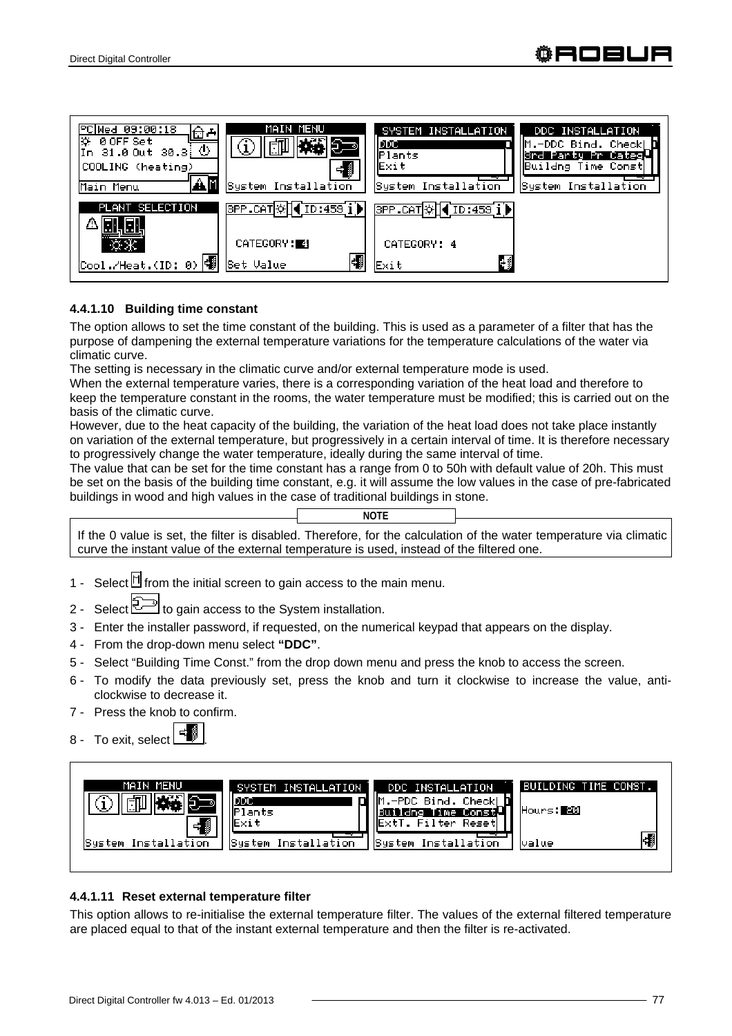#### 4.4.1.10 Building time constant

The option allows to set the time constant of the building. This is used as a parameter of a filter that has the purpose of dampening the external temperature variations for the temperature calculations of the water via climatic curve.

The setting is necessary in the climatic curve and/or external temperature mode is used.

When the external temperature varies, there is a corresponding variation of the heat load and therefore to keep the temperature constant in the rooms, the water temperature must be modified; this is carried out on the basis of the climatic curve.

However, due to the heat capacity of the building, the variation of the heat load does not take place instantly on variation of the external temperature, but progressively in a certain interval of time. It is therefore necessary to progressively change the water temperature, ideally during the same interval of time.

The value that can be set for the time constant has a range from 0 to 50h with default value of 20h. This must be set on the basis of the building time constant, e.g. it will assume the low values in the case of pre-fabricated buildings in wood and high values in the case of traditional buildings in stone.

**NOTE**

If the 0 value is set, the filter is disabled. Therefore, for the calculation of the water temperature via climatic curve the instant value of the external temperature is used, instead of the filtered one.

1 - Select [M] from the initial screen to gain access to the main menu.
2 - Select [System installation icon] to gain access to the System installation.
3 - Enter the installer password, if requested, on the numerical keypad that appears on the display.
4 - From the drop-down menu select **"DDC"**.
5 - Select "Building Time Const." from the drop down menu and press the knob to access the screen.
6 - To modify the data previously set, press the knob and turn it clockwise to increase the value, anti-clockwise to decrease it.
7 - Press the knob to confirm.
8 - To exit, select [Exit icon].

#### 4.4.1.11 Reset external temperature filter

This option allows to re-initialise the external temperature filter. The values of the external filtered temperature are placed equal to that of the instant external temperature and then the filter is re-activated.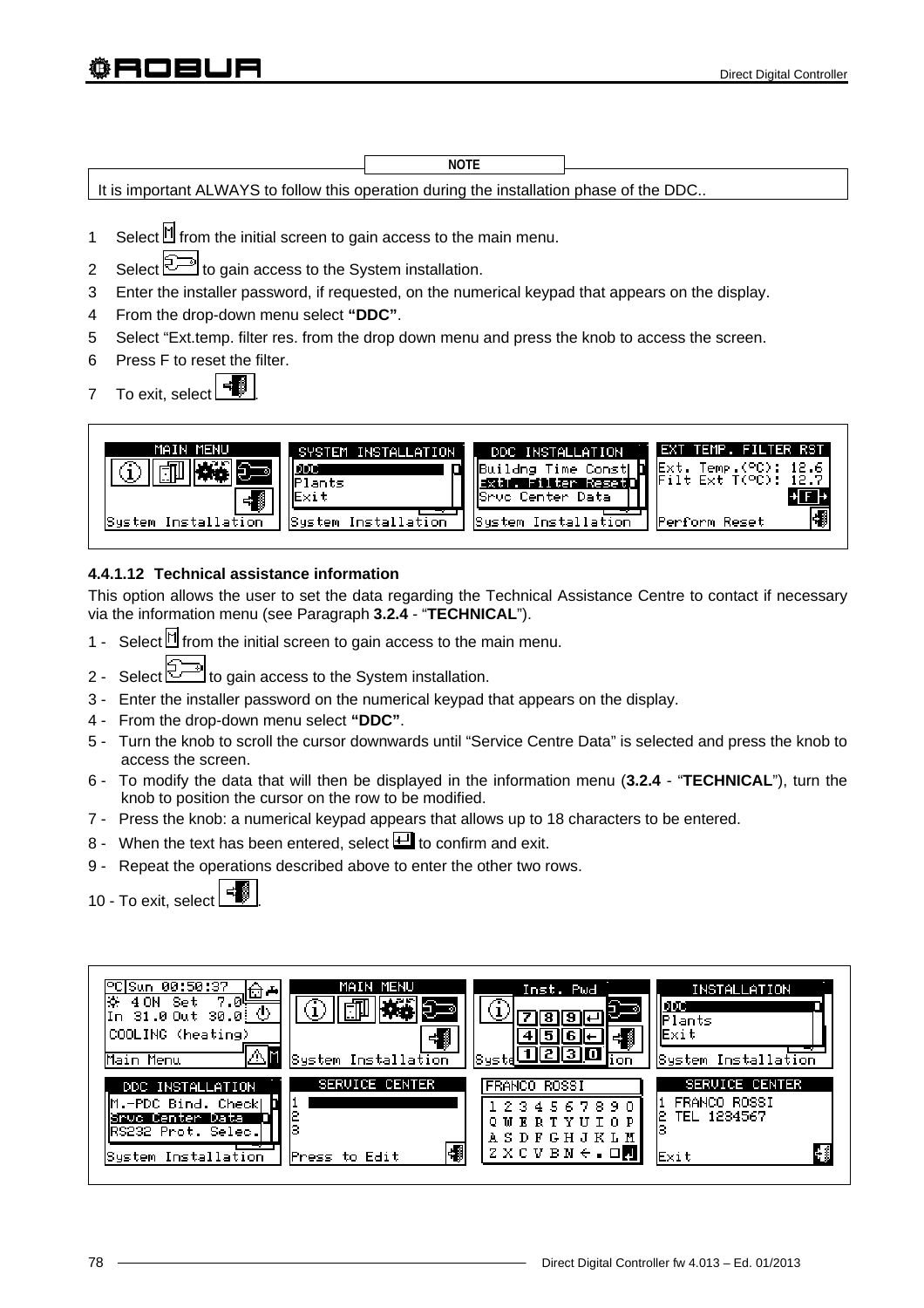**NOTE**

It is important ALWAYS to follow this operation during the installation phase of the DDC..

1 Select [M] from the initial screen to gain access to the main menu.
2 Select [wrench] to gain access to the System installation.
3 Enter the installer password, if requested, on the numerical keypad that appears on the display.
4 From the drop-down menu select **"DDC"**.
5 Select "Ext.temp. filter res. from the drop down menu and press the knob to access the screen.
6 Press F to reset the filter.
7 To exit, select [exit].

#### 4.4.1.12 Technical assistance information

This option allows the user to set the data regarding the Technical Assistance Centre to contact if necessary via the information menu (see Paragraph **3.2.4** - "**TECHNICAL**").

1 - Select [M] from the initial screen to gain access to the main menu.
2 - Select [wrench] to gain access to the System installation.
3 - Enter the installer password on the numerical keypad that appears on the display.
4 - From the drop-down menu select **"DDC"**.
5 - Turn the knob to scroll the cursor downwards until "Service Centre Data" is selected and press the knob to access the screen.
6 - To modify the data that will then be displayed in the information menu (**3.2.4** - "**TECHNICAL**"), turn the knob to position the cursor on the row to be modified.
7 - Press the knob: a numerical keypad appears that allows up to 18 characters to be entered.
8 - When the text has been entered, select [enter] to confirm and exit.
9 - Repeat the operations described above to enter the other two rows.
10 - To exit, select [exit].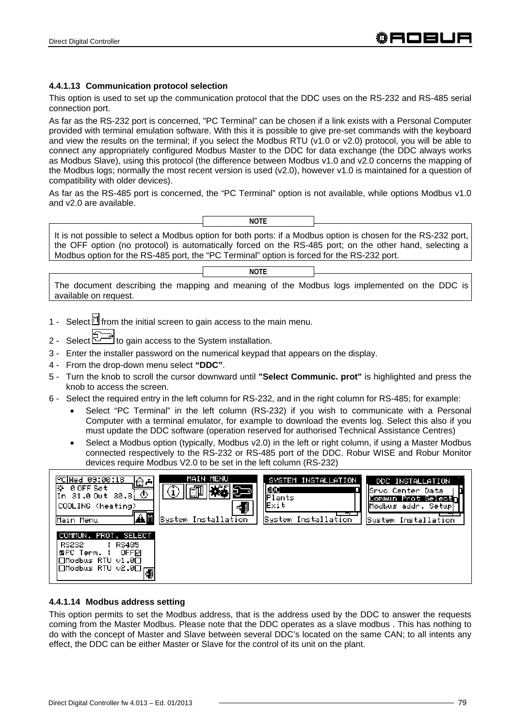#### 4.4.1.13 Communication protocol selection

This option is used to set up the communication protocol that the DDC uses on the RS-232 and RS-485 serial connection port.

As far as the RS-232 port is concerned, "PC Terminal" can be chosen if a link exists with a Personal Computer provided with terminal emulation software. With this it is possible to give pre-set commands with the keyboard and view the results on the terminal; if you select the Modbus RTU (v1.0 or v2.0) protocol, you will be able to connect any appropriately configured Modbus Master to the DDC for data exchange (the DDC always works as Modbus Slave), using this protocol (the difference between Modbus v1.0 and v2.0 concerns the mapping of the Modbus logs; normally the most recent version is used (v2.0), however v1.0 is maintained for a question of compatibility with older devices).

As far as the RS-485 port is concerned, the "PC Terminal" option is not available, while options Modbus v1.0 and v2.0 are available.

**NOTE**

It is not possible to select a Modbus option for both ports: if a Modbus option is chosen for the RS-232 port, the OFF option (no protocol) is automatically forced on the RS-485 port; on the other hand, selecting a Modbus option for the RS-485 port, the "PC Terminal" option is forced for the RS-232 port.

**NOTE**

The document describing the mapping and meaning of the Modbus logs implemented on the DDC is available on request.

1 - Select [M] from the initial screen to gain access to the main menu.
2 - Select [System installation icon] to gain access to the System installation.
3 - Enter the installer password on the numerical keypad that appears on the display.
4 - From the drop-down menu select **"DDC"**.
5 - Turn the knob to scroll the cursor downward until **"Select Communic. prot"** is highlighted and press the knob to access the screen.
6 - Select the required entry in the left column for RS-232, and in the right column for RS-485; for example:
    - Select "PC Terminal" in the left column (RS-232) if you wish to communicate with a Personal Computer with a terminal emulator, for example to download the events log. Select this also if you must update the DDC software (operation reserved for authorised Technical Assistance Centres)
    - Select a Modbus option (typically, Modbus v2.0) in the left or right column, if using a Master Modbus connected respectively to the RS-232 or RS-485 port of the DDC. Robur WISE and Robur Monitor devices require Modbus V2.0 to be set in the left column (RS-232)

#### 4.4.1.14 Modbus address setting

This option permits to set the Modbus address, that is the address used by the DDC to answer the requests coming from the Master Modbus. Please note that the DDC operates as a slave modbus . This has nothing to do with the concept of Master and Slave between several DDC's located on the same CAN; to all intents any effect, the DDC can be either Master or Slave for the control of its unit on the plant.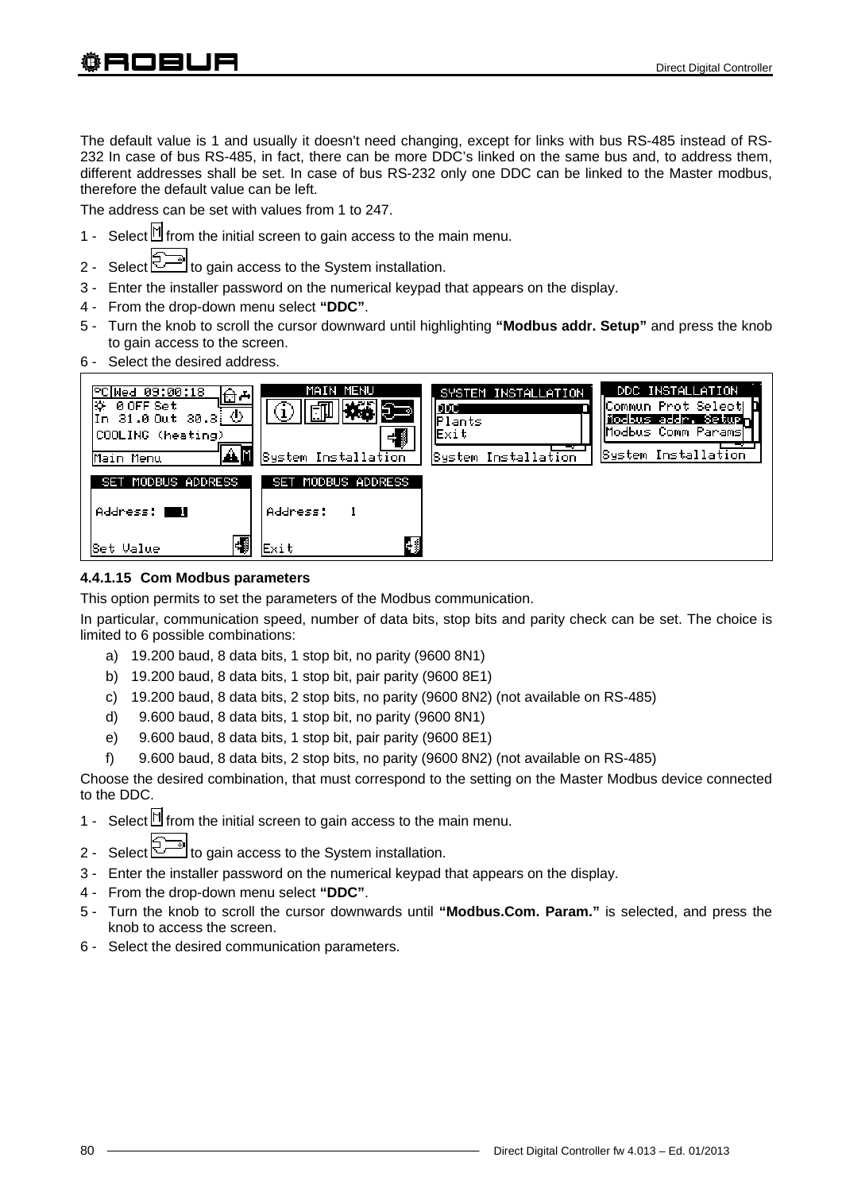The default value is 1 and usually it doesn't need changing, except for links with bus RS-485 instead of RS-232 In case of bus RS-485, in fact, there can be more DDC's linked on the same bus and, to address them, different addresses shall be set. In case of bus RS-232 only one DDC can be linked to the Master modbus, therefore the default value can be left.

The address can be set with values from 1 to 247.

1 - Select from the initial screen to gain access to the main menu.
2 - Select to gain access to the System installation.
3 - Enter the installer password on the numerical keypad that appears on the display.
4 - From the drop-down menu select **"DDC"**.
5 - Turn the knob to scroll the cursor downward until highlighting **"Modbus addr. Setup"** and press the knob to gain access to the screen.
6 - Select the desired address.

#### 4.4.1.15 Com Modbus parameters

This option permits to set the parameters of the Modbus communication.

In particular, communication speed, number of data bits, stop bits and parity check can be set. The choice is limited to 6 possible combinations:

a) 19.200 baud, 8 data bits, 1 stop bit, no parity (9600 8N1)
b) 19.200 baud, 8 data bits, 1 stop bit, pair parity (9600 8E1)
c) 19.200 baud, 8 data bits, 2 stop bits, no parity (9600 8N2) (not available on RS-485)
d) 9.600 baud, 8 data bits, 1 stop bit, no parity (9600 8N1)
e) 9.600 baud, 8 data bits, 1 stop bit, pair parity (9600 8E1)
f) 9.600 baud, 8 data bits, 2 stop bits, no parity (9600 8N2) (not available on RS-485)

Choose the desired combination, that must correspond to the setting on the Master Modbus device connected to the DDC.

1 - Select from the initial screen to gain access to the main menu.
2 - Select to gain access to the System installation.
3 - Enter the installer password on the numerical keypad that appears on the display.
4 - From the drop-down menu select **"DDC"**.
5 - Turn the knob to scroll the cursor downwards until **"Modbus.Com. Param."** is selected, and press the knob to access the screen.
6 - Select the desired communication parameters.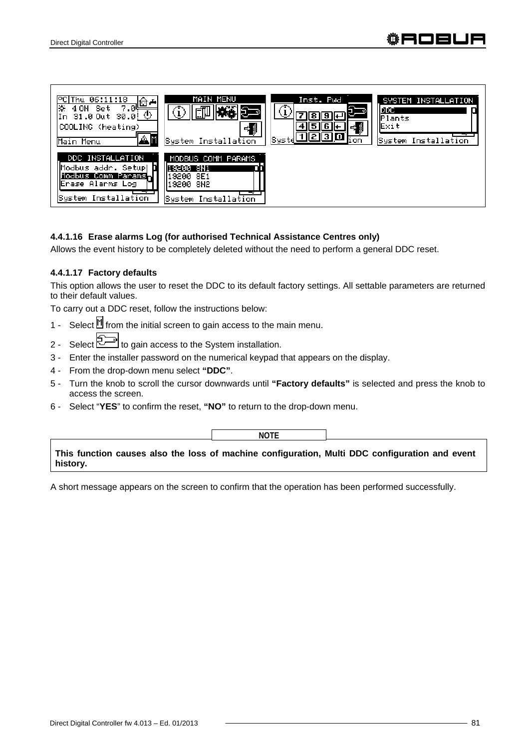#### 4.4.1.16 Erase alarms Log (for authorised Technical Assistance Centres only)

Allows the event history to be completely deleted without the need to perform a general DDC reset.

#### 4.4.1.17 Factory defaults

This option allows the user to reset the DDC to its default factory settings. All settable parameters are returned to their default values.

To carry out a DDC reset, follow the instructions below:

1 - Select M from the initial screen to gain access to the main menu.

2 - Select the System installation icon to gain access to the System installation.

3 - Enter the installer password on the numerical keypad that appears on the display.

4 - From the drop-down menu select **"DDC"**.

5 - Turn the knob to scroll the cursor downwards until **"Factory defaults"** is selected and press the knob to access the screen.

6 - Select "**YES**" to confirm the reset, **"NO"** to return to the drop-down menu.

**NOTE**

**This function causes also the loss of machine configuration, Multi DDC configuration and event history.**

A short message appears on the screen to confirm that the operation has been performed successfully.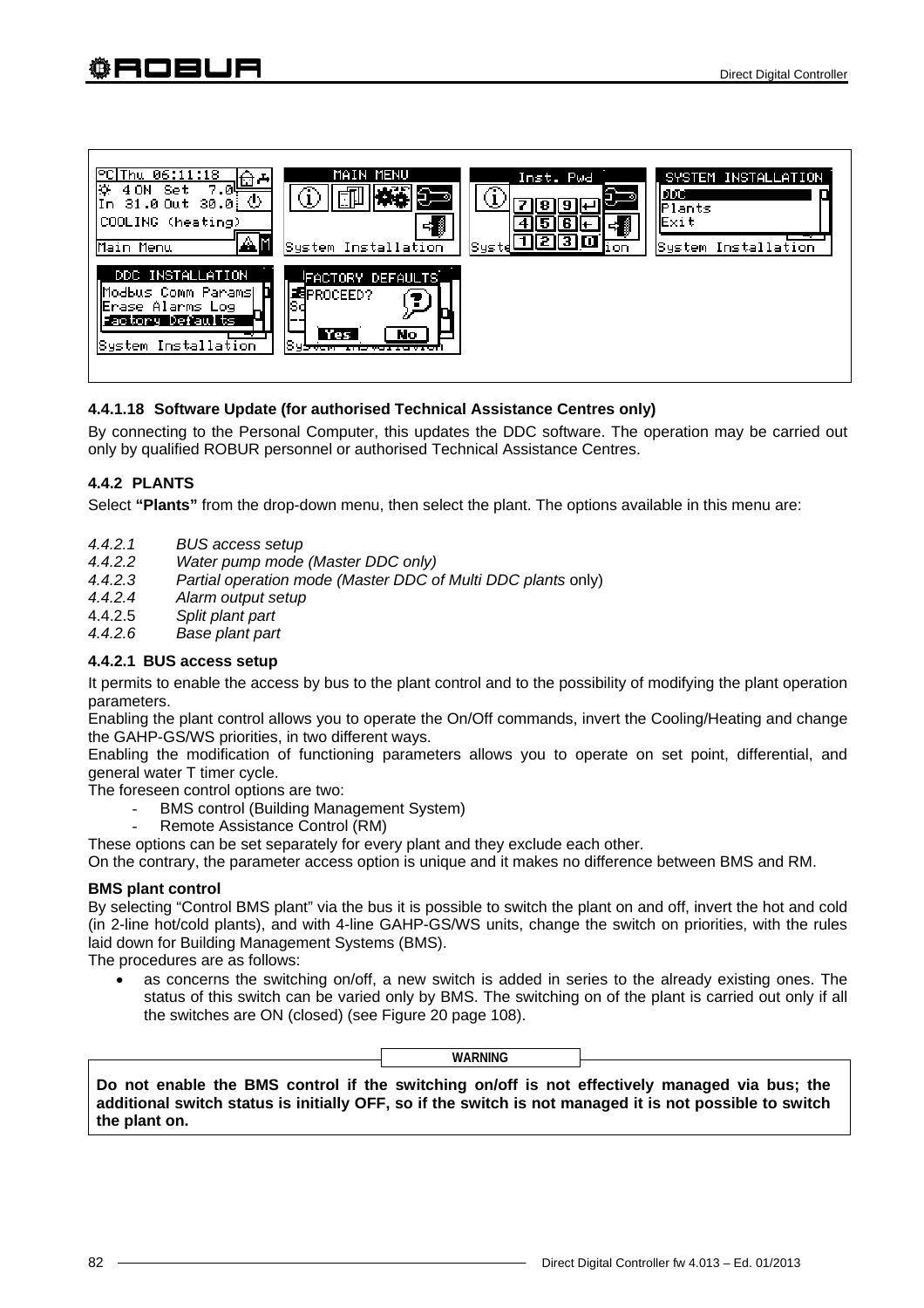#### 4.4.1.18 Software Update (for authorised Technical Assistance Centres only)

By connecting to the Personal Computer, this updates the DDC software. The operation may be carried out only by qualified ROBUR personnel or authorised Technical Assistance Centres.

### 4.4.2 PLANTS

Select **"Plants"** from the drop-down menu, then select the plant. The options available in this menu are:

- *4.4.2.1 BUS access setup*
- *4.4.2.2 Water pump mode (Master DDC only)*
- *4.4.2.3 Partial operation mode (Master DDC of Multi DDC plants* only)
- *4.4.2.4 Alarm output setup*
- 4.4.2.5 *Split plant part*
- *4.4.2.6 Base plant part*

#### 4.4.2.1 BUS access setup

It permits to enable the access by bus to the plant control and to the possibility of modifying the plant operation parameters.

Enabling the plant control allows you to operate the On/Off commands, invert the Cooling/Heating and change the GAHP-GS/WS priorities, in two different ways.

Enabling the modification of functioning parameters allows you to operate on set point, differential, and general water T timer cycle.

The foreseen control options are two:

- BMS control (Building Management System)
- Remote Assistance Control (RM)

These options can be set separately for every plant and they exclude each other.

On the contrary, the parameter access option is unique and it makes no difference between BMS and RM.

**BMS plant control**

By selecting "Control BMS plant" via the bus it is possible to switch the plant on and off, invert the hot and cold (in 2-line hot/cold plants), and with 4-line GAHP-GS/WS units, change the switch on priorities, with the rules laid down for Building Management Systems (BMS).

The procedures are as follows:

- as concerns the switching on/off, a new switch is added in series to the already existing ones. The status of this switch can be varied only by BMS. The switching on of the plant is carried out only if all the switches are ON (closed) (see Figure 20 page 108).

**WARNING**

**Do not enable the BMS control if the switching on/off is not effectively managed via bus; the additional switch status is initially OFF, so if the switch is not managed it is not possible to switch the plant on.**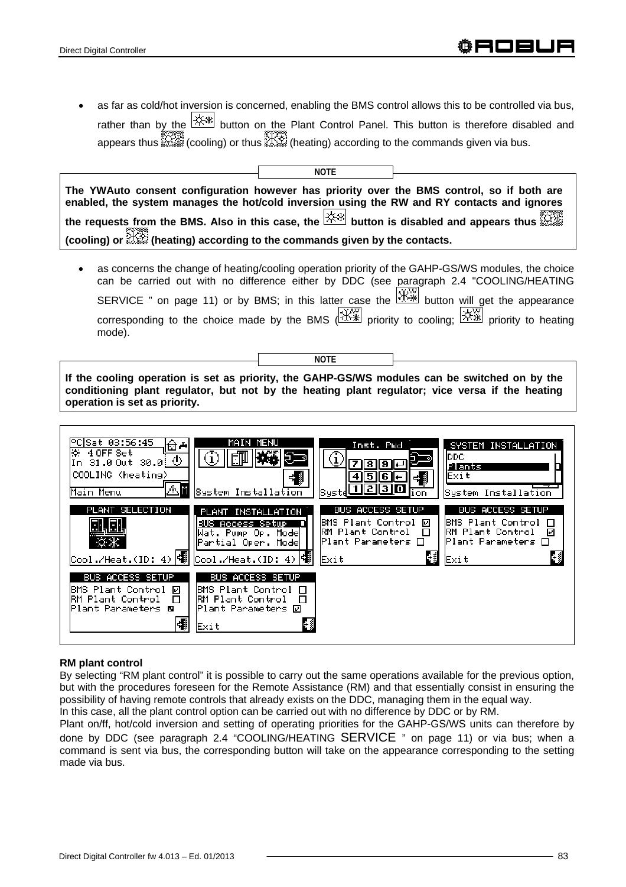- as far as cold/hot inversion is concerned, enabling the BMS control allows this to be controlled via bus, rather than by the button on the Plant Control Panel. This button is therefore disabled and appears thus (cooling) or thus (heating) according to the commands given via bus.

**NOTE**

**The YWAuto consent configuration however has priority over the BMS control, so if both are enabled, the system manages the hot/cold inversion using the RW and RY contacts and ignores the requests from the BMS. Also in this case, the button is disabled and appears thus (cooling) or (heating) according to the commands given by the contacts.**

- as concerns the change of heating/cooling operation priority of the GAHP-GS/WS modules, the choice can be carried out with no difference either by DDC (see paragraph 2.4 "COOLING/HEATING SERVICE " on page 11) or by BMS; in this latter case the button will get the appearance corresponding to the choice made by the BMS ( priority to cooling; priority to heating mode).

**NOTE**

**If the cooling operation is set as priority, the GAHP-GS/WS modules can be switched on by the conditioning plant regulator, but not by the heating plant regulator; vice versa if the heating operation is set as priority.**

**RM plant control**

By selecting "RM plant control" it is possible to carry out the same operations available for the previous option, but with the procedures foreseen for the Remote Assistance (RM) and that essentially consist in ensuring the possibility of having remote controls that already exists on the DDC, managing them in the equal way.
In this case, all the plant control option can be carried out with no difference by DDC or by RM.
Plant on/ff, hot/cold inversion and setting of operating priorities for the GAHP-GS/WS units can therefore by done by DDC (see paragraph 2.4 "COOLING/HEATING SERVICE " on page 11) or via bus; when a command is sent via bus, the corresponding button will take on the appearance corresponding to the setting made via bus.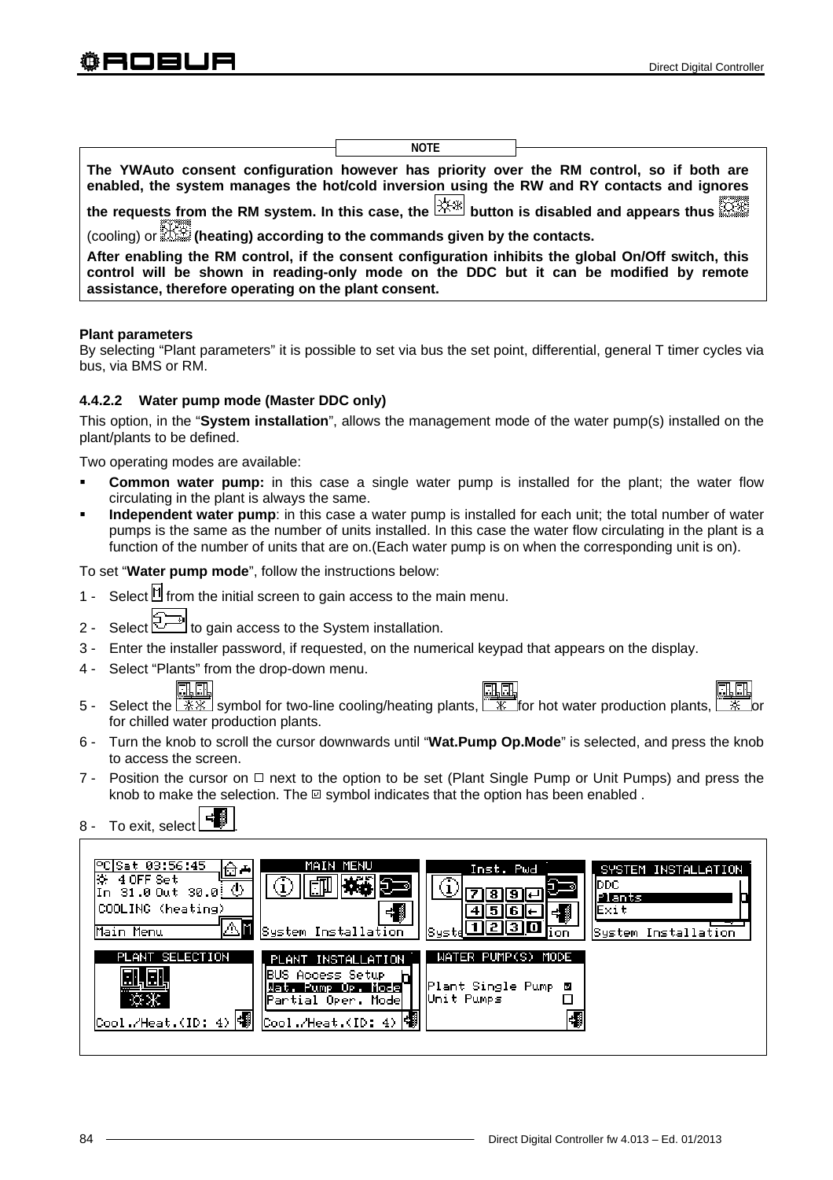**NOTE**

**The YWAuto consent configuration however has priority over the RM control, so if both are enabled, the system manages the hot/cold inversion using the RW and RY contacts and ignores the requests from the RM system. In this case, the button is disabled and appears thus** (cooling) or **(heating) according to the commands given by the contacts.**

**After enabling the RM control, if the consent configuration inhibits the global On/Off switch, this control will be shown in reading-only mode on the DDC but it can be modified by remote assistance, therefore operating on the plant consent.**

**Plant parameters**

By selecting "Plant parameters" it is possible to set via bus the set point, differential, general T timer cycles via bus, via BMS or RM.

#### 4.4.2.2 Water pump mode (Master DDC only)

This option, in the "**System installation**", allows the management mode of the water pump(s) installed on the plant/plants to be defined.

Two operating modes are available:

- **Common water pump:** in this case a single water pump is installed for the plant; the water flow circulating in the plant is always the same.
- **Independent water pump**: in this case a water pump is installed for each unit; the total number of water pumps is the same as the number of units installed. In this case the water flow circulating in the plant is a function of the number of units that are on.(Each water pump is on when the corresponding unit is on).

To set "**Water pump mode**", follow the instructions below:

1 - Select from the initial screen to gain access to the main menu.
2 - Select to gain access to the System installation.
3 - Enter the installer password, if requested, on the numerical keypad that appears on the display.
4 - Select "Plants" from the drop-down menu.
5 - Select the symbol for two-line cooling/heating plants, for hot water production plants, or for chilled water production plants.
6 - Turn the knob to scroll the cursor downwards until "**Wat.Pump Op.Mode**" is selected, and press the knob to access the screen.
7 - Position the cursor on ☐ next to the option to be set (Plant Single Pump or Unit Pumps) and press the knob to make the selection. The ☑ symbol indicates that the option has been enabled .
8 - To exit, select .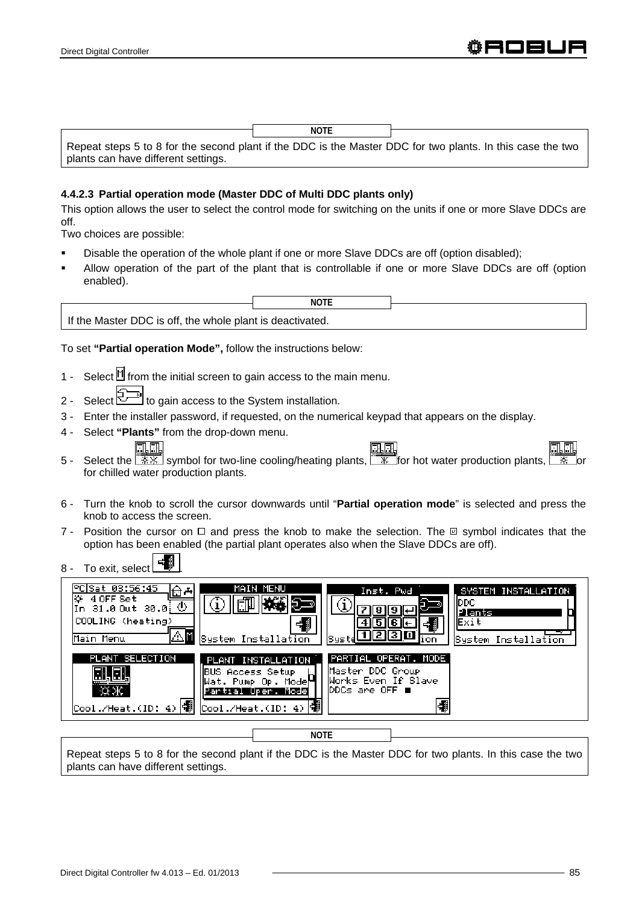**NOTE**

Repeat steps 5 to 8 for the second plant if the DDC is the Master DDC for two plants. In this case the two plants can have different settings.

#### 4.4.2.3 Partial operation mode (Master DDC of Multi DDC plants only)

This option allows the user to select the control mode for switching on the units if one or more Slave DDCs are off.
Two choices are possible:

- Disable the operation of the whole plant if one or more Slave DDCs are off (option disabled);
- Allow operation of the part of the plant that is controllable if one or more Slave DDCs are off (option enabled).

**NOTE**

If the Master DDC is off, the whole plant is deactivated.

To set **"Partial operation Mode",** follow the instructions below:

1 - Select [M] from the initial screen to gain access to the main menu.
2 - Select [ ] to gain access to the System installation.
3 - Enter the installer password, if requested, on the numerical keypad that appears on the display.
4 - Select **"Plants"** from the drop-down menu.
5 - Select the [ ] symbol for two-line cooling/heating plants, [ ] for hot water production plants, [ ] or for chilled water production plants.
6 - Turn the knob to scroll the cursor downwards until "**Partial operation mode**" is selected and press the knob to access the screen.
7 - Position the cursor on ☐ and press the knob to make the selection. The ☑ symbol indicates that the option has been enabled (the partial plant operates also when the Slave DDCs are off).
8 - To exit, select [ ].

**NOTE**

Repeat steps 5 to 8 for the second plant if the DDC is the Master DDC for two plants. In this case the two plants can have different settings.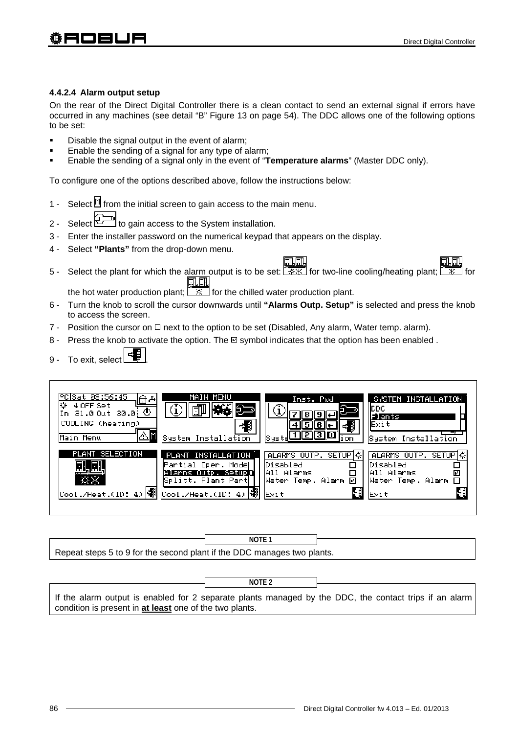#### 4.4.2.4 Alarm output setup

On the rear of the Direct Digital Controller there is a clean contact to send an external signal if errors have occurred in any machines (see detail "B" Figure 13 on page 54). The DDC allows one of the following options to be set:

- Disable the signal output in the event of alarm;
- Enable the sending of a signal for any type of alarm;
- Enable the sending of a signal only in the event of "**Temperature alarms**" (Master DDC only).

To configure one of the options described above, follow the instructions below:

1 - Select M from the initial screen to gain access to the main menu.

2 - Select the wrench icon to gain access to the System installation.

3 - Enter the installer password on the numerical keypad that appears on the display.

4 - Select **"Plants"** from the drop-down menu.

5 - Select the plant for which the alarm output is to be set: the ☼※ icon for two-line cooling/heating plant; the ☼ icon for the hot water production plant; the ※ icon for the chilled water production plant.

6 - Turn the knob to scroll the cursor downwards until **"Alarms Outp. Setup"** is selected and press the knob to access the screen.

7 - Position the cursor on ☐ next to the option to be set (Disabled, Any alarm, Water temp. alarm).

8 - Press the knob to activate the option. The ☑ symbol indicates that the option has been enabled .

9 - To exit, select the exit icon.

| NOTE 1 |
|---|
| Repeat steps 5 to 9 for the second plant if the DDC manages two plants. |

| NOTE 2 |
|---|
| If the alarm output is enabled for 2 separate plants managed by the DDC, the contact trips if an alarm condition is present in **at least** one of the two plants. |